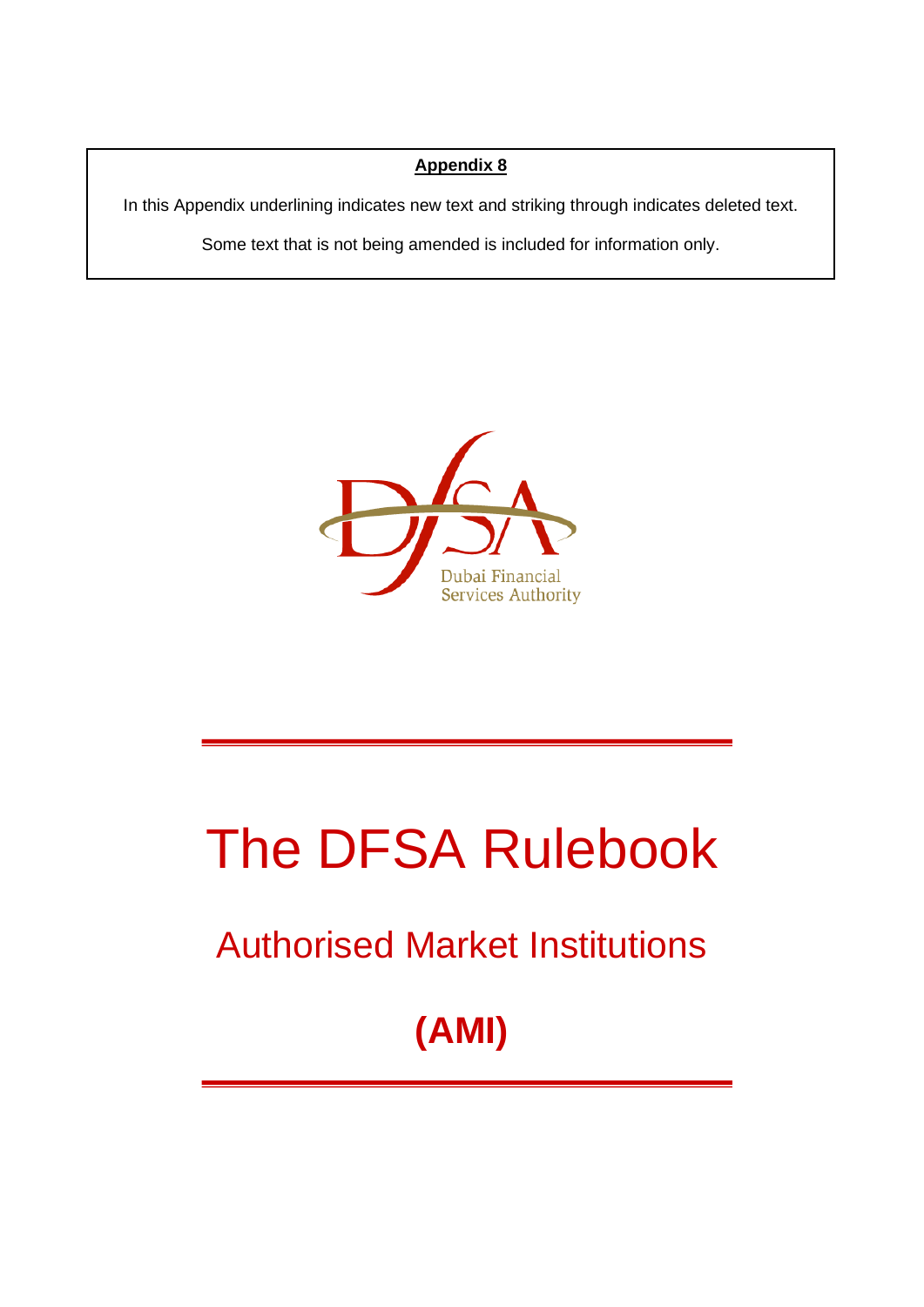**Appendix 8**

In this Appendix underlining indicates new text and striking through indicates deleted text.

Some text that is not being amended is included for information only.

Dubai Financial Services Authority

# The DFSA Rulebook

## Authorised Market Institutions

## (AMI)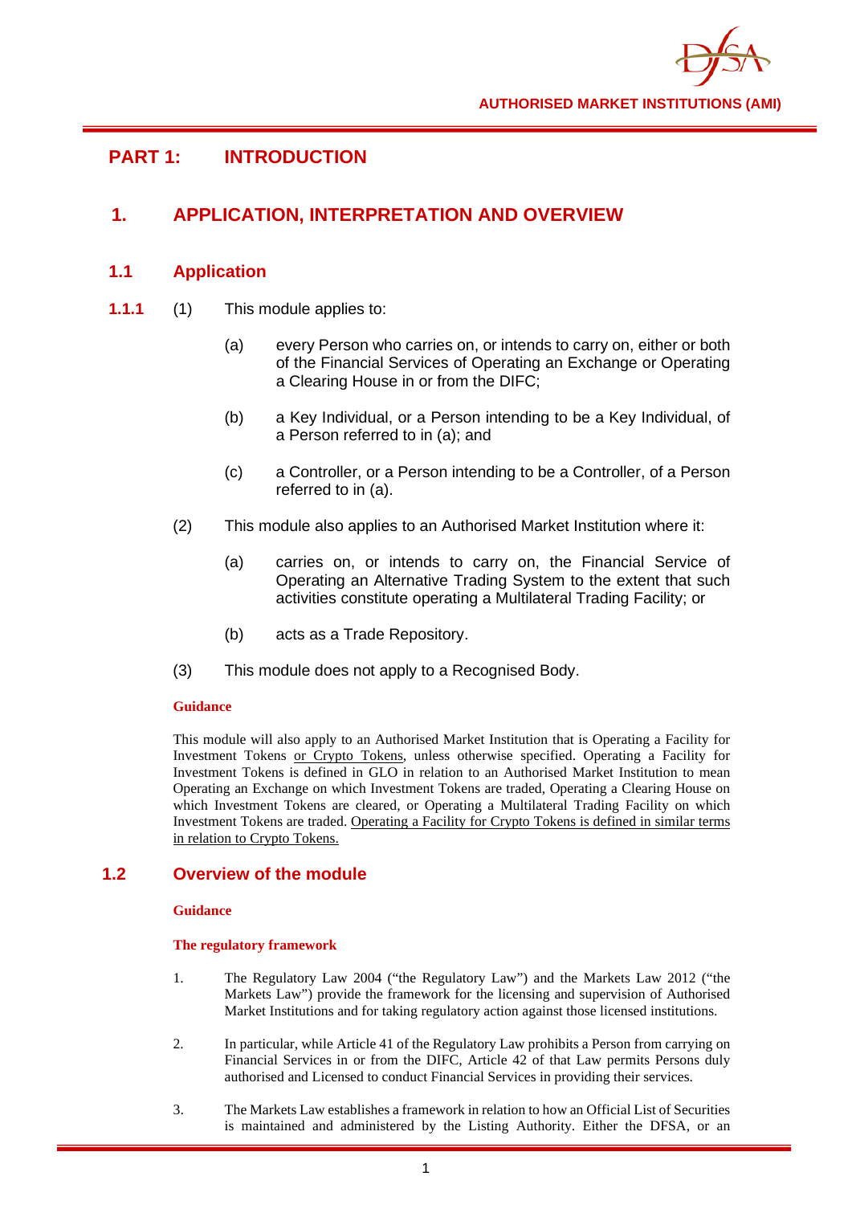# PART 1: INTRODUCTION

## 1. APPLICATION, INTERPRETATION AND OVERVIEW

### 1.1 Application

**1.1.1** (1) This module applies to:

(a) every Person who carries on, or intends to carry on, either or both of the Financial Services of Operating an Exchange or Operating a Clearing House in or from the DIFC;

(b) a Key Individual, or a Person intending to be a Key Individual, of a Person referred to in (a); and

(c) a Controller, or a Person intending to be a Controller, of a Person referred to in (a).

(2) This module also applies to an Authorised Market Institution where it:

(a) carries on, or intends to carry on, the Financial Service of Operating an Alternative Trading System to the extent that such activities constitute operating a Multilateral Trading Facility; or

(b) acts as a Trade Repository.

(3) This module does not apply to a Recognised Body.

**Guidance**

This module will also apply to an Authorised Market Institution that is Operating a Facility for Investment Tokens <u>or Crypto Tokens</u>, unless otherwise specified. Operating a Facility for Investment Tokens is defined in GLO in relation to an Authorised Market Institution to mean Operating an Exchange on which Investment Tokens are traded, Operating a Clearing House on which Investment Tokens are cleared, or Operating a Multilateral Trading Facility on which Investment Tokens are traded. <u>Operating a Facility for Crypto Tokens is defined in similar terms in relation to Crypto Tokens.</u>

### 1.2 Overview of the module

**Guidance**

**The regulatory framework**

1. The Regulatory Law 2004 ("the Regulatory Law") and the Markets Law 2012 ("the Markets Law") provide the framework for the licensing and supervision of Authorised Market Institutions and for taking regulatory action against those licensed institutions.

2. In particular, while Article 41 of the Regulatory Law prohibits a Person from carrying on Financial Services in or from the DIFC, Article 42 of that Law permits Persons duly authorised and Licensed to conduct Financial Services in providing their services.

3. The Markets Law establishes a framework in relation to how an Official List of Securities is maintained and administered by the Listing Authority. Either the DFSA, or an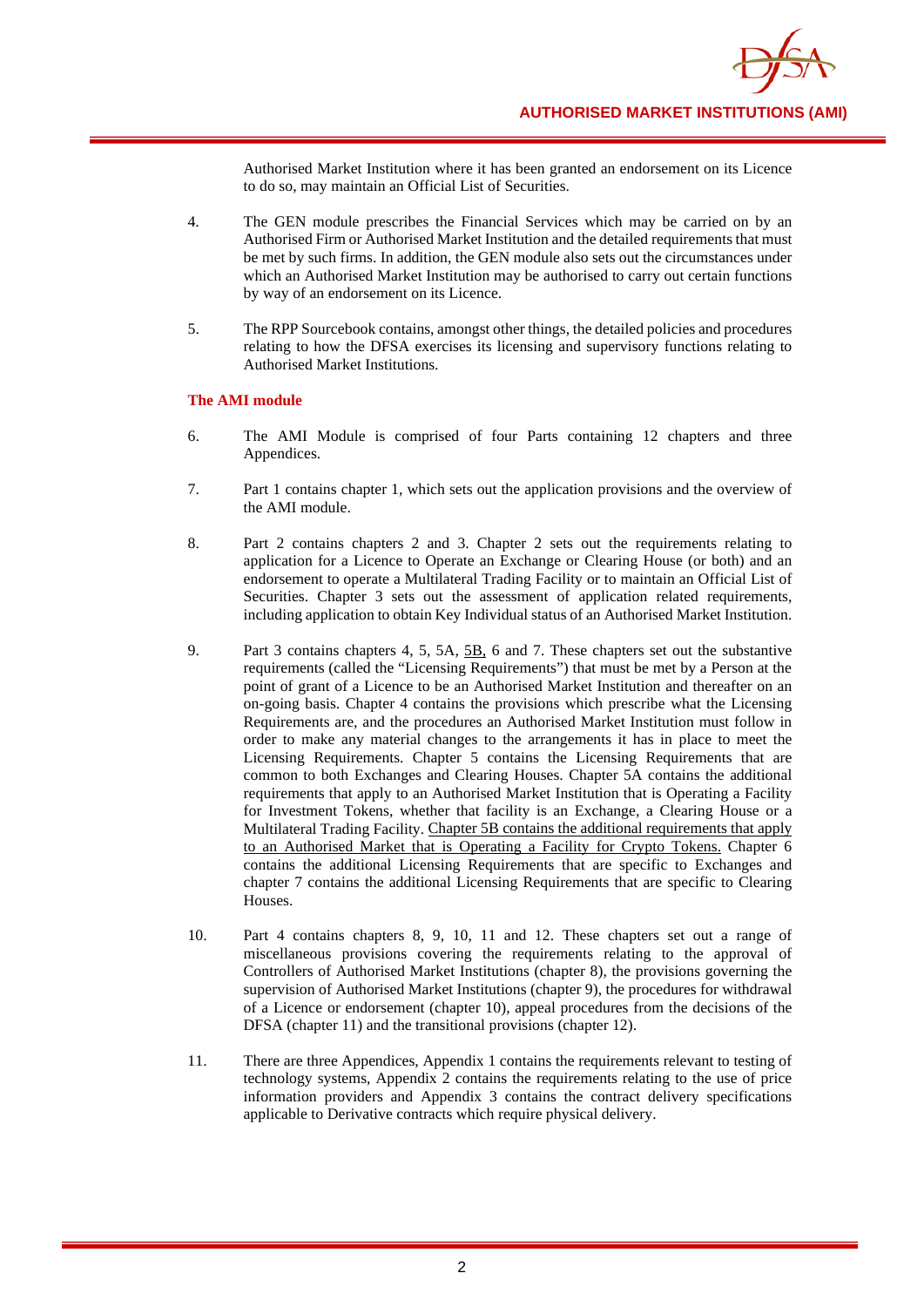Authorised Market Institution where it has been granted an endorsement on its Licence to do so, may maintain an Official List of Securities.

4. The GEN module prescribes the Financial Services which may be carried on by an Authorised Firm or Authorised Market Institution and the detailed requirements that must be met by such firms. In addition, the GEN module also sets out the circumstances under which an Authorised Market Institution may be authorised to carry out certain functions by way of an endorsement on its Licence.

5. The RPP Sourcebook contains, amongst other things, the detailed policies and procedures relating to how the DFSA exercises its licensing and supervisory functions relating to Authorised Market Institutions.

**The AMI module**

6. The AMI Module is comprised of four Parts containing 12 chapters and three Appendices.

7. Part 1 contains chapter 1, which sets out the application provisions and the overview of the AMI module.

8. Part 2 contains chapters 2 and 3. Chapter 2 sets out the requirements relating to application for a Licence to Operate an Exchange or Clearing House (or both) and an endorsement to operate a Multilateral Trading Facility or to maintain an Official List of Securities. Chapter 3 sets out the assessment of application related requirements, including application to obtain Key Individual status of an Authorised Market Institution.

9. Part 3 contains chapters 4, 5, 5A, <u>5B,</u> 6 and 7. These chapters set out the substantive requirements (called the "Licensing Requirements") that must be met by a Person at the point of grant of a Licence to be an Authorised Market Institution and thereafter on an on-going basis. Chapter 4 contains the provisions which prescribe what the Licensing Requirements are, and the procedures an Authorised Market Institution must follow in order to make any material changes to the arrangements it has in place to meet the Licensing Requirements. Chapter 5 contains the Licensing Requirements that are common to both Exchanges and Clearing Houses. Chapter 5A contains the additional requirements that apply to an Authorised Market Institution that is Operating a Facility for Investment Tokens, whether that facility is an Exchange, a Clearing House or a Multilateral Trading Facility. <u>Chapter 5B contains the additional requirements that apply to an Authorised Market that is Operating a Facility for Crypto Tokens.</u> Chapter 6 contains the additional Licensing Requirements that are specific to Exchanges and chapter 7 contains the additional Licensing Requirements that are specific to Clearing Houses.

10. Part 4 contains chapters 8, 9, 10, 11 and 12. These chapters set out a range of miscellaneous provisions covering the requirements relating to the approval of Controllers of Authorised Market Institutions (chapter 8), the provisions governing the supervision of Authorised Market Institutions (chapter 9), the procedures for withdrawal of a Licence or endorsement (chapter 10), appeal procedures from the decisions of the DFSA (chapter 11) and the transitional provisions (chapter 12).

11. There are three Appendices, Appendix 1 contains the requirements relevant to testing of technology systems, Appendix 2 contains the requirements relating to the use of price information providers and Appendix 3 contains the contract delivery specifications applicable to Derivative contracts which require physical delivery.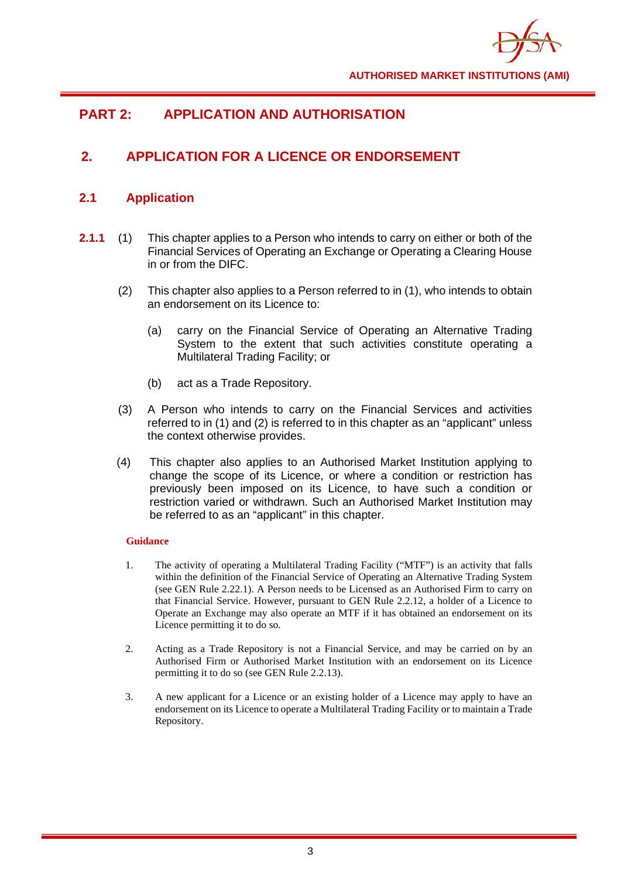# PART 2: APPLICATION AND AUTHORISATION

## 2. APPLICATION FOR A LICENCE OR ENDORSEMENT

### 2.1 Application

**2.1.1** (1) This chapter applies to a Person who intends to carry on either or both of the Financial Services of Operating an Exchange or Operating a Clearing House in or from the DIFC.

(2) This chapter also applies to a Person referred to in (1), who intends to obtain an endorsement on its Licence to:

(a) carry on the Financial Service of Operating an Alternative Trading System to the extent that such activities constitute operating a Multilateral Trading Facility; or

(b) act as a Trade Repository.

(3) A Person who intends to carry on the Financial Services and activities referred to in (1) and (2) is referred to in this chapter as an "applicant" unless the context otherwise provides.

(4) This chapter also applies to an Authorised Market Institution applying to change the scope of its Licence, or where a condition or restriction has previously been imposed on its Licence, to have such a condition or restriction varied or withdrawn. Such an Authorised Market Institution may be referred to as an "applicant" in this chapter.

**Guidance**

1. The activity of operating a Multilateral Trading Facility ("MTF") is an activity that falls within the definition of the Financial Service of Operating an Alternative Trading System (see GEN Rule 2.22.1). A Person needs to be Licensed as an Authorised Firm to carry on that Financial Service. However, pursuant to GEN Rule 2.2.12, a holder of a Licence to Operate an Exchange may also operate an MTF if it has obtained an endorsement on its Licence permitting it to do so.

2. Acting as a Trade Repository is not a Financial Service, and may be carried on by an Authorised Firm or Authorised Market Institution with an endorsement on its Licence permitting it to do so (see GEN Rule 2.2.13).

3. A new applicant for a Licence or an existing holder of a Licence may apply to have an endorsement on its Licence to operate a Multilateral Trading Facility or to maintain a Trade Repository.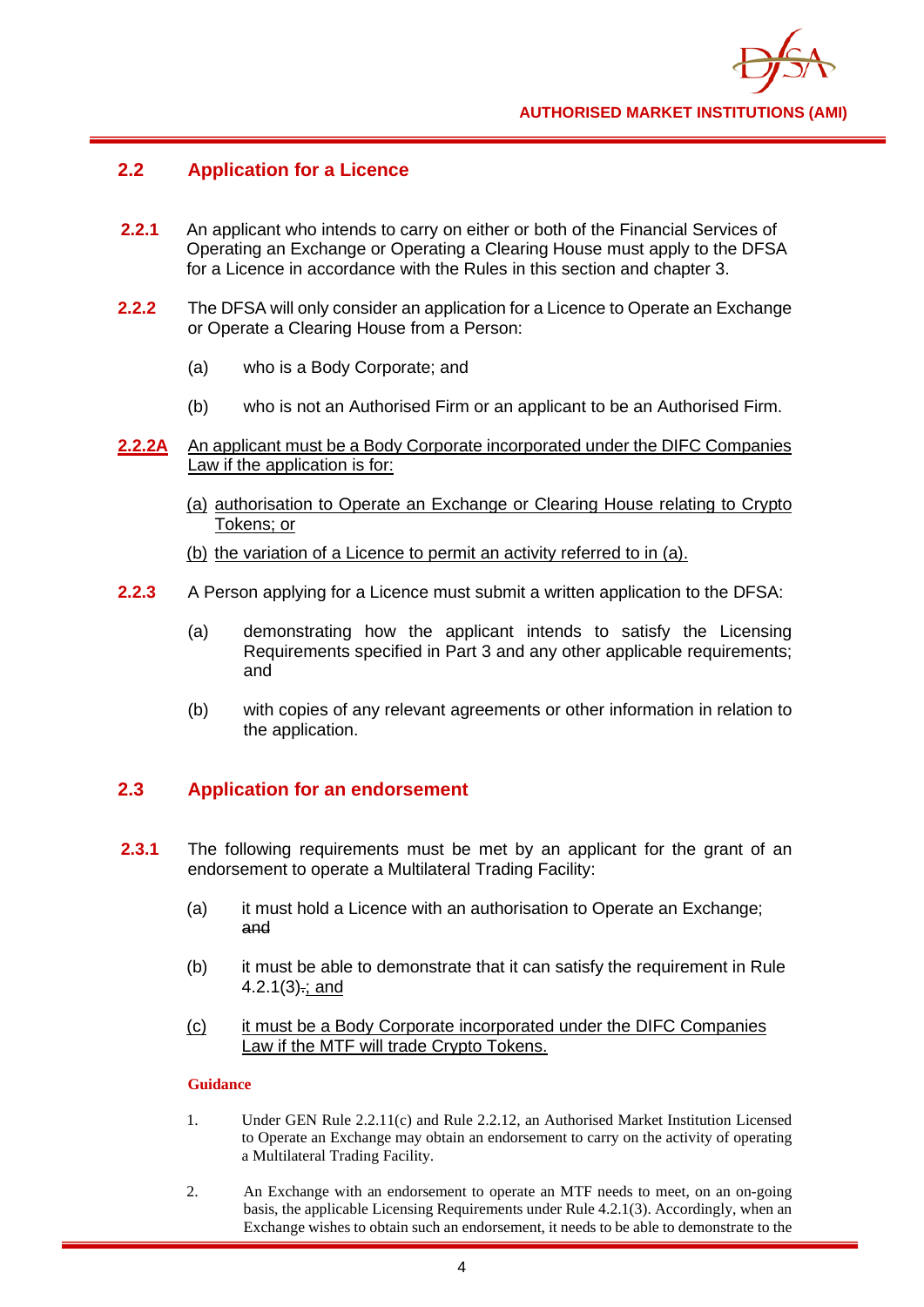## 2.2 Application for a Licence

**2.2.1** An applicant who intends to carry on either or both of the Financial Services of Operating an Exchange or Operating a Clearing House must apply to the DFSA for a Licence in accordance with the Rules in this section and chapter 3.

**2.2.2** The DFSA will only consider an application for a Licence to Operate an Exchange or Operate a Clearing House from a Person:

(a) who is a Body Corporate; and

(b) who is not an Authorised Firm or an applicant to be an Authorised Firm.

**2.2.2A** An applicant must be a Body Corporate incorporated under the DIFC Companies Law if the application is for:

(a) authorisation to Operate an Exchange or Clearing House relating to Crypto Tokens; or

(b) the variation of a Licence to permit an activity referred to in (a).

**2.2.3** A Person applying for a Licence must submit a written application to the DFSA:

(a) demonstrating how the applicant intends to satisfy the Licensing Requirements specified in Part 3 and any other applicable requirements; and

(b) with copies of any relevant agreements or other information in relation to the application.

## 2.3 Application for an endorsement

**2.3.1** The following requirements must be met by an applicant for the grant of an endorsement to operate a Multilateral Trading Facility:

(a) it must hold a Licence with an authorisation to Operate an Exchange; ~~and~~

(b) it must be able to demonstrate that it can satisfy the requirement in Rule 4.2.1(3)~~.~~; and

(c) it must be a Body Corporate incorporated under the DIFC Companies Law if the MTF will trade Crypto Tokens.

**Guidance**

1. Under GEN Rule 2.2.11(c) and Rule 2.2.12, an Authorised Market Institution Licensed to Operate an Exchange may obtain an endorsement to carry on the activity of operating a Multilateral Trading Facility.

2. An Exchange with an endorsement to operate an MTF needs to meet, on an on-going basis, the applicable Licensing Requirements under Rule 4.2.1(3). Accordingly, when an Exchange wishes to obtain such an endorsement, it needs to be able to demonstrate to the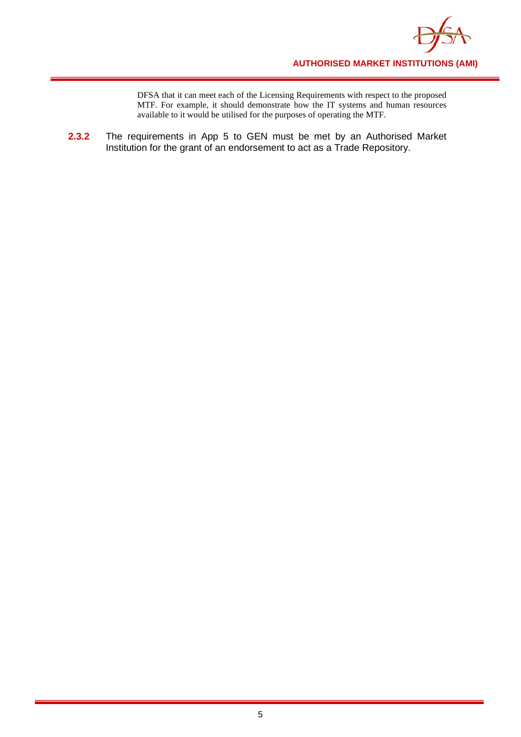DFSA that it can meet each of the Licensing Requirements with respect to the proposed MTF. For example, it should demonstrate how the IT systems and human resources available to it would be utilised for the purposes of operating the MTF.

**2.3.2** The requirements in App 5 to GEN must be met by an Authorised Market Institution for the grant of an endorsement to act as a Trade Repository.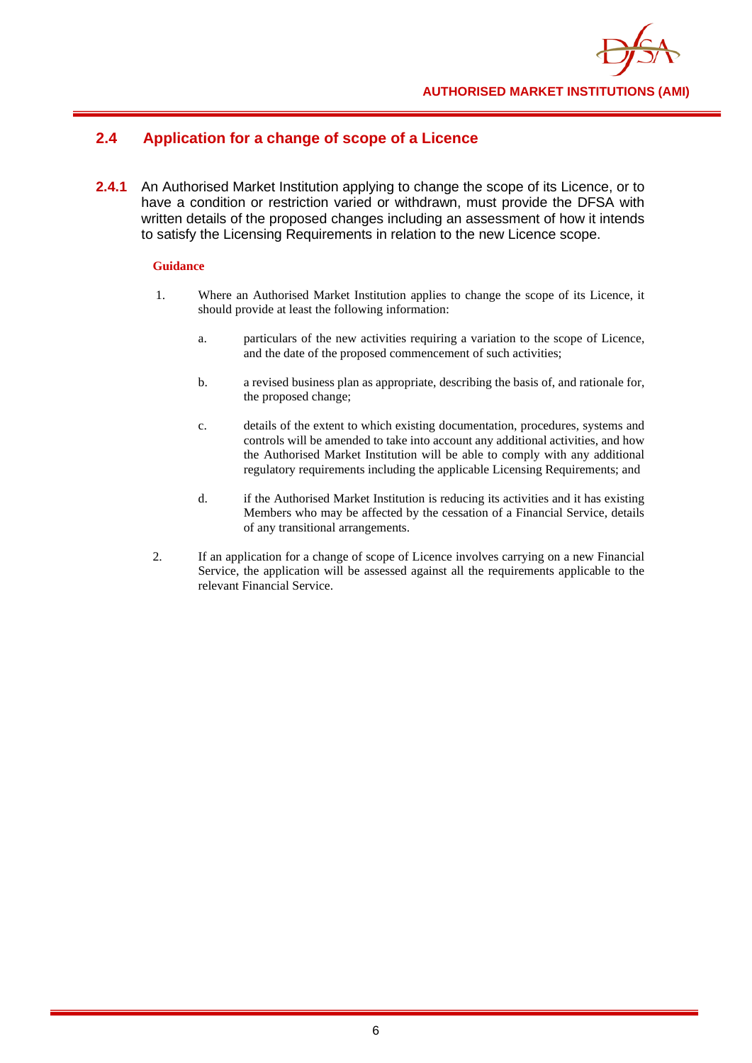## 2.4 Application for a change of scope of a Licence

**2.4.1** An Authorised Market Institution applying to change the scope of its Licence, or to have a condition or restriction varied or withdrawn, must provide the DFSA with written details of the proposed changes including an assessment of how it intends to satisfy the Licensing Requirements in relation to the new Licence scope.

**Guidance**

1. Where an Authorised Market Institution applies to change the scope of its Licence, it should provide at least the following information:

   a. particulars of the new activities requiring a variation to the scope of Licence, and the date of the proposed commencement of such activities;

   b. a revised business plan as appropriate, describing the basis of, and rationale for, the proposed change;

   c. details of the extent to which existing documentation, procedures, systems and controls will be amended to take into account any additional activities, and how the Authorised Market Institution will be able to comply with any additional regulatory requirements including the applicable Licensing Requirements; and

   d. if the Authorised Market Institution is reducing its activities and it has existing Members who may be affected by the cessation of a Financial Service, details of any transitional arrangements.

2. If an application for a change of scope of Licence involves carrying on a new Financial Service, the application will be assessed against all the requirements applicable to the relevant Financial Service.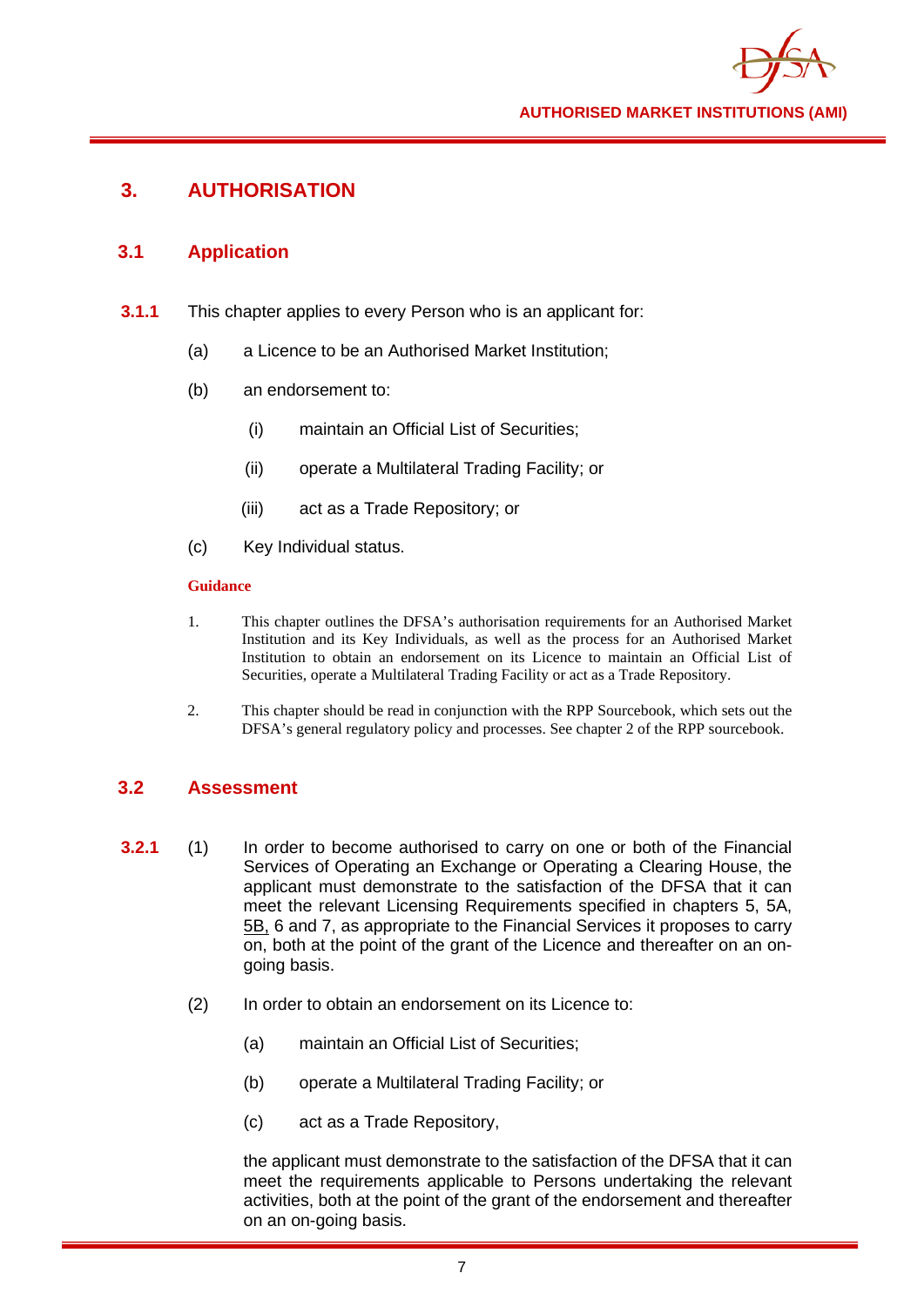# 3. AUTHORISATION

## 3.1 Application

**3.1.1** This chapter applies to every Person who is an applicant for:

(a) a Licence to be an Authorised Market Institution;

(b) an endorsement to:

  (i) maintain an Official List of Securities;

  (ii) operate a Multilateral Trading Facility; or

  (iii) act as a Trade Repository; or

(c) Key Individual status.

**Guidance**

1. This chapter outlines the DFSA's authorisation requirements for an Authorised Market Institution and its Key Individuals, as well as the process for an Authorised Market Institution to obtain an endorsement on its Licence to maintain an Official List of Securities, operate a Multilateral Trading Facility or act as a Trade Repository.

2. This chapter should be read in conjunction with the RPP Sourcebook, which sets out the DFSA's general regulatory policy and processes. See chapter 2 of the RPP sourcebook.

## 3.2 Assessment

**3.2.1** (1) In order to become authorised to carry on one or both of the Financial Services of Operating an Exchange or Operating a Clearing House, the applicant must demonstrate to the satisfaction of the DFSA that it can meet the relevant Licensing Requirements specified in chapters 5, 5A, 5B, 6 and 7, as appropriate to the Financial Services it proposes to carry on, both at the point of the grant of the Licence and thereafter on an on-going basis.

(2) In order to obtain an endorsement on its Licence to:

  (a) maintain an Official List of Securities;

  (b) operate a Multilateral Trading Facility; or

  (c) act as a Trade Repository,

the applicant must demonstrate to the satisfaction of the DFSA that it can meet the requirements applicable to Persons undertaking the relevant activities, both at the point of the grant of the endorsement and thereafter on an on-going basis.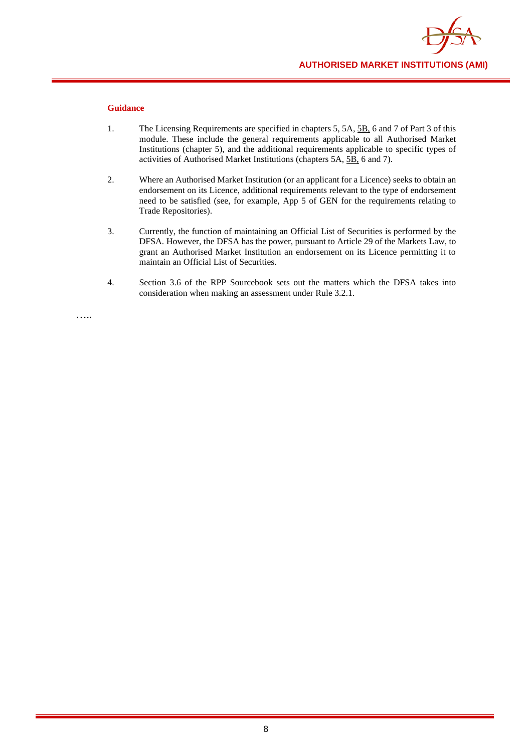**Guidance**

1. The Licensing Requirements are specified in chapters 5, 5A, <u>5B,</u> 6 and 7 of Part 3 of this module. These include the general requirements applicable to all Authorised Market Institutions (chapter 5), and the additional requirements applicable to specific types of activities of Authorised Market Institutions (chapters 5A, <u>5B,</u> 6 and 7).

2. Where an Authorised Market Institution (or an applicant for a Licence) seeks to obtain an endorsement on its Licence, additional requirements relevant to the type of endorsement need to be satisfied (see, for example, App 5 of GEN for the requirements relating to Trade Repositories).

3. Currently, the function of maintaining an Official List of Securities is performed by the DFSA. However, the DFSA has the power, pursuant to Article 29 of the Markets Law, to grant an Authorised Market Institution an endorsement on its Licence permitting it to maintain an Official List of Securities.

4. Section 3.6 of the RPP Sourcebook sets out the matters which the DFSA takes into consideration when making an assessment under Rule 3.2.1.

…..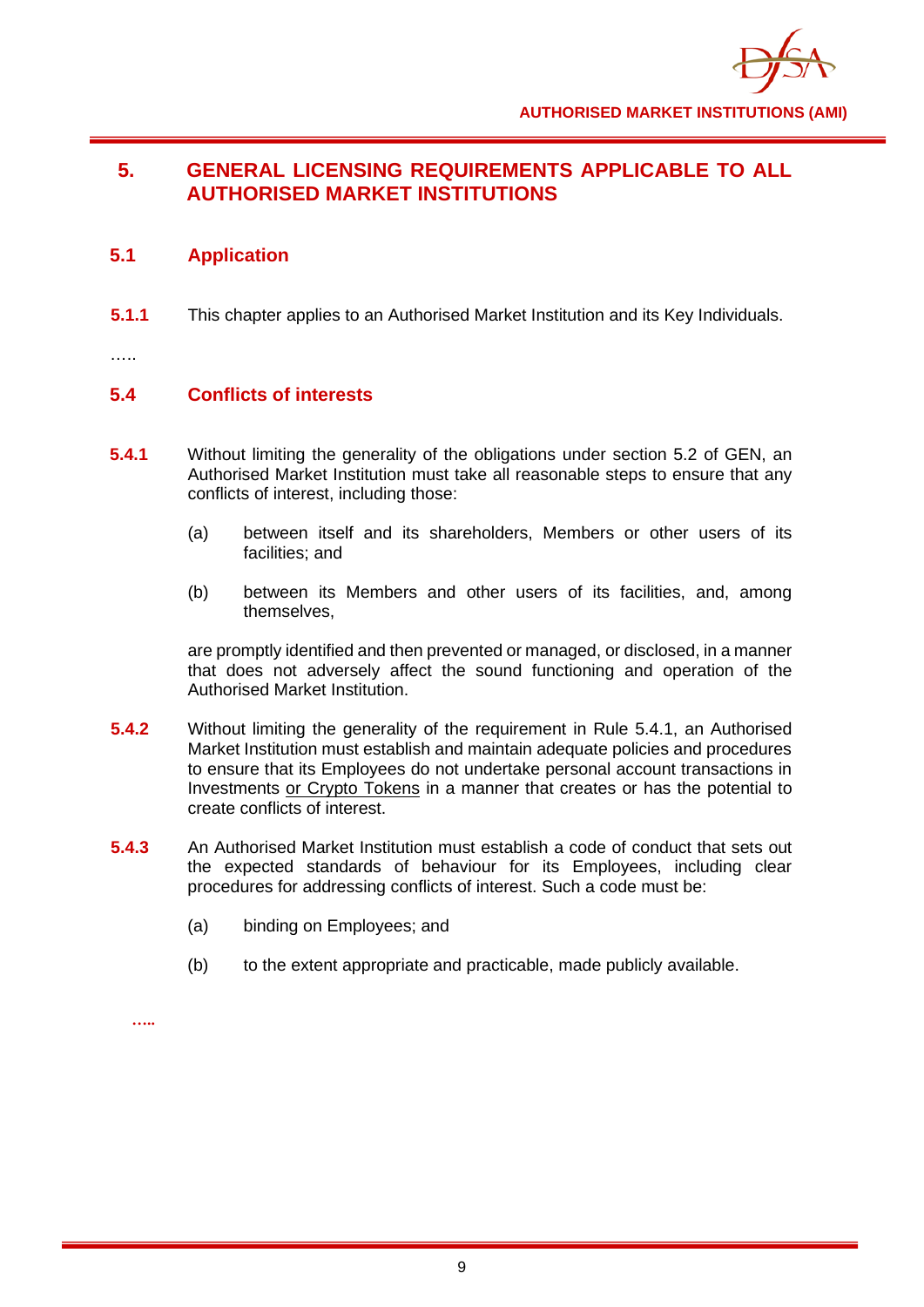## 5. GENERAL LICENSING REQUIREMENTS APPLICABLE TO ALL AUTHORISED MARKET INSTITUTIONS

### 5.1 Application

**5.1.1** This chapter applies to an Authorised Market Institution and its Key Individuals.

…..

### 5.4 Conflicts of interests

**5.4.1** Without limiting the generality of the obligations under section 5.2 of GEN, an Authorised Market Institution must take all reasonable steps to ensure that any conflicts of interest, including those:

(a) between itself and its shareholders, Members or other users of its facilities; and

(b) between its Members and other users of its facilities, and, among themselves,

are promptly identified and then prevented or managed, or disclosed, in a manner that does not adversely affect the sound functioning and operation of the Authorised Market Institution.

**5.4.2** Without limiting the generality of the requirement in Rule 5.4.1, an Authorised Market Institution must establish and maintain adequate policies and procedures to ensure that its Employees do not undertake personal account transactions in Investments <u>or Crypto Tokens</u> in a manner that creates or has the potential to create conflicts of interest.

**5.4.3** An Authorised Market Institution must establish a code of conduct that sets out the expected standards of behaviour for its Employees, including clear procedures for addressing conflicts of interest. Such a code must be:

(a) binding on Employees; and

(b) to the extent appropriate and practicable, made publicly available.

**…..**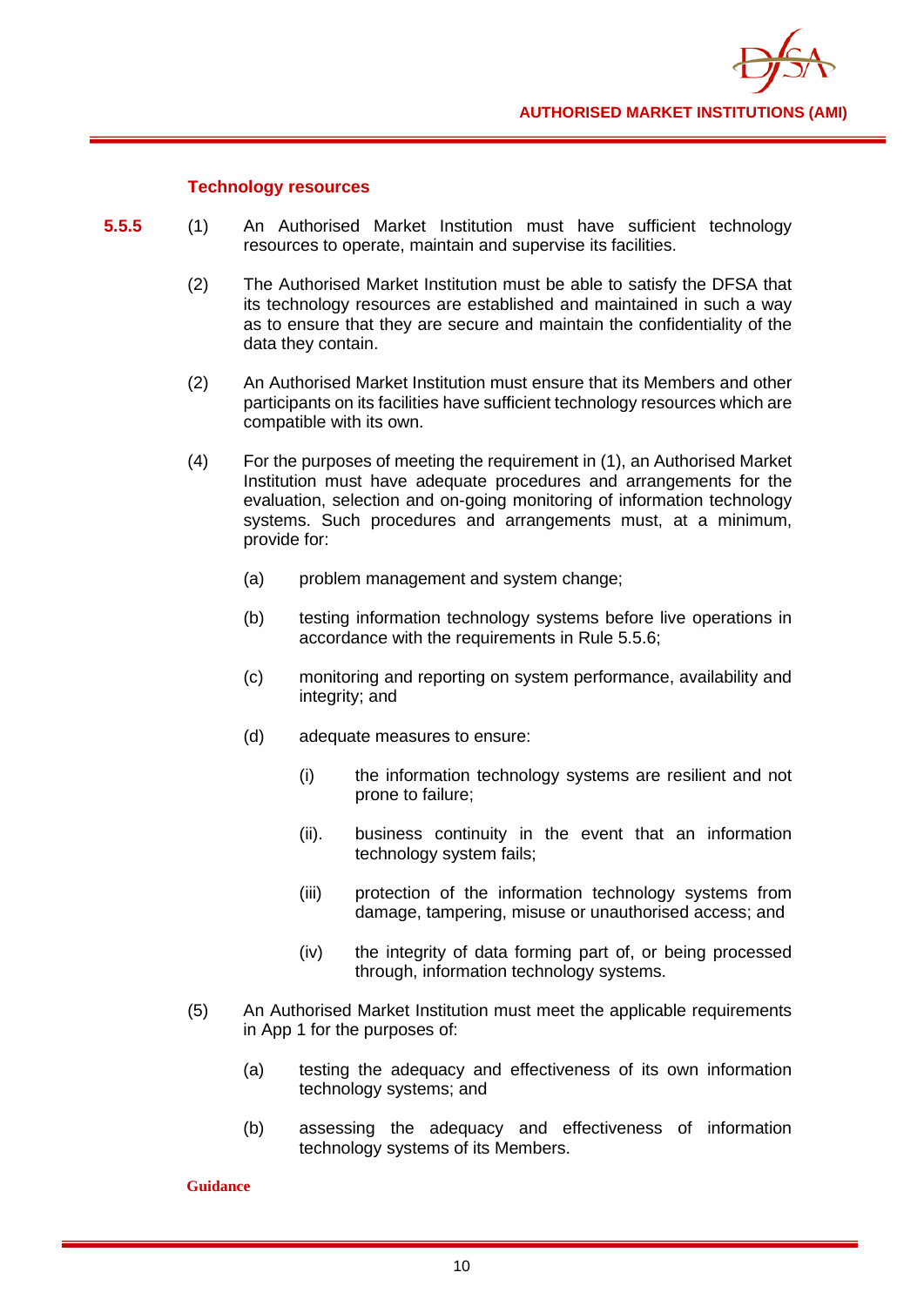### Technology resources

**5.5.5** (1) An Authorised Market Institution must have sufficient technology resources to operate, maintain and supervise its facilities.

(2) The Authorised Market Institution must be able to satisfy the DFSA that its technology resources are established and maintained in such a way as to ensure that they are secure and maintain the confidentiality of the data they contain.

(2) An Authorised Market Institution must ensure that its Members and other participants on its facilities have sufficient technology resources which are compatible with its own.

(4) For the purposes of meeting the requirement in (1), an Authorised Market Institution must have adequate procedures and arrangements for the evaluation, selection and on-going monitoring of information technology systems. Such procedures and arrangements must, at a minimum, provide for:

- (a) problem management and system change;
- (b) testing information technology systems before live operations in accordance with the requirements in Rule 5.5.6;
- (c) monitoring and reporting on system performance, availability and integrity; and
- (d) adequate measures to ensure:
  - (i) the information technology systems are resilient and not prone to failure;
  - (ii). business continuity in the event that an information technology system fails;
  - (iii) protection of the information technology systems from damage, tampering, misuse or unauthorised access; and
  - (iv) the integrity of data forming part of, or being processed through, information technology systems.

(5) An Authorised Market Institution must meet the applicable requirements in App 1 for the purposes of:

- (a) testing the adequacy and effectiveness of its own information technology systems; and
- (b) assessing the adequacy and effectiveness of information technology systems of its Members.

**Guidance**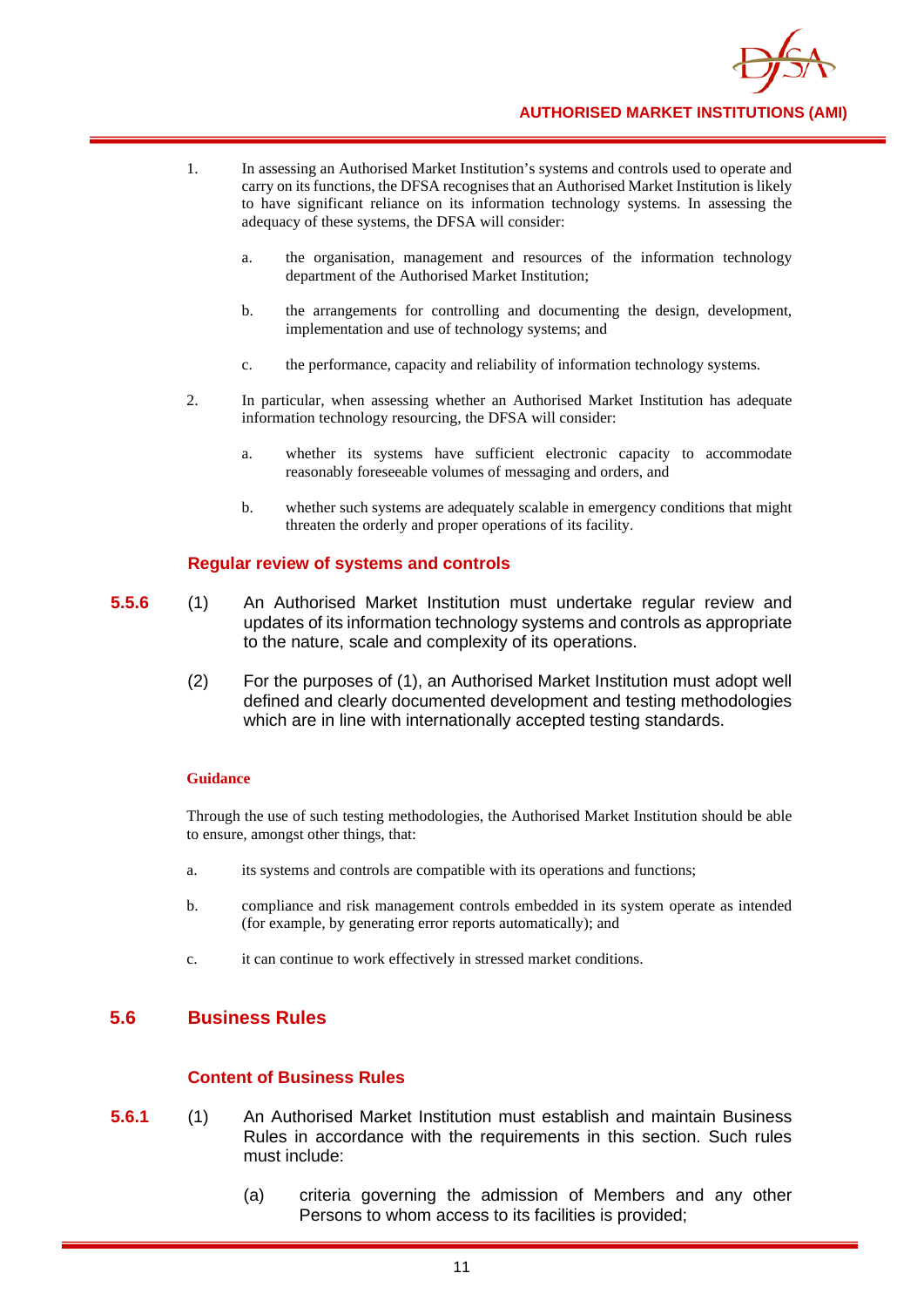1. In assessing an Authorised Market Institution's systems and controls used to operate and carry on its functions, the DFSA recognises that an Authorised Market Institution is likely to have significant reliance on its information technology systems. In assessing the adequacy of these systems, the DFSA will consider:

   a. the organisation, management and resources of the information technology department of the Authorised Market Institution;

   b. the arrangements for controlling and documenting the design, development, implementation and use of technology systems; and

   c. the performance, capacity and reliability of information technology systems.

2. In particular, when assessing whether an Authorised Market Institution has adequate information technology resourcing, the DFSA will consider:

   a. whether its systems have sufficient electronic capacity to accommodate reasonably foreseeable volumes of messaging and orders, and

   b. whether such systems are adequately scalable in emergency conditions that might threaten the orderly and proper operations of its facility.

### Regular review of systems and controls

**5.5.6** (1) An Authorised Market Institution must undertake regular review and updates of its information technology systems and controls as appropriate to the nature, scale and complexity of its operations.

(2) For the purposes of (1), an Authorised Market Institution must adopt well defined and clearly documented development and testing methodologies which are in line with internationally accepted testing standards.

**Guidance**

Through the use of such testing methodologies, the Authorised Market Institution should be able to ensure, amongst other things, that:

a. its systems and controls are compatible with its operations and functions;

b. compliance and risk management controls embedded in its system operate as intended (for example, by generating error reports automatically); and

c. it can continue to work effectively in stressed market conditions.

## 5.6 Business Rules

### Content of Business Rules

**5.6.1** (1) An Authorised Market Institution must establish and maintain Business Rules in accordance with the requirements in this section. Such rules must include:

(a) criteria governing the admission of Members and any other Persons to whom access to its facilities is provided;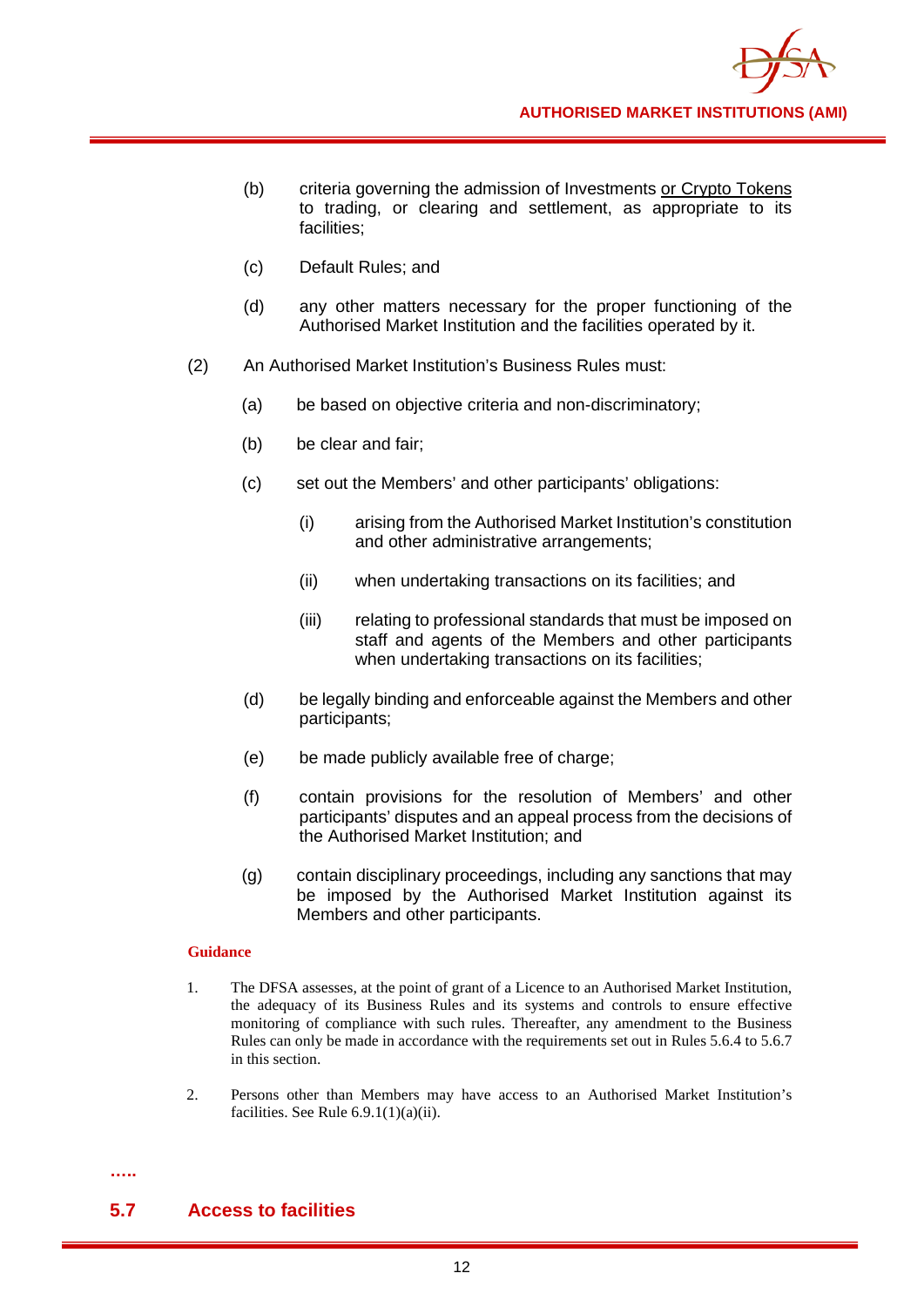(b) criteria governing the admission of Investments <u>or Crypto Tokens</u> to trading, or clearing and settlement, as appropriate to its facilities;

(c) Default Rules; and

(d) any other matters necessary for the proper functioning of the Authorised Market Institution and the facilities operated by it.

(2) An Authorised Market Institution's Business Rules must:

(a) be based on objective criteria and non-discriminatory;

(b) be clear and fair;

(c) set out the Members' and other participants' obligations:

(i) arising from the Authorised Market Institution's constitution and other administrative arrangements;

(ii) when undertaking transactions on its facilities; and

(iii) relating to professional standards that must be imposed on staff and agents of the Members and other participants when undertaking transactions on its facilities;

(d) be legally binding and enforceable against the Members and other participants;

(e) be made publicly available free of charge;

(f) contain provisions for the resolution of Members' and other participants' disputes and an appeal process from the decisions of the Authorised Market Institution; and

(g) contain disciplinary proceedings, including any sanctions that may be imposed by the Authorised Market Institution against its Members and other participants.

**Guidance**

1. The DFSA assesses, at the point of grant of a Licence to an Authorised Market Institution, the adequacy of its Business Rules and its systems and controls to ensure effective monitoring of compliance with such rules. Thereafter, any amendment to the Business Rules can only be made in accordance with the requirements set out in Rules 5.6.4 to 5.6.7 in this section.

2. Persons other than Members may have access to an Authorised Market Institution's facilities. See Rule 6.9.1(1)(a)(ii).

…..

## 5.7 Access to facilities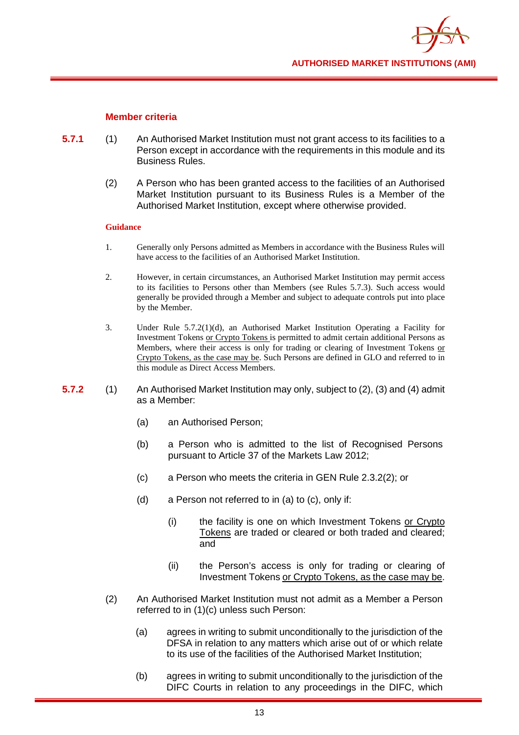### Member criteria

**5.7.1** (1) An Authorised Market Institution must not grant access to its facilities to a Person except in accordance with the requirements in this module and its Business Rules.

(2) A Person who has been granted access to the facilities of an Authorised Market Institution pursuant to its Business Rules is a Member of the Authorised Market Institution, except where otherwise provided.

**Guidance**

1. Generally only Persons admitted as Members in accordance with the Business Rules will have access to the facilities of an Authorised Market Institution.

2. However, in certain circumstances, an Authorised Market Institution may permit access to its facilities to Persons other than Members (see Rules 5.7.3). Such access would generally be provided through a Member and subject to adequate controls put into place by the Member.

3. Under Rule 5.7.2(1)(d), an Authorised Market Institution Operating a Facility for Investment Tokens or Crypto Tokens is permitted to admit certain additional Persons as Members, where their access is only for trading or clearing of Investment Tokens or Crypto Tokens, as the case may be. Such Persons are defined in GLO and referred to in this module as Direct Access Members.

**5.7.2** (1) An Authorised Market Institution may only, subject to (2), (3) and (4) admit as a Member:

(a) an Authorised Person;

(b) a Person who is admitted to the list of Recognised Persons pursuant to Article 37 of the Markets Law 2012;

(c) a Person who meets the criteria in GEN Rule 2.3.2(2); or

(d) a Person not referred to in (a) to (c), only if:

(i) the facility is one on which Investment Tokens or Crypto Tokens are traded or cleared or both traded and cleared; and

(ii) the Person's access is only for trading or clearing of Investment Tokens or Crypto Tokens, as the case may be.

(2) An Authorised Market Institution must not admit as a Member a Person referred to in (1)(c) unless such Person:

(a) agrees in writing to submit unconditionally to the jurisdiction of the DFSA in relation to any matters which arise out of or which relate to its use of the facilities of the Authorised Market Institution;

(b) agrees in writing to submit unconditionally to the jurisdiction of the DIFC Courts in relation to any proceedings in the DIFC, which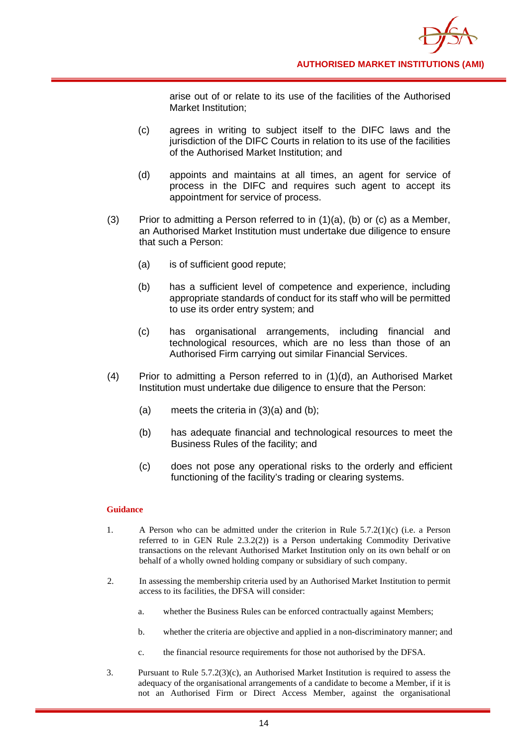arise out of or relate to its use of the facilities of the Authorised Market Institution;

(c) agrees in writing to subject itself to the DIFC laws and the jurisdiction of the DIFC Courts in relation to its use of the facilities of the Authorised Market Institution; and

(d) appoints and maintains at all times, an agent for service of process in the DIFC and requires such agent to accept its appointment for service of process.

(3) Prior to admitting a Person referred to in (1)(a), (b) or (c) as a Member, an Authorised Market Institution must undertake due diligence to ensure that such a Person:

(a) is of sufficient good repute;

(b) has a sufficient level of competence and experience, including appropriate standards of conduct for its staff who will be permitted to use its order entry system; and

(c) has organisational arrangements, including financial and technological resources, which are no less than those of an Authorised Firm carrying out similar Financial Services.

(4) Prior to admitting a Person referred to in (1)(d), an Authorised Market Institution must undertake due diligence to ensure that the Person:

(a) meets the criteria in (3)(a) and (b);

(b) has adequate financial and technological resources to meet the Business Rules of the facility; and

(c) does not pose any operational risks to the orderly and efficient functioning of the facility's trading or clearing systems.

**Guidance**

1. A Person who can be admitted under the criterion in Rule 5.7.2(1)(c) (i.e. a Person referred to in GEN Rule 2.3.2(2)) is a Person undertaking Commodity Derivative transactions on the relevant Authorised Market Institution only on its own behalf or on behalf of a wholly owned holding company or subsidiary of such company.

2. In assessing the membership criteria used by an Authorised Market Institution to permit access to its facilities, the DFSA will consider:

   a. whether the Business Rules can be enforced contractually against Members;

   b. whether the criteria are objective and applied in a non-discriminatory manner; and

   c. the financial resource requirements for those not authorised by the DFSA.

3. Pursuant to Rule 5.7.2(3)(c), an Authorised Market Institution is required to assess the adequacy of the organisational arrangements of a candidate to become a Member, if it is not an Authorised Firm or Direct Access Member, against the organisational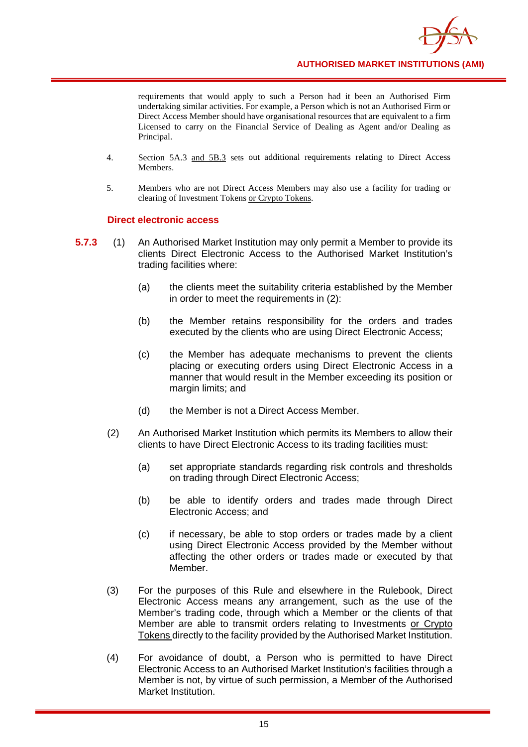requirements that would apply to such a Person had it been an Authorised Firm undertaking similar activities. For example, a Person which is not an Authorised Firm or Direct Access Member should have organisational resources that are equivalent to a firm Licensed to carry on the Financial Service of Dealing as Agent and/or Dealing as Principal.

4. Section 5A.3 and 5B.3 sets out additional requirements relating to Direct Access Members.

5. Members who are not Direct Access Members may also use a facility for trading or clearing of Investment Tokens or Crypto Tokens.

### Direct electronic access

**5.7.3** (1) An Authorised Market Institution may only permit a Member to provide its clients Direct Electronic Access to the Authorised Market Institution's trading facilities where:

(a) the clients meet the suitability criteria established by the Member in order to meet the requirements in (2):

(b) the Member retains responsibility for the orders and trades executed by the clients who are using Direct Electronic Access;

(c) the Member has adequate mechanisms to prevent the clients placing or executing orders using Direct Electronic Access in a manner that would result in the Member exceeding its position or margin limits; and

(d) the Member is not a Direct Access Member.

(2) An Authorised Market Institution which permits its Members to allow their clients to have Direct Electronic Access to its trading facilities must:

(a) set appropriate standards regarding risk controls and thresholds on trading through Direct Electronic Access;

(b) be able to identify orders and trades made through Direct Electronic Access; and

(c) if necessary, be able to stop orders or trades made by a client using Direct Electronic Access provided by the Member without affecting the other orders or trades made or executed by that Member.

(3) For the purposes of this Rule and elsewhere in the Rulebook, Direct Electronic Access means any arrangement, such as the use of the Member's trading code, through which a Member or the clients of that Member are able to transmit orders relating to Investments or Crypto Tokens directly to the facility provided by the Authorised Market Institution.

(4) For avoidance of doubt, a Person who is permitted to have Direct Electronic Access to an Authorised Market Institution's facilities through a Member is not, by virtue of such permission, a Member of the Authorised Market Institution.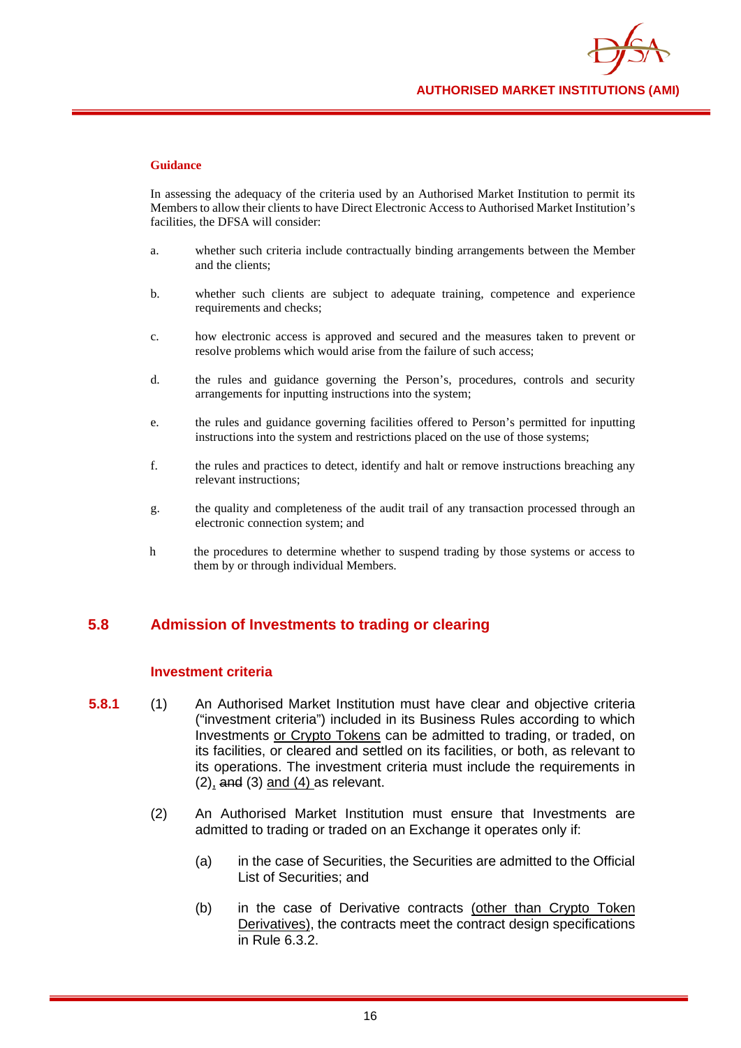**Guidance**

In assessing the adequacy of the criteria used by an Authorised Market Institution to permit its Members to allow their clients to have Direct Electronic Access to Authorised Market Institution's facilities, the DFSA will consider:

a. whether such criteria include contractually binding arrangements between the Member and the clients;

b. whether such clients are subject to adequate training, competence and experience requirements and checks;

c. how electronic access is approved and secured and the measures taken to prevent or resolve problems which would arise from the failure of such access;

d. the rules and guidance governing the Person's, procedures, controls and security arrangements for inputting instructions into the system;

e. the rules and guidance governing facilities offered to Person's permitted for inputting instructions into the system and restrictions placed on the use of those systems;

f. the rules and practices to detect, identify and halt or remove instructions breaching any relevant instructions;

g. the quality and completeness of the audit trail of any transaction processed through an electronic connection system; and

h the procedures to determine whether to suspend trading by those systems or access to them by or through individual Members.

## 5.8 Admission of Investments to trading or clearing

### Investment criteria

**5.8.1** (1) An Authorised Market Institution must have clear and objective criteria ("investment criteria") included in its Business Rules according to which Investments <u>or Crypto Tokens</u> can be admitted to trading, or traded, on its facilities, or cleared and settled on its facilities, or both, as relevant to its operations. The investment criteria must include the requirements in (2)<u>,</u> ~~and~~ (3) <u>and (4)</u> as relevant.

(2) An Authorised Market Institution must ensure that Investments are admitted to trading or traded on an Exchange it operates only if:

(a) in the case of Securities, the Securities are admitted to the Official List of Securities; and

(b) in the case of Derivative contracts <u>(other than Crypto Token Derivatives)</u>, the contracts meet the contract design specifications in Rule 6.3.2.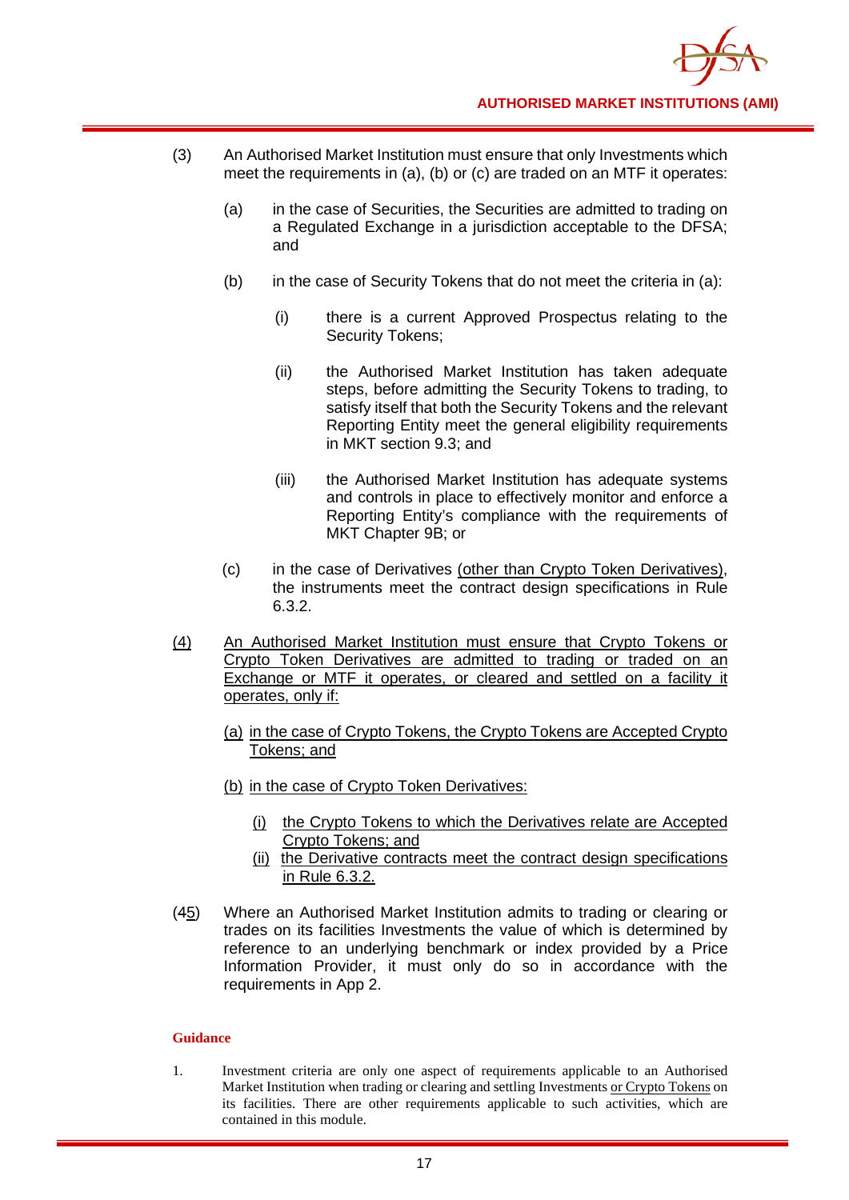(3) An Authorised Market Institution must ensure that only Investments which meet the requirements in (a), (b) or (c) are traded on an MTF it operates:

(a) in the case of Securities, the Securities are admitted to trading on a Regulated Exchange in a jurisdiction acceptable to the DFSA; and

(b) in the case of Security Tokens that do not meet the criteria in (a):

(i) there is a current Approved Prospectus relating to the Security Tokens;

(ii) the Authorised Market Institution has taken adequate steps, before admitting the Security Tokens to trading, to satisfy itself that both the Security Tokens and the relevant Reporting Entity meet the general eligibility requirements in MKT section 9.3; and

(iii) the Authorised Market Institution has adequate systems and controls in place to effectively monitor and enforce a Reporting Entity's compliance with the requirements of MKT Chapter 9B; or

(c) in the case of Derivatives (other than Crypto Token Derivatives), the instruments meet the contract design specifications in Rule 6.3.2.

(4) An Authorised Market Institution must ensure that Crypto Tokens or Crypto Token Derivatives are admitted to trading or traded on an Exchange or MTF it operates, or cleared and settled on a facility it operates, only if:

(a) in the case of Crypto Tokens, the Crypto Tokens are Accepted Crypto Tokens; and

(b) in the case of Crypto Token Derivatives:

(i) the Crypto Tokens to which the Derivatives relate are Accepted Crypto Tokens; and

(ii) the Derivative contracts meet the contract design specifications in Rule 6.3.2.

(45) Where an Authorised Market Institution admits to trading or clearing or trades on its facilities Investments the value of which is determined by reference to an underlying benchmark or index provided by a Price Information Provider, it must only do so in accordance with the requirements in App 2.

**Guidance**

1. Investment criteria are only one aspect of requirements applicable to an Authorised Market Institution when trading or clearing and settling Investments or Crypto Tokens on its facilities. There are other requirements applicable to such activities, which are contained in this module.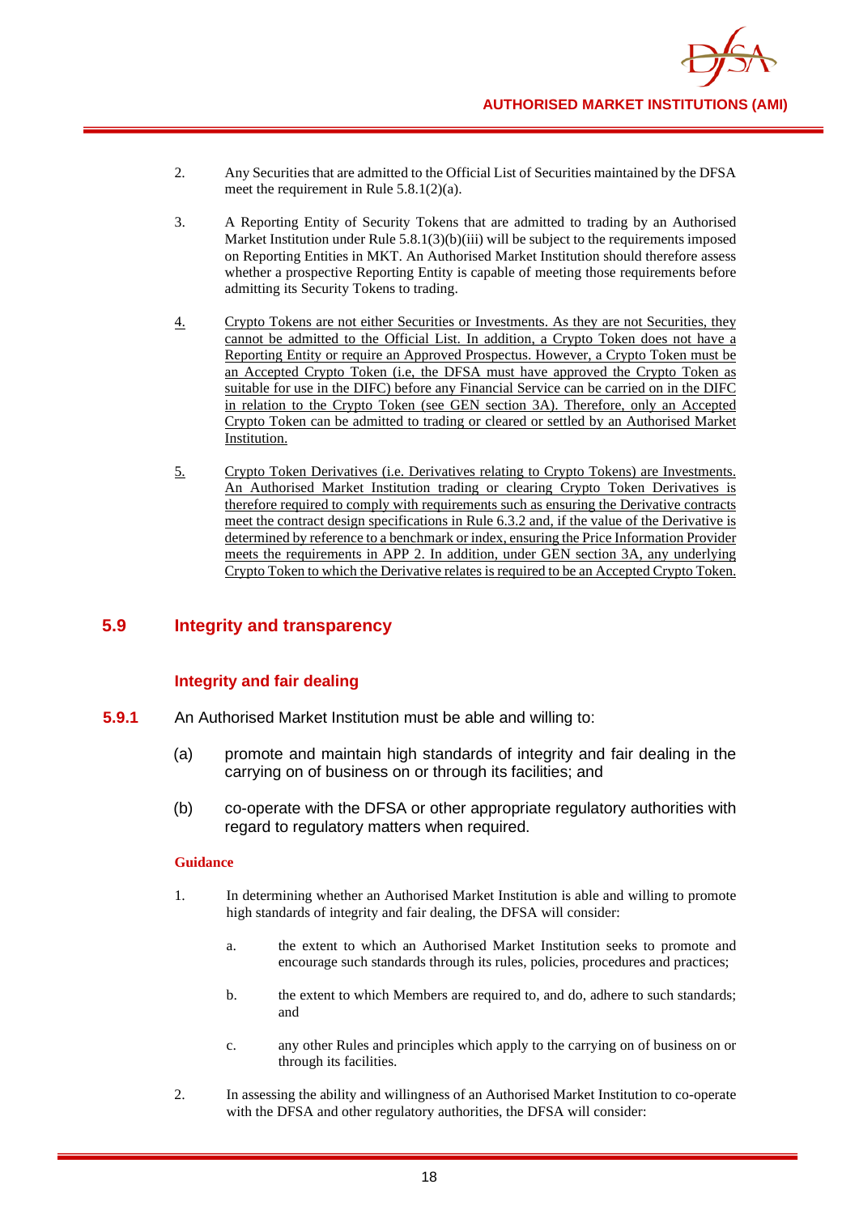2. Any Securities that are admitted to the Official List of Securities maintained by the DFSA meet the requirement in Rule 5.8.1(2)(a).

3. A Reporting Entity of Security Tokens that are admitted to trading by an Authorised Market Institution under Rule 5.8.1(3)(b)(iii) will be subject to the requirements imposed on Reporting Entities in MKT. An Authorised Market Institution should therefore assess whether a prospective Reporting Entity is capable of meeting those requirements before admitting its Security Tokens to trading.

4. Crypto Tokens are not either Securities or Investments. As they are not Securities, they cannot be admitted to the Official List. In addition, a Crypto Token does not have a Reporting Entity or require an Approved Prospectus. However, a Crypto Token must be an Accepted Crypto Token (i.e, the DFSA must have approved the Crypto Token as suitable for use in the DIFC) before any Financial Service can be carried on in the DIFC in relation to the Crypto Token (see GEN section 3A). Therefore, only an Accepted Crypto Token can be admitted to trading or cleared or settled by an Authorised Market Institution.

5. Crypto Token Derivatives (i.e. Derivatives relating to Crypto Tokens) are Investments. An Authorised Market Institution trading or clearing Crypto Token Derivatives is therefore required to comply with requirements such as ensuring the Derivative contracts meet the contract design specifications in Rule 6.3.2 and, if the value of the Derivative is determined by reference to a benchmark or index, ensuring the Price Information Provider meets the requirements in APP 2. In addition, under GEN section 3A, any underlying Crypto Token to which the Derivative relates is required to be an Accepted Crypto Token.

## 5.9 Integrity and transparency

### Integrity and fair dealing

**5.9.1** An Authorised Market Institution must be able and willing to:

(a) promote and maintain high standards of integrity and fair dealing in the carrying on of business on or through its facilities; and

(b) co-operate with the DFSA or other appropriate regulatory authorities with regard to regulatory matters when required.

**Guidance**

1. In determining whether an Authorised Market Institution is able and willing to promote high standards of integrity and fair dealing, the DFSA will consider:

   a. the extent to which an Authorised Market Institution seeks to promote and encourage such standards through its rules, policies, procedures and practices;

   b. the extent to which Members are required to, and do, adhere to such standards; and

   c. any other Rules and principles which apply to the carrying on of business on or through its facilities.

2. In assessing the ability and willingness of an Authorised Market Institution to co-operate with the DFSA and other regulatory authorities, the DFSA will consider: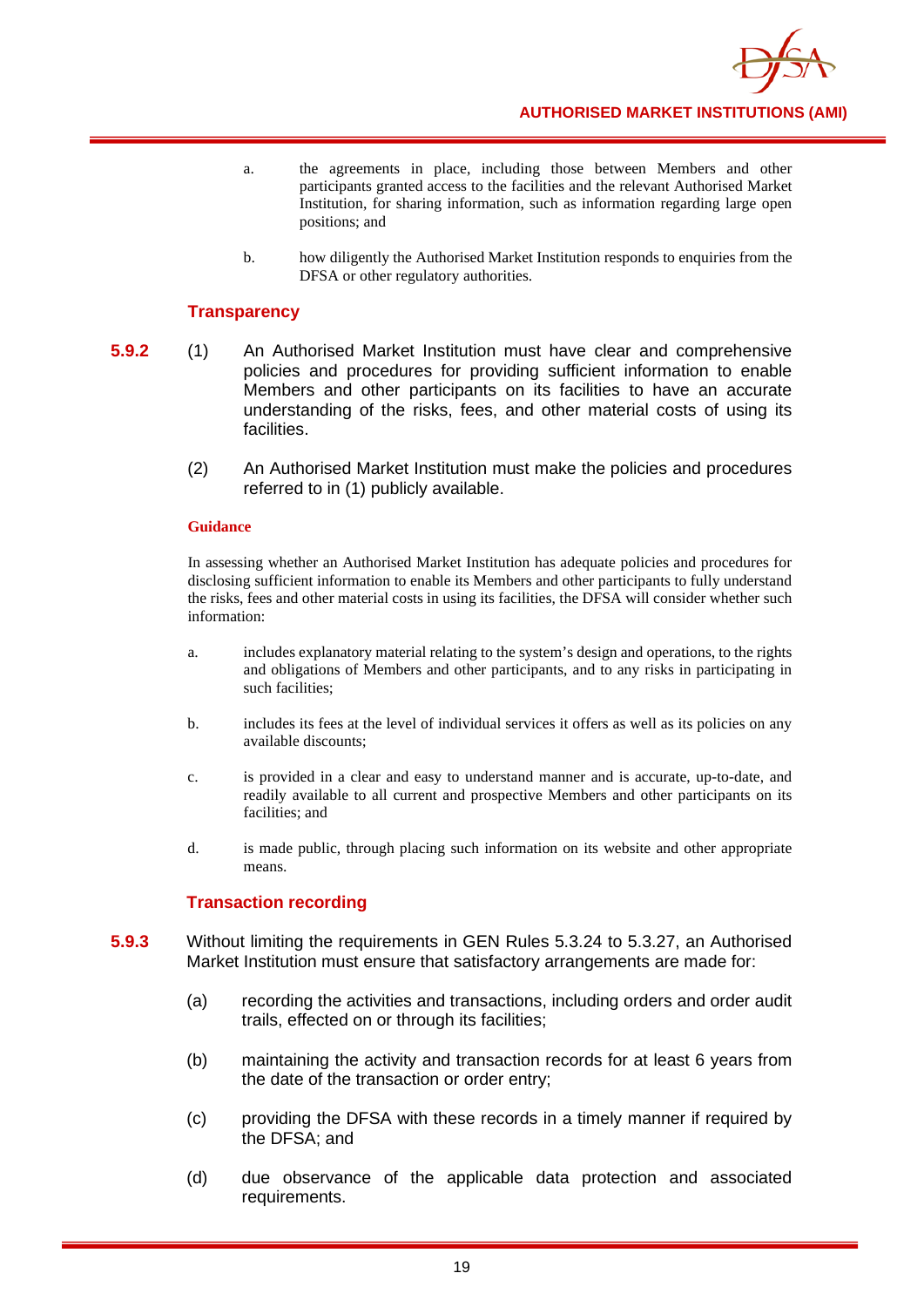a. the agreements in place, including those between Members and other participants granted access to the facilities and the relevant Authorised Market Institution, for sharing information, such as information regarding large open positions; and

b. how diligently the Authorised Market Institution responds to enquiries from the DFSA or other regulatory authorities.

### Transparency

**5.9.2** (1) An Authorised Market Institution must have clear and comprehensive policies and procedures for providing sufficient information to enable Members and other participants on its facilities to have an accurate understanding of the risks, fees, and other material costs of using its facilities.

(2) An Authorised Market Institution must make the policies and procedures referred to in (1) publicly available.

**Guidance**

In assessing whether an Authorised Market Institution has adequate policies and procedures for disclosing sufficient information to enable its Members and other participants to fully understand the risks, fees and other material costs in using its facilities, the DFSA will consider whether such information:

a. includes explanatory material relating to the system's design and operations, to the rights and obligations of Members and other participants, and to any risks in participating in such facilities;

b. includes its fees at the level of individual services it offers as well as its policies on any available discounts;

c. is provided in a clear and easy to understand manner and is accurate, up-to-date, and readily available to all current and prospective Members and other participants on its facilities; and

d. is made public, through placing such information on its website and other appropriate means.

### Transaction recording

**5.9.3** Without limiting the requirements in GEN Rules 5.3.24 to 5.3.27, an Authorised Market Institution must ensure that satisfactory arrangements are made for:

(a) recording the activities and transactions, including orders and order audit trails, effected on or through its facilities;

(b) maintaining the activity and transaction records for at least 6 years from the date of the transaction or order entry;

(c) providing the DFSA with these records in a timely manner if required by the DFSA; and

(d) due observance of the applicable data protection and associated requirements.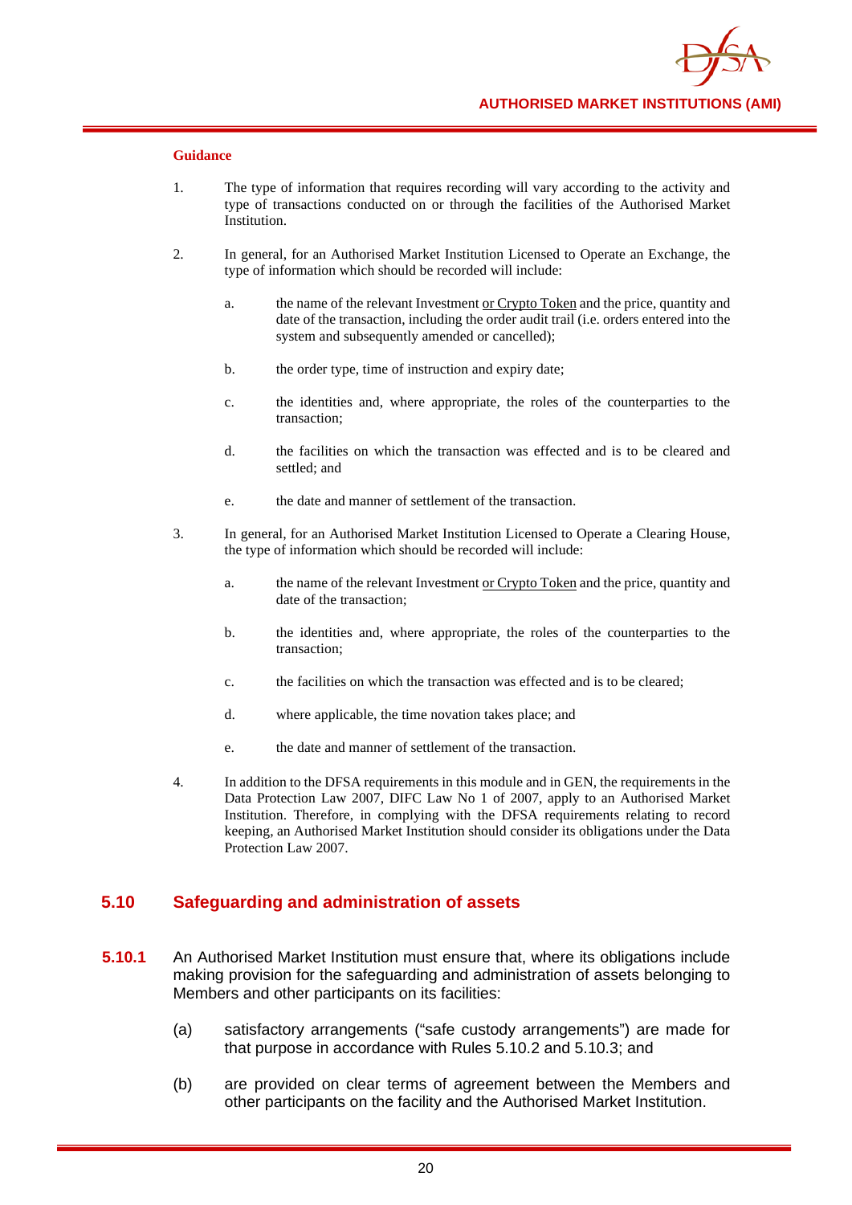**Guidance**

1. The type of information that requires recording will vary according to the activity and type of transactions conducted on or through the facilities of the Authorised Market Institution.

2. In general, for an Authorised Market Institution Licensed to Operate an Exchange, the type of information which should be recorded will include:

   a. the name of the relevant Investment or Crypto Token and the price, quantity and date of the transaction, including the order audit trail (i.e. orders entered into the system and subsequently amended or cancelled);

   b. the order type, time of instruction and expiry date;

   c. the identities and, where appropriate, the roles of the counterparties to the transaction;

   d. the facilities on which the transaction was effected and is to be cleared and settled; and

   e. the date and manner of settlement of the transaction.

3. In general, for an Authorised Market Institution Licensed to Operate a Clearing House, the type of information which should be recorded will include:

   a. the name of the relevant Investment or Crypto Token and the price, quantity and date of the transaction;

   b. the identities and, where appropriate, the roles of the counterparties to the transaction;

   c. the facilities on which the transaction was effected and is to be cleared;

   d. where applicable, the time novation takes place; and

   e. the date and manner of settlement of the transaction.

4. In addition to the DFSA requirements in this module and in GEN, the requirements in the Data Protection Law 2007, DIFC Law No 1 of 2007, apply to an Authorised Market Institution. Therefore, in complying with the DFSA requirements relating to record keeping, an Authorised Market Institution should consider its obligations under the Data Protection Law 2007.

## 5.10 Safeguarding and administration of assets

**5.10.1** An Authorised Market Institution must ensure that, where its obligations include making provision for the safeguarding and administration of assets belonging to Members and other participants on its facilities:

(a) satisfactory arrangements ("safe custody arrangements") are made for that purpose in accordance with Rules 5.10.2 and 5.10.3; and

(b) are provided on clear terms of agreement between the Members and other participants on the facility and the Authorised Market Institution.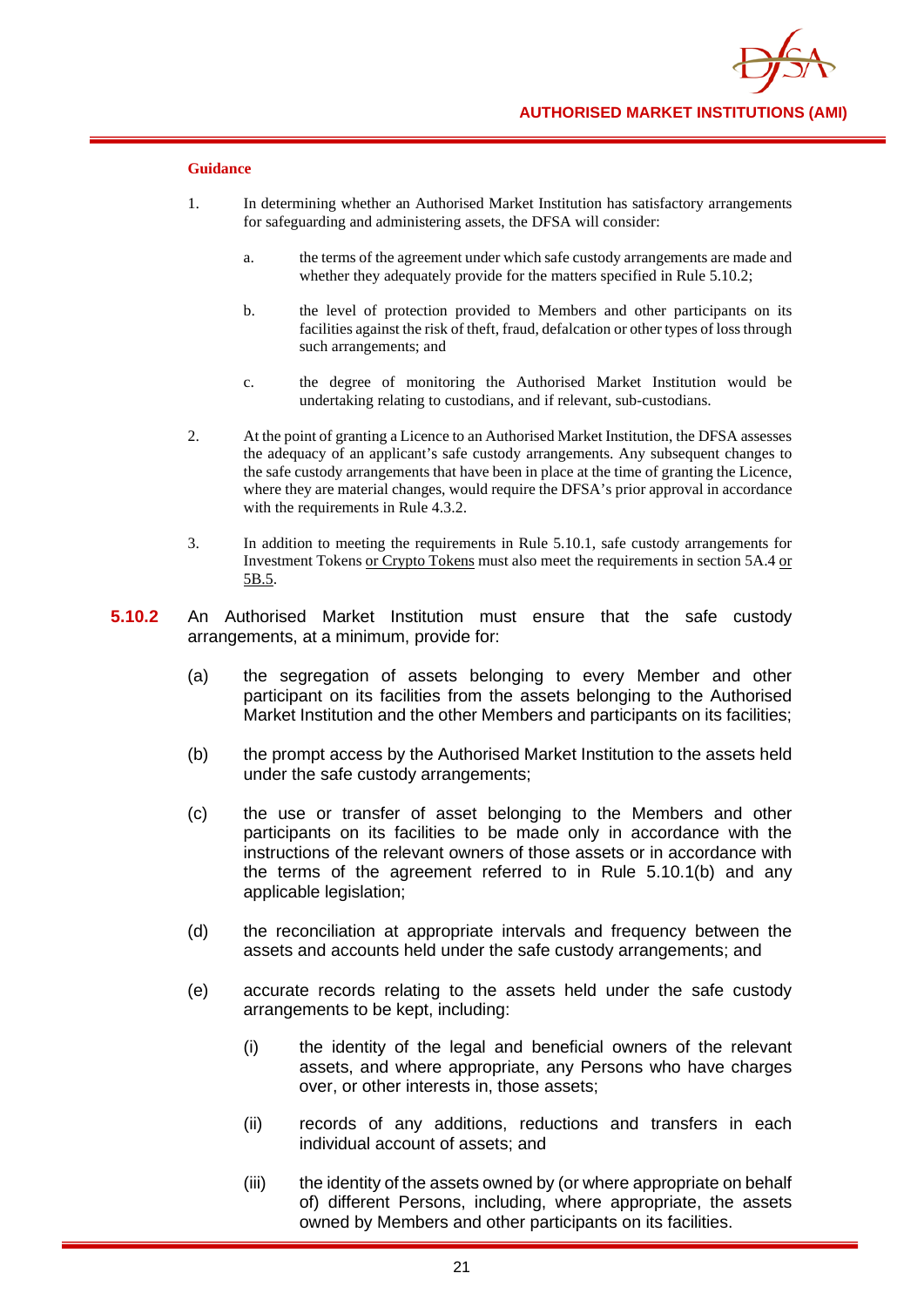**Guidance**

1. In determining whether an Authorised Market Institution has satisfactory arrangements for safeguarding and administering assets, the DFSA will consider:

    a. the terms of the agreement under which safe custody arrangements are made and whether they adequately provide for the matters specified in Rule 5.10.2;

    b. the level of protection provided to Members and other participants on its facilities against the risk of theft, fraud, defalcation or other types of loss through such arrangements; and

    c. the degree of monitoring the Authorised Market Institution would be undertaking relating to custodians, and if relevant, sub-custodians.

2. At the point of granting a Licence to an Authorised Market Institution, the DFSA assesses the adequacy of an applicant's safe custody arrangements. Any subsequent changes to the safe custody arrangements that have been in place at the time of granting the Licence, where they are material changes, would require the DFSA's prior approval in accordance with the requirements in Rule 4.3.2.

3. In addition to meeting the requirements in Rule 5.10.1, safe custody arrangements for Investment Tokens <u>or Crypto Tokens</u> must also meet the requirements in section 5A.4 <u>or 5B.5</u>.

**5.10.2** An Authorised Market Institution must ensure that the safe custody arrangements, at a minimum, provide for:

(a) the segregation of assets belonging to every Member and other participant on its facilities from the assets belonging to the Authorised Market Institution and the other Members and participants on its facilities;

(b) the prompt access by the Authorised Market Institution to the assets held under the safe custody arrangements;

(c) the use or transfer of asset belonging to the Members and other participants on its facilities to be made only in accordance with the instructions of the relevant owners of those assets or in accordance with the terms of the agreement referred to in Rule 5.10.1(b) and any applicable legislation;

(d) the reconciliation at appropriate intervals and frequency between the assets and accounts held under the safe custody arrangements; and

(e) accurate records relating to the assets held under the safe custody arrangements to be kept, including:

    (i) the identity of the legal and beneficial owners of the relevant assets, and where appropriate, any Persons who have charges over, or other interests in, those assets;

    (ii) records of any additions, reductions and transfers in each individual account of assets; and

    (iii) the identity of the assets owned by (or where appropriate on behalf of) different Persons, including, where appropriate, the assets owned by Members and other participants on its facilities.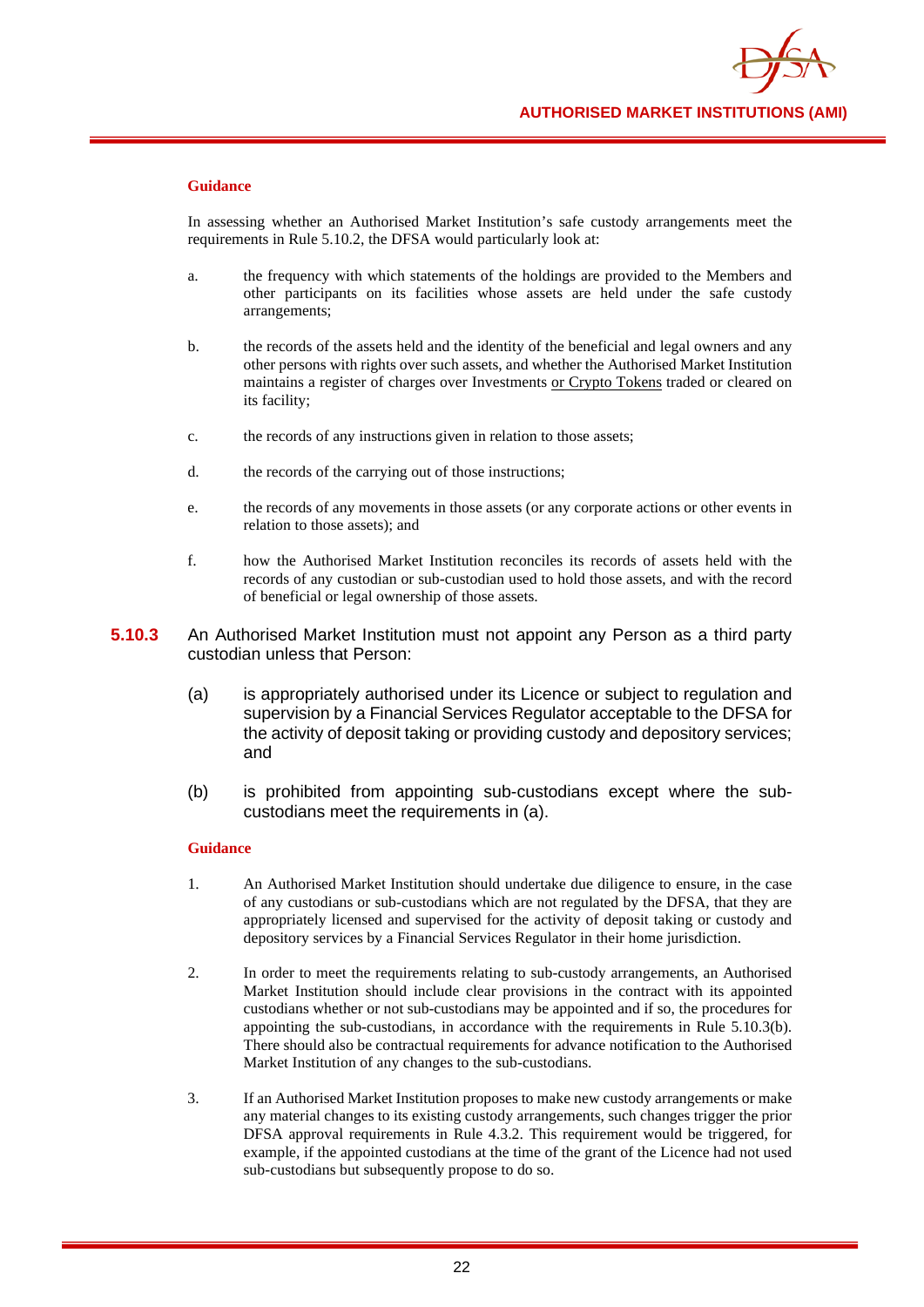**Guidance**

In assessing whether an Authorised Market Institution's safe custody arrangements meet the requirements in Rule 5.10.2, the DFSA would particularly look at:

a. the frequency with which statements of the holdings are provided to the Members and other participants on its facilities whose assets are held under the safe custody arrangements;

b. the records of the assets held and the identity of the beneficial and legal owners and any other persons with rights over such assets, and whether the Authorised Market Institution maintains a register of charges over Investments or Crypto Tokens traded or cleared on its facility;

c. the records of any instructions given in relation to those assets;

d. the records of the carrying out of those instructions;

e. the records of any movements in those assets (or any corporate actions or other events in relation to those assets); and

f. how the Authorised Market Institution reconciles its records of assets held with the records of any custodian or sub-custodian used to hold those assets, and with the record of beneficial or legal ownership of those assets.

**5.10.3** An Authorised Market Institution must not appoint any Person as a third party custodian unless that Person:

(a) is appropriately authorised under its Licence or subject to regulation and supervision by a Financial Services Regulator acceptable to the DFSA for the activity of deposit taking or providing custody and depository services; and

(b) is prohibited from appointing sub-custodians except where the sub-custodians meet the requirements in (a).

**Guidance**

1. An Authorised Market Institution should undertake due diligence to ensure, in the case of any custodians or sub-custodians which are not regulated by the DFSA, that they are appropriately licensed and supervised for the activity of deposit taking or custody and depository services by a Financial Services Regulator in their home jurisdiction.

2. In order to meet the requirements relating to sub-custody arrangements, an Authorised Market Institution should include clear provisions in the contract with its appointed custodians whether or not sub-custodians may be appointed and if so, the procedures for appointing the sub-custodians, in accordance with the requirements in Rule 5.10.3(b). There should also be contractual requirements for advance notification to the Authorised Market Institution of any changes to the sub-custodians.

3. If an Authorised Market Institution proposes to make new custody arrangements or make any material changes to its existing custody arrangements, such changes trigger the prior DFSA approval requirements in Rule 4.3.2. This requirement would be triggered, for example, if the appointed custodians at the time of the grant of the Licence had not used sub-custodians but subsequently propose to do so.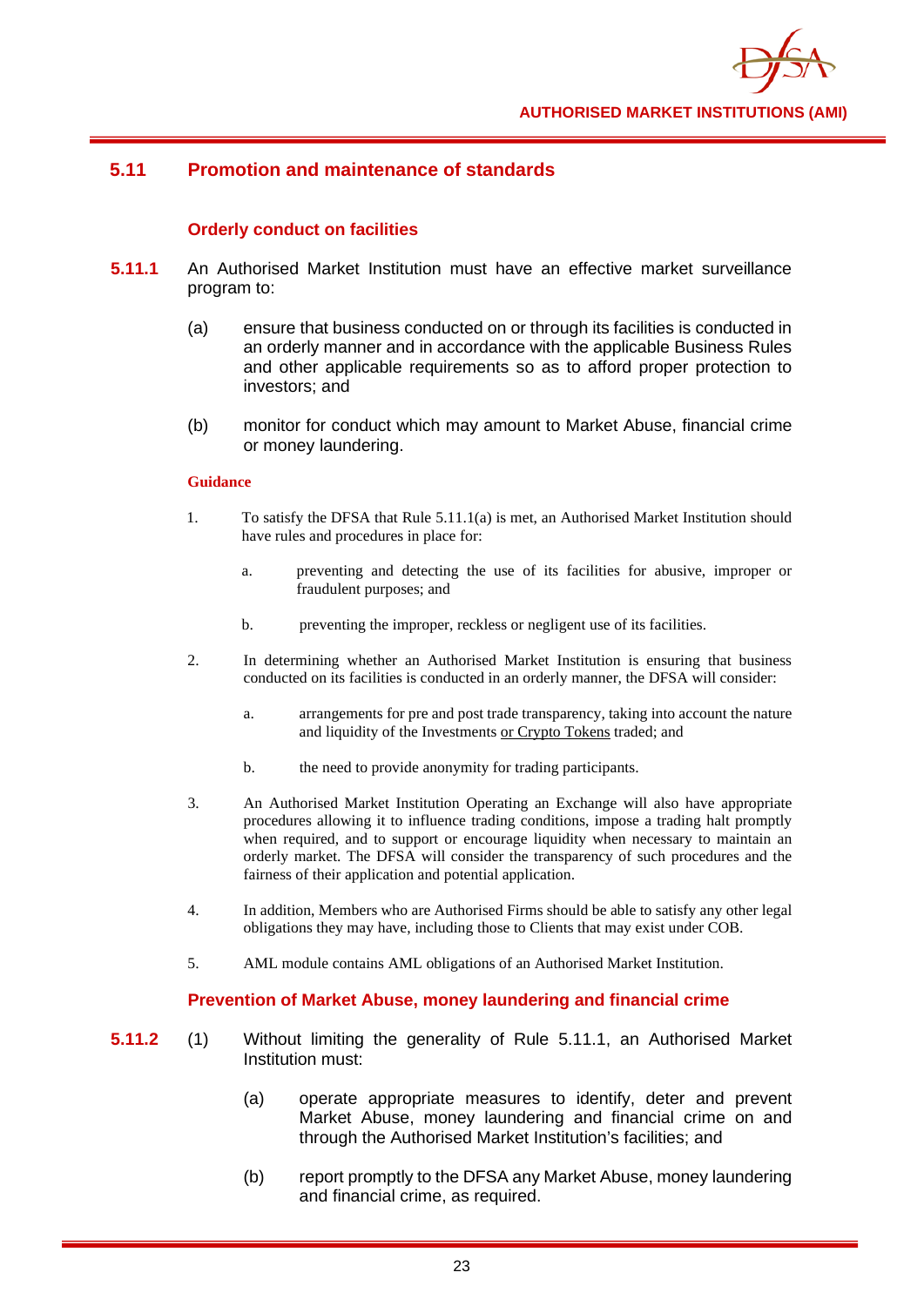## 5.11 Promotion and maintenance of standards

### Orderly conduct on facilities

**5.11.1** An Authorised Market Institution must have an effective market surveillance program to:

(a) ensure that business conducted on or through its facilities is conducted in an orderly manner and in accordance with the applicable Business Rules and other applicable requirements so as to afford proper protection to investors; and

(b) monitor for conduct which may amount to Market Abuse, financial crime or money laundering.

**Guidance**

1. To satisfy the DFSA that Rule 5.11.1(a) is met, an Authorised Market Institution should have rules and procedures in place for:

   a. preventing and detecting the use of its facilities for abusive, improper or fraudulent purposes; and

   b. preventing the improper, reckless or negligent use of its facilities.

2. In determining whether an Authorised Market Institution is ensuring that business conducted on its facilities is conducted in an orderly manner, the DFSA will consider:

   a. arrangements for pre and post trade transparency, taking into account the nature and liquidity of the Investments or Crypto Tokens traded; and

   b. the need to provide anonymity for trading participants.

3. An Authorised Market Institution Operating an Exchange will also have appropriate procedures allowing it to influence trading conditions, impose a trading halt promptly when required, and to support or encourage liquidity when necessary to maintain an orderly market. The DFSA will consider the transparency of such procedures and the fairness of their application and potential application.

4. In addition, Members who are Authorised Firms should be able to satisfy any other legal obligations they may have, including those to Clients that may exist under COB.

5. AML module contains AML obligations of an Authorised Market Institution.

### Prevention of Market Abuse, money laundering and financial crime

**5.11.2** (1) Without limiting the generality of Rule 5.11.1, an Authorised Market Institution must:

(a) operate appropriate measures to identify, deter and prevent Market Abuse, money laundering and financial crime on and through the Authorised Market Institution's facilities; and

(b) report promptly to the DFSA any Market Abuse, money laundering and financial crime, as required.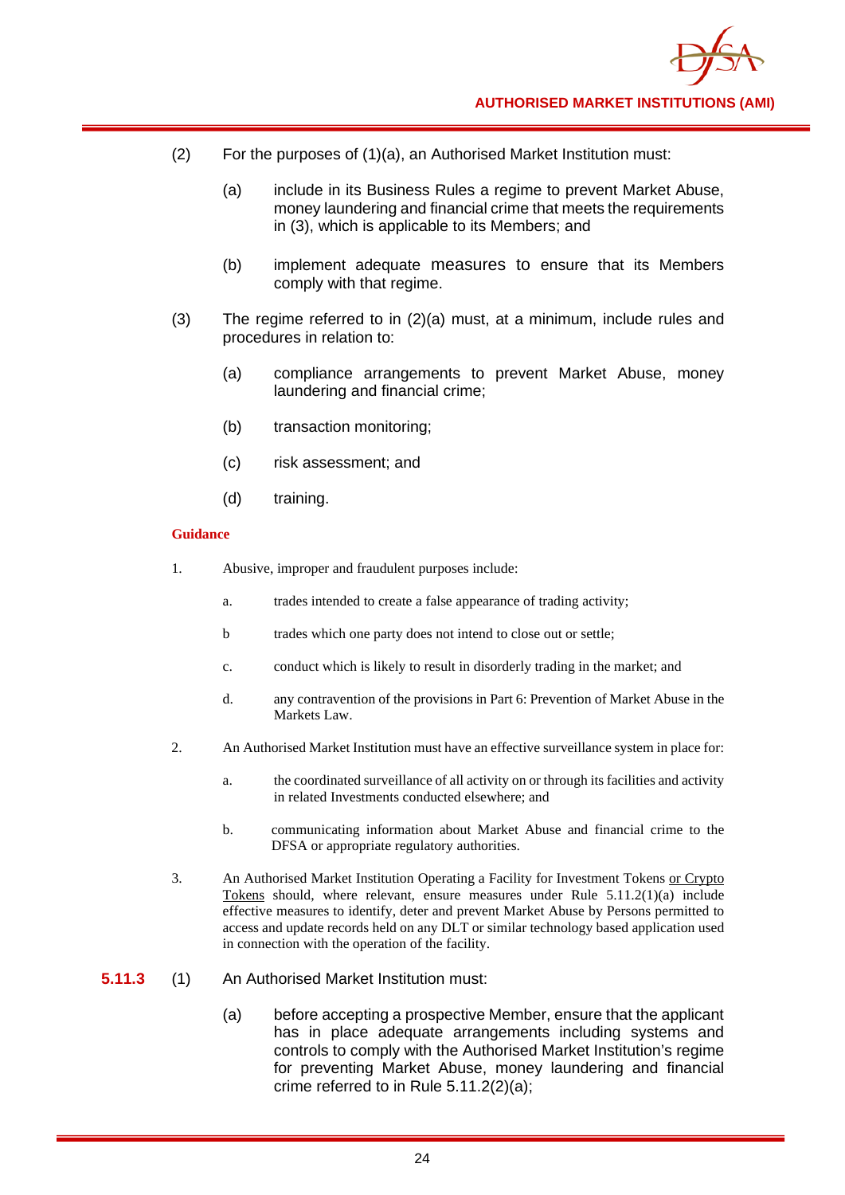(2) For the purposes of (1)(a), an Authorised Market Institution must:

(a) include in its Business Rules a regime to prevent Market Abuse, money laundering and financial crime that meets the requirements in (3), which is applicable to its Members; and

(b) implement adequate measures to ensure that its Members comply with that regime.

(3) The regime referred to in (2)(a) must, at a minimum, include rules and procedures in relation to:

(a) compliance arrangements to prevent Market Abuse, money laundering and financial crime;

(b) transaction monitoring;

(c) risk assessment; and

(d) training.

**Guidance**

1. Abusive, improper and fraudulent purposes include:

   a. trades intended to create a false appearance of trading activity;

   b trades which one party does not intend to close out or settle;

   c. conduct which is likely to result in disorderly trading in the market; and

   d. any contravention of the provisions in Part 6: Prevention of Market Abuse in the Markets Law.

2. An Authorised Market Institution must have an effective surveillance system in place for:

   a. the coordinated surveillance of all activity on or through its facilities and activity in related Investments conducted elsewhere; and

   b. communicating information about Market Abuse and financial crime to the DFSA or appropriate regulatory authorities.

3. An Authorised Market Institution Operating a Facility for Investment Tokens <u>or Crypto Tokens</u> should, where relevant, ensure measures under Rule 5.11.2(1)(a) include effective measures to identify, deter and prevent Market Abuse by Persons permitted to access and update records held on any DLT or similar technology based application used in connection with the operation of the facility.

**5.11.3** (1) An Authorised Market Institution must:

(a) before accepting a prospective Member, ensure that the applicant has in place adequate arrangements including systems and controls to comply with the Authorised Market Institution's regime for preventing Market Abuse, money laundering and financial crime referred to in Rule 5.11.2(2)(a);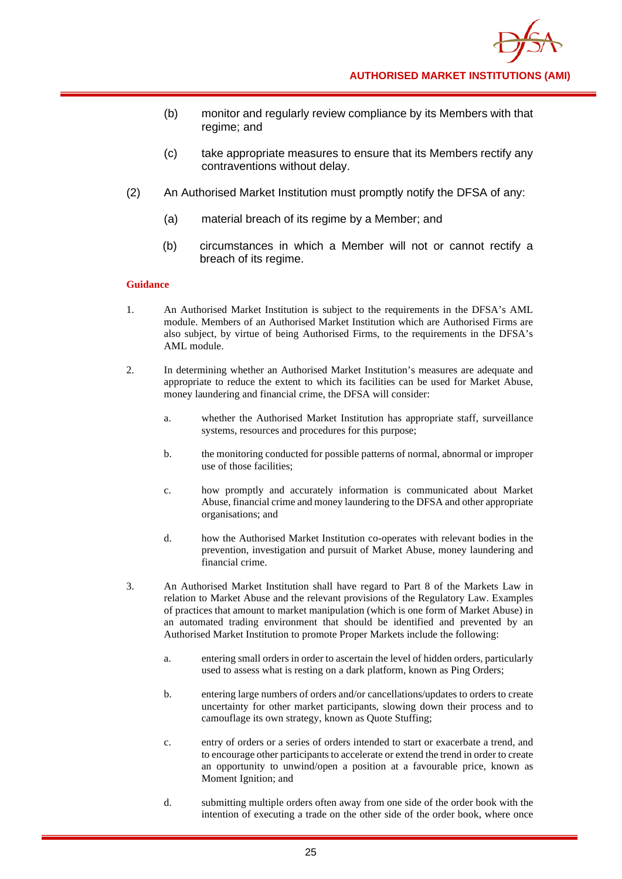(b) monitor and regularly review compliance by its Members with that regime; and

(c) take appropriate measures to ensure that its Members rectify any contraventions without delay.

(2) An Authorised Market Institution must promptly notify the DFSA of any:

(a) material breach of its regime by a Member; and

(b) circumstances in which a Member will not or cannot rectify a breach of its regime.

**Guidance**

1. An Authorised Market Institution is subject to the requirements in the DFSA's AML module. Members of an Authorised Market Institution which are Authorised Firms are also subject, by virtue of being Authorised Firms, to the requirements in the DFSA's AML module.

2. In determining whether an Authorised Market Institution's measures are adequate and appropriate to reduce the extent to which its facilities can be used for Market Abuse, money laundering and financial crime, the DFSA will consider:

   a. whether the Authorised Market Institution has appropriate staff, surveillance systems, resources and procedures for this purpose;

   b. the monitoring conducted for possible patterns of normal, abnormal or improper use of those facilities;

   c. how promptly and accurately information is communicated about Market Abuse, financial crime and money laundering to the DFSA and other appropriate organisations; and

   d. how the Authorised Market Institution co-operates with relevant bodies in the prevention, investigation and pursuit of Market Abuse, money laundering and financial crime.

3. An Authorised Market Institution shall have regard to Part 8 of the Markets Law in relation to Market Abuse and the relevant provisions of the Regulatory Law. Examples of practices that amount to market manipulation (which is one form of Market Abuse) in an automated trading environment that should be identified and prevented by an Authorised Market Institution to promote Proper Markets include the following:

   a. entering small orders in order to ascertain the level of hidden orders, particularly used to assess what is resting on a dark platform, known as Ping Orders;

   b. entering large numbers of orders and/or cancellations/updates to orders to create uncertainty for other market participants, slowing down their process and to camouflage its own strategy, known as Quote Stuffing;

   c. entry of orders or a series of orders intended to start or exacerbate a trend, and to encourage other participants to accelerate or extend the trend in order to create an opportunity to unwind/open a position at a favourable price, known as Moment Ignition; and

   d. submitting multiple orders often away from one side of the order book with the intention of executing a trade on the other side of the order book, where once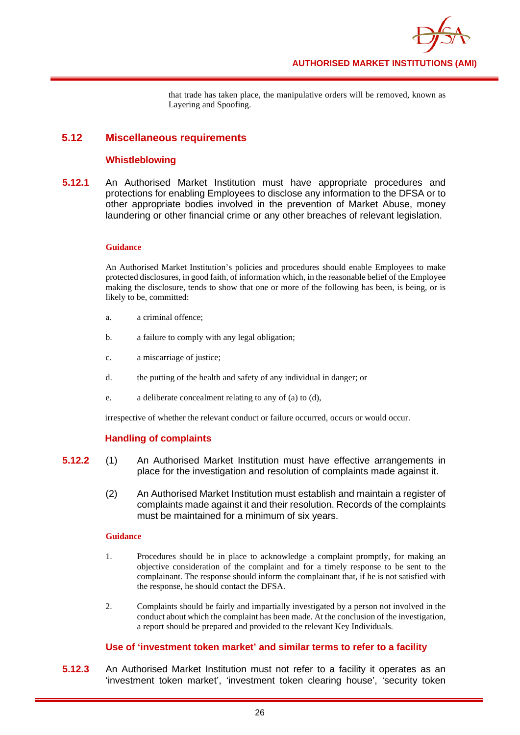that trade has taken place, the manipulative orders will be removed, known as Layering and Spoofing.

## 5.12 Miscellaneous requirements

### Whistleblowing

**5.12.1** An Authorised Market Institution must have appropriate procedures and protections for enabling Employees to disclose any information to the DFSA or to other appropriate bodies involved in the prevention of Market Abuse, money laundering or other financial crime or any other breaches of relevant legislation.

**Guidance**

An Authorised Market Institution's policies and procedures should enable Employees to make protected disclosures, in good faith, of information which, in the reasonable belief of the Employee making the disclosure, tends to show that one or more of the following has been, is being, or is likely to be, committed:

a. a criminal offence;

b. a failure to comply with any legal obligation;

c. a miscarriage of justice;

d. the putting of the health and safety of any individual in danger; or

e. a deliberate concealment relating to any of (a) to (d),

irrespective of whether the relevant conduct or failure occurred, occurs or would occur.

### Handling of complaints

**5.12.2** (1) An Authorised Market Institution must have effective arrangements in place for the investigation and resolution of complaints made against it.

(2) An Authorised Market Institution must establish and maintain a register of complaints made against it and their resolution. Records of the complaints must be maintained for a minimum of six years.

**Guidance**

1. Procedures should be in place to acknowledge a complaint promptly, for making an objective consideration of the complaint and for a timely response to be sent to the complainant. The response should inform the complainant that, if he is not satisfied with the response, he should contact the DFSA.

2. Complaints should be fairly and impartially investigated by a person not involved in the conduct about which the complaint has been made. At the conclusion of the investigation, a report should be prepared and provided to the relevant Key Individuals.

### Use of 'investment token market' and similar terms to refer to a facility

**5.12.3** An Authorised Market Institution must not refer to a facility it operates as an 'investment token market', 'investment token clearing house', 'security token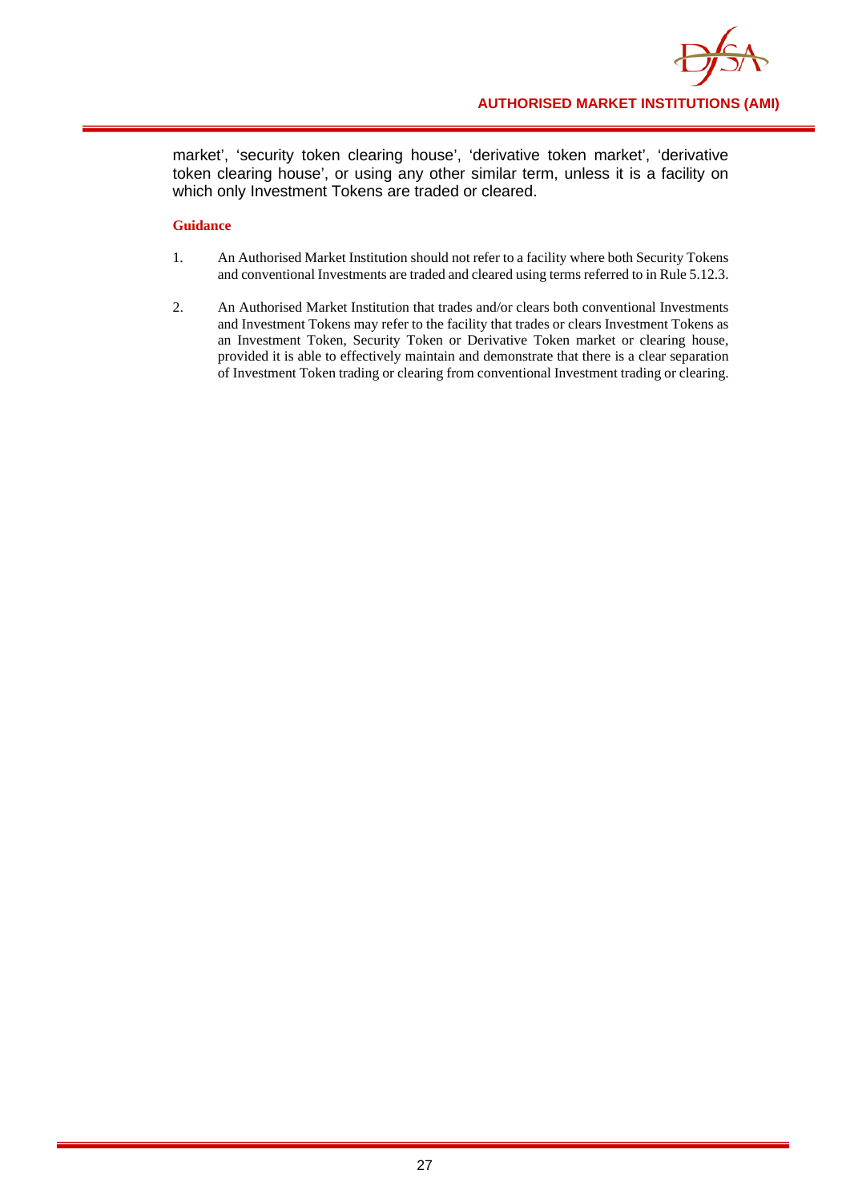market', 'security token clearing house', 'derivative token market', 'derivative token clearing house', or using any other similar term, unless it is a facility on which only Investment Tokens are traded or cleared.

**Guidance**

1. An Authorised Market Institution should not refer to a facility where both Security Tokens and conventional Investments are traded and cleared using terms referred to in Rule 5.12.3.

2. An Authorised Market Institution that trades and/or clears both conventional Investments and Investment Tokens may refer to the facility that trades or clears Investment Tokens as an Investment Token, Security Token or Derivative Token market or clearing house, provided it is able to effectively maintain and demonstrate that there is a clear separation of Investment Token trading or clearing from conventional Investment trading or clearing.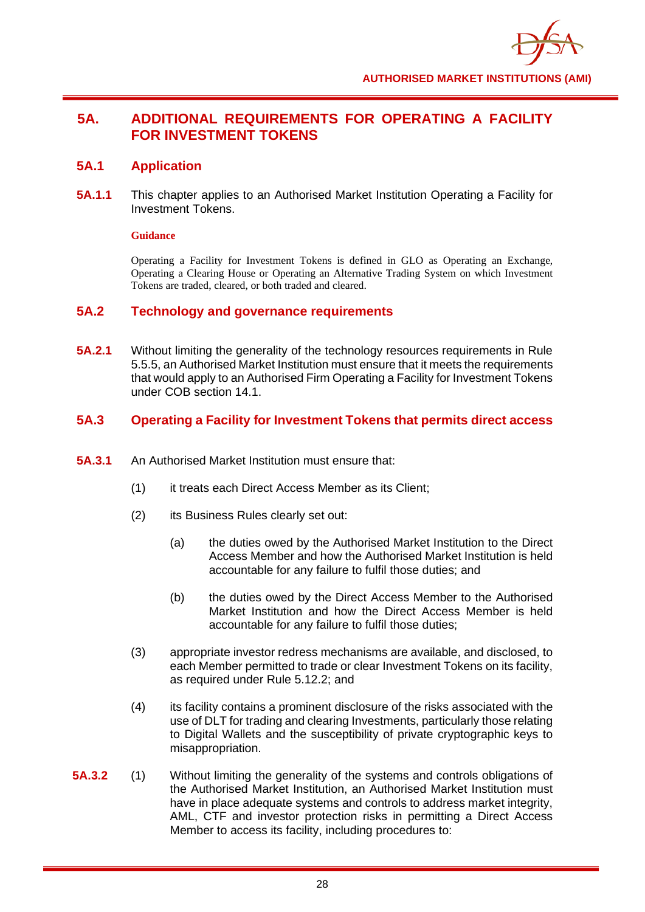# 5A. ADDITIONAL REQUIREMENTS FOR OPERATING A FACILITY FOR INVESTMENT TOKENS

## 5A.1 Application

**5A.1.1** This chapter applies to an Authorised Market Institution Operating a Facility for Investment Tokens.

**Guidance**

Operating a Facility for Investment Tokens is defined in GLO as Operating an Exchange, Operating a Clearing House or Operating an Alternative Trading System on which Investment Tokens are traded, cleared, or both traded and cleared.

## 5A.2 Technology and governance requirements

**5A.2.1** Without limiting the generality of the technology resources requirements in Rule 5.5.5, an Authorised Market Institution must ensure that it meets the requirements that would apply to an Authorised Firm Operating a Facility for Investment Tokens under COB section 14.1.

## 5A.3 Operating a Facility for Investment Tokens that permits direct access

**5A.3.1** An Authorised Market Institution must ensure that:

(1) it treats each Direct Access Member as its Client;

(2) its Business Rules clearly set out:

(a) the duties owed by the Authorised Market Institution to the Direct Access Member and how the Authorised Market Institution is held accountable for any failure to fulfil those duties; and

(b) the duties owed by the Direct Access Member to the Authorised Market Institution and how the Direct Access Member is held accountable for any failure to fulfil those duties;

(3) appropriate investor redress mechanisms are available, and disclosed, to each Member permitted to trade or clear Investment Tokens on its facility, as required under Rule 5.12.2; and

(4) its facility contains a prominent disclosure of the risks associated with the use of DLT for trading and clearing Investments, particularly those relating to Digital Wallets and the susceptibility of private cryptographic keys to misappropriation.

**5A.3.2** (1) Without limiting the generality of the systems and controls obligations of the Authorised Market Institution, an Authorised Market Institution must have in place adequate systems and controls to address market integrity, AML, CTF and investor protection risks in permitting a Direct Access Member to access its facility, including procedures to: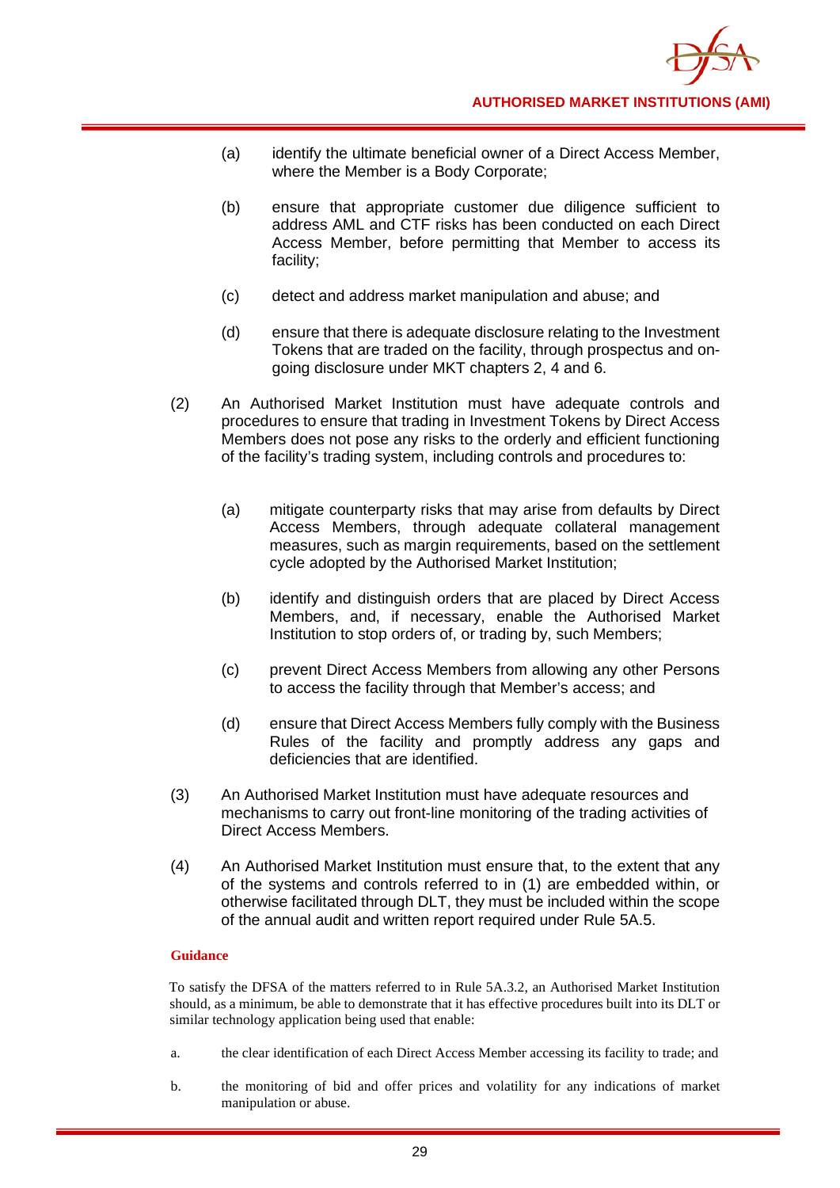(a) identify the ultimate beneficial owner of a Direct Access Member, where the Member is a Body Corporate;

(b) ensure that appropriate customer due diligence sufficient to address AML and CTF risks has been conducted on each Direct Access Member, before permitting that Member to access its facility;

(c) detect and address market manipulation and abuse; and

(d) ensure that there is adequate disclosure relating to the Investment Tokens that are traded on the facility, through prospectus and on-going disclosure under MKT chapters 2, 4 and 6.

(2) An Authorised Market Institution must have adequate controls and procedures to ensure that trading in Investment Tokens by Direct Access Members does not pose any risks to the orderly and efficient functioning of the facility's trading system, including controls and procedures to:

(a) mitigate counterparty risks that may arise from defaults by Direct Access Members, through adequate collateral management measures, such as margin requirements, based on the settlement cycle adopted by the Authorised Market Institution;

(b) identify and distinguish orders that are placed by Direct Access Members, and, if necessary, enable the Authorised Market Institution to stop orders of, or trading by, such Members;

(c) prevent Direct Access Members from allowing any other Persons to access the facility through that Member's access; and

(d) ensure that Direct Access Members fully comply with the Business Rules of the facility and promptly address any gaps and deficiencies that are identified.

(3) An Authorised Market Institution must have adequate resources and mechanisms to carry out front-line monitoring of the trading activities of Direct Access Members.

(4) An Authorised Market Institution must ensure that, to the extent that any of the systems and controls referred to in (1) are embedded within, or otherwise facilitated through DLT, they must be included within the scope of the annual audit and written report required under Rule 5A.5.

**Guidance**

To satisfy the DFSA of the matters referred to in Rule 5A.3.2, an Authorised Market Institution should, as a minimum, be able to demonstrate that it has effective procedures built into its DLT or similar technology application being used that enable:

a. the clear identification of each Direct Access Member accessing its facility to trade; and

b. the monitoring of bid and offer prices and volatility for any indications of market manipulation or abuse.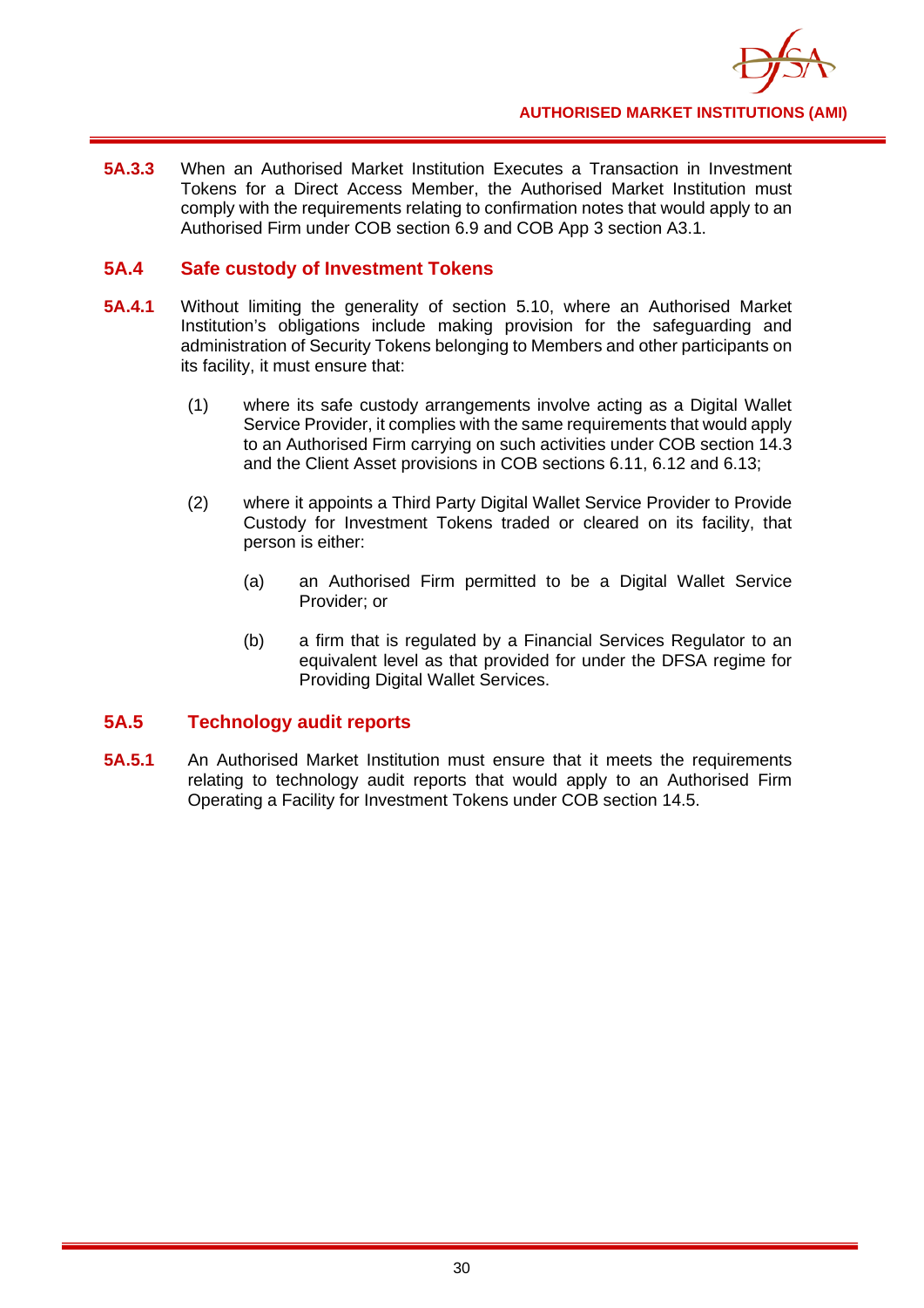**5A.3.3** When an Authorised Market Institution Executes a Transaction in Investment Tokens for a Direct Access Member, the Authorised Market Institution must comply with the requirements relating to confirmation notes that would apply to an Authorised Firm under COB section 6.9 and COB App 3 section A3.1.

## 5A.4 Safe custody of Investment Tokens

**5A.4.1** Without limiting the generality of section 5.10, where an Authorised Market Institution's obligations include making provision for the safeguarding and administration of Security Tokens belonging to Members and other participants on its facility, it must ensure that:

(1) where its safe custody arrangements involve acting as a Digital Wallet Service Provider, it complies with the same requirements that would apply to an Authorised Firm carrying on such activities under COB section 14.3 and the Client Asset provisions in COB sections 6.11, 6.12 and 6.13;

(2) where it appoints a Third Party Digital Wallet Service Provider to Provide Custody for Investment Tokens traded or cleared on its facility, that person is either:

(a) an Authorised Firm permitted to be a Digital Wallet Service Provider; or

(b) a firm that is regulated by a Financial Services Regulator to an equivalent level as that provided for under the DFSA regime for Providing Digital Wallet Services.

## 5A.5 Technology audit reports

**5A.5.1** An Authorised Market Institution must ensure that it meets the requirements relating to technology audit reports that would apply to an Authorised Firm Operating a Facility for Investment Tokens under COB section 14.5.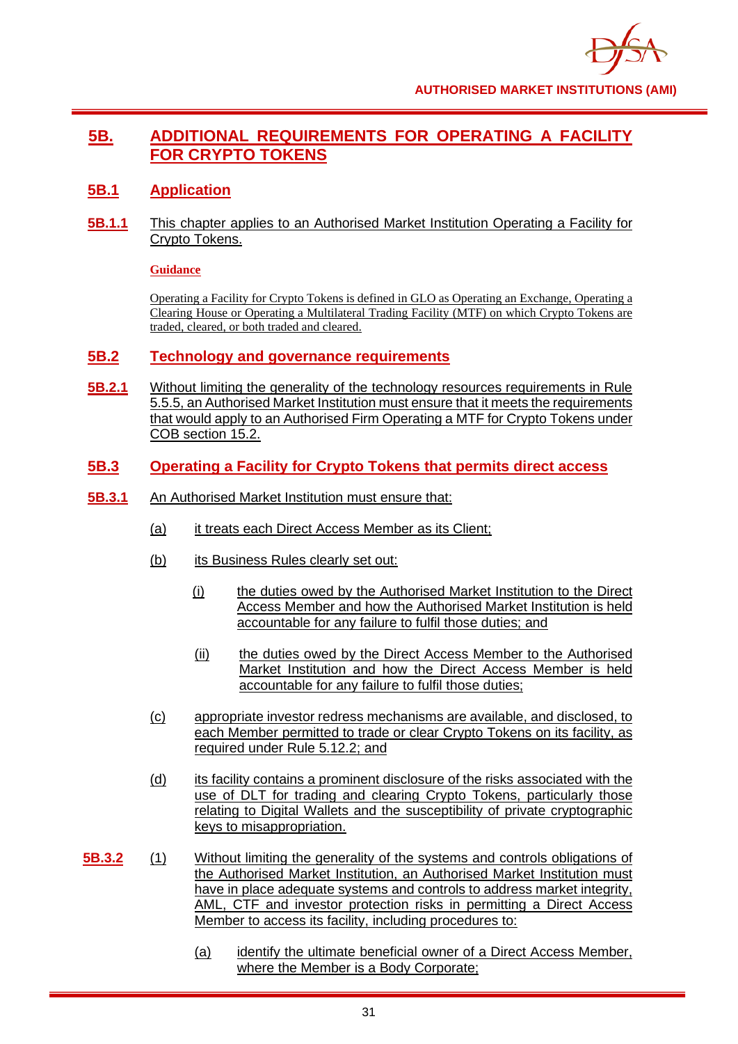# 5B. ADDITIONAL REQUIREMENTS FOR OPERATING A FACILITY FOR CRYPTO TOKENS

## 5B.1 Application

**5B.1.1** This chapter applies to an Authorised Market Institution Operating a Facility for Crypto Tokens.

**Guidance**

Operating a Facility for Crypto Tokens is defined in GLO as Operating an Exchange, Operating a Clearing House or Operating a Multilateral Trading Facility (MTF) on which Crypto Tokens are traded, cleared, or both traded and cleared.

## 5B.2 Technology and governance requirements

**5B.2.1** Without limiting the generality of the technology resources requirements in Rule 5.5.5, an Authorised Market Institution must ensure that it meets the requirements that would apply to an Authorised Firm Operating a MTF for Crypto Tokens under COB section 15.2.

## 5B.3 Operating a Facility for Crypto Tokens that permits direct access

**5B.3.1** An Authorised Market Institution must ensure that:

(a) it treats each Direct Access Member as its Client;

(b) its Business Rules clearly set out:

  (i) the duties owed by the Authorised Market Institution to the Direct Access Member and how the Authorised Market Institution is held accountable for any failure to fulfil those duties; and

  (ii) the duties owed by the Direct Access Member to the Authorised Market Institution and how the Direct Access Member is held accountable for any failure to fulfil those duties;

(c) appropriate investor redress mechanisms are available, and disclosed, to each Member permitted to trade or clear Crypto Tokens on its facility, as required under Rule 5.12.2; and

(d) its facility contains a prominent disclosure of the risks associated with the use of DLT for trading and clearing Crypto Tokens, particularly those relating to Digital Wallets and the susceptibility of private cryptographic keys to misappropriation.

**5B.3.2** (1) Without limiting the generality of the systems and controls obligations of the Authorised Market Institution, an Authorised Market Institution must have in place adequate systems and controls to address market integrity, AML, CTF and investor protection risks in permitting a Direct Access Member to access its facility, including procedures to:

  (a) identify the ultimate beneficial owner of a Direct Access Member, where the Member is a Body Corporate;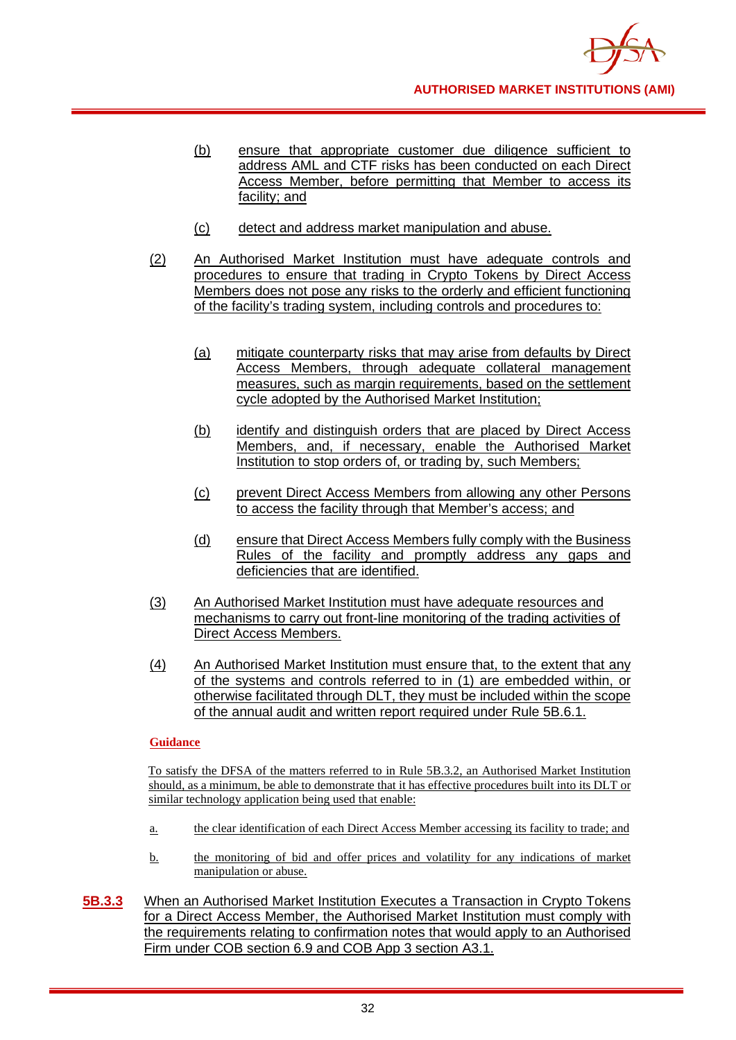(b) ensure that appropriate customer due diligence sufficient to address AML and CTF risks has been conducted on each Direct Access Member, before permitting that Member to access its facility; and

(c) detect and address market manipulation and abuse.

(2) An Authorised Market Institution must have adequate controls and procedures to ensure that trading in Crypto Tokens by Direct Access Members does not pose any risks to the orderly and efficient functioning of the facility's trading system, including controls and procedures to:

(a) mitigate counterparty risks that may arise from defaults by Direct Access Members, through adequate collateral management measures, such as margin requirements, based on the settlement cycle adopted by the Authorised Market Institution;

(b) identify and distinguish orders that are placed by Direct Access Members, and, if necessary, enable the Authorised Market Institution to stop orders of, or trading by, such Members;

(c) prevent Direct Access Members from allowing any other Persons to access the facility through that Member's access; and

(d) ensure that Direct Access Members fully comply with the Business Rules of the facility and promptly address any gaps and deficiencies that are identified.

(3) An Authorised Market Institution must have adequate resources and mechanisms to carry out front-line monitoring of the trading activities of Direct Access Members.

(4) An Authorised Market Institution must ensure that, to the extent that any of the systems and controls referred to in (1) are embedded within, or otherwise facilitated through DLT, they must be included within the scope of the annual audit and written report required under Rule 5B.6.1.

**Guidance**

To satisfy the DFSA of the matters referred to in Rule 5B.3.2, an Authorised Market Institution should, as a minimum, be able to demonstrate that it has effective procedures built into its DLT or similar technology application being used that enable:

a. the clear identification of each Direct Access Member accessing its facility to trade; and

b. the monitoring of bid and offer prices and volatility for any indications of market manipulation or abuse.

**5B.3.3** When an Authorised Market Institution Executes a Transaction in Crypto Tokens for a Direct Access Member, the Authorised Market Institution must comply with the requirements relating to confirmation notes that would apply to an Authorised Firm under COB section 6.9 and COB App 3 section A3.1.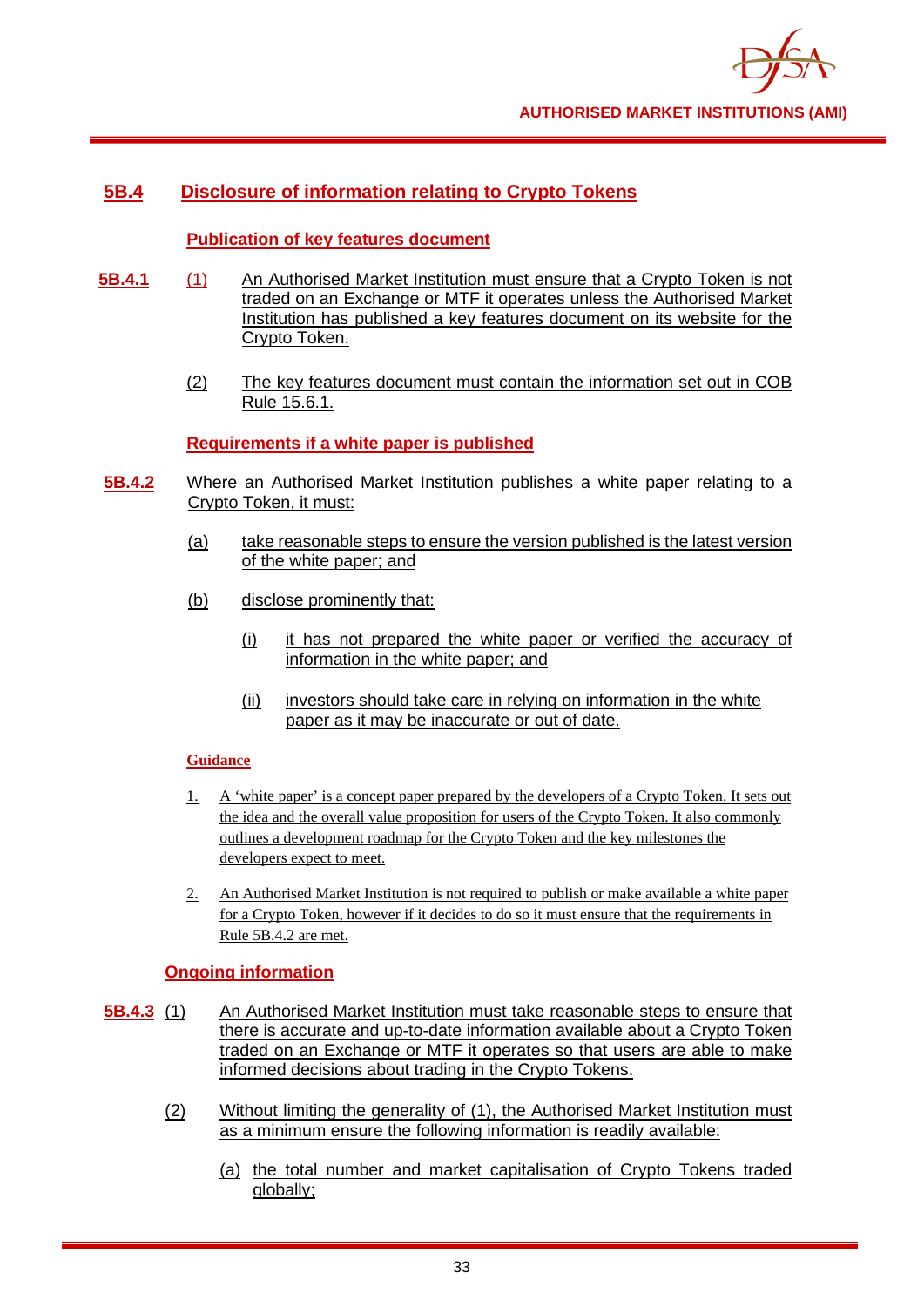## 5B.4 Disclosure of information relating to Crypto Tokens

### Publication of key features document

**5B.4.1** (1) An Authorised Market Institution must ensure that a Crypto Token is not traded on an Exchange or MTF it operates unless the Authorised Market Institution has published a key features document on its website for the Crypto Token.

(2) The key features document must contain the information set out in COB Rule 15.6.1.

### Requirements if a white paper is published

**5B.4.2** Where an Authorised Market Institution publishes a white paper relating to a Crypto Token, it must:

(a) take reasonable steps to ensure the version published is the latest version of the white paper; and

(b) disclose prominently that:

(i) it has not prepared the white paper or verified the accuracy of information in the white paper; and

(ii) investors should take care in relying on information in the white paper as it may be inaccurate or out of date.

**Guidance**

1. A 'white paper' is a concept paper prepared by the developers of a Crypto Token. It sets out the idea and the overall value proposition for users of the Crypto Token. It also commonly outlines a development roadmap for the Crypto Token and the key milestones the developers expect to meet.

2. An Authorised Market Institution is not required to publish or make available a white paper for a Crypto Token, however if it decides to do so it must ensure that the requirements in Rule 5B.4.2 are met.

### Ongoing information

**5B.4.3** (1) An Authorised Market Institution must take reasonable steps to ensure that there is accurate and up-to-date information available about a Crypto Token traded on an Exchange or MTF it operates so that users are able to make informed decisions about trading in the Crypto Tokens.

(2) Without limiting the generality of (1), the Authorised Market Institution must as a minimum ensure the following information is readily available:

(a) the total number and market capitalisation of Crypto Tokens traded globally;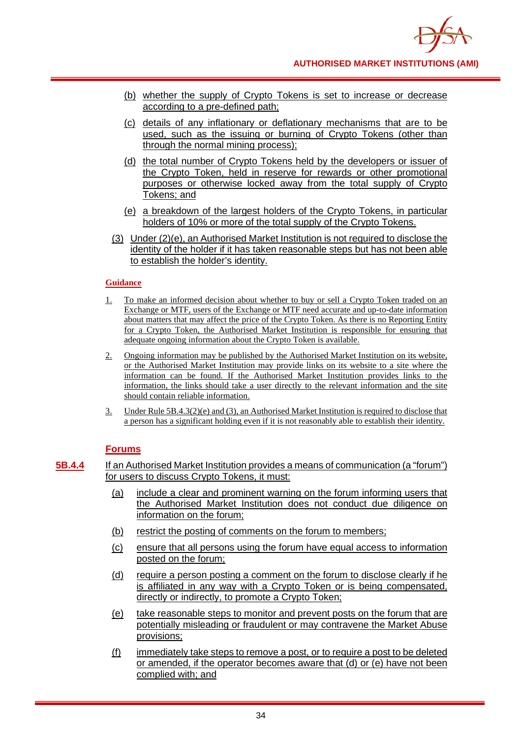(b) whether the supply of Crypto Tokens is set to increase or decrease according to a pre-defined path;

(c) details of any inflationary or deflationary mechanisms that are to be used, such as the issuing or burning of Crypto Tokens (other than through the normal mining process);

(d) the total number of Crypto Tokens held by the developers or issuer of the Crypto Token, held in reserve for rewards or other promotional purposes or otherwise locked away from the total supply of Crypto Tokens; and

(e) a breakdown of the largest holders of the Crypto Tokens, in particular holders of 10% or more of the total supply of the Crypto Tokens.

(3) Under (2)(e), an Authorised Market Institution is not required to disclose the identity of the holder if it has taken reasonable steps but has not been able to establish the holder's identity.

**Guidance**

1. To make an informed decision about whether to buy or sell a Crypto Token traded on an Exchange or MTF, users of the Exchange or MTF need accurate and up-to-date information about matters that may affect the price of the Crypto Token. As there is no Reporting Entity for a Crypto Token, the Authorised Market Institution is responsible for ensuring that adequate ongoing information about the Crypto Token is available.

2. Ongoing information may be published by the Authorised Market Institution on its website, or the Authorised Market Institution may provide links on its website to a site where the information can be found. If the Authorised Market Institution provides links to the information, the links should take a user directly to the relevant information and the site should contain reliable information.

3. Under Rule 5B.4.3(2)(e) and (3), an Authorised Market Institution is required to disclose that a person has a significant holding even if it is not reasonably able to establish their identity.

## Forums

**5B.4.4** If an Authorised Market Institution provides a means of communication (a "forum") for users to discuss Crypto Tokens, it must:

(a) include a clear and prominent warning on the forum informing users that the Authorised Market Institution does not conduct due diligence on information on the forum;

(b) restrict the posting of comments on the forum to members;

(c) ensure that all persons using the forum have equal access to information posted on the forum;

(d) require a person posting a comment on the forum to disclose clearly if he is affiliated in any way with a Crypto Token or is being compensated, directly or indirectly, to promote a Crypto Token;

(e) take reasonable steps to monitor and prevent posts on the forum that are potentially misleading or fraudulent or may contravene the Market Abuse provisions;

(f) immediately take steps to remove a post, or to require a post to be deleted or amended, if the operator becomes aware that (d) or (e) have not been complied with; and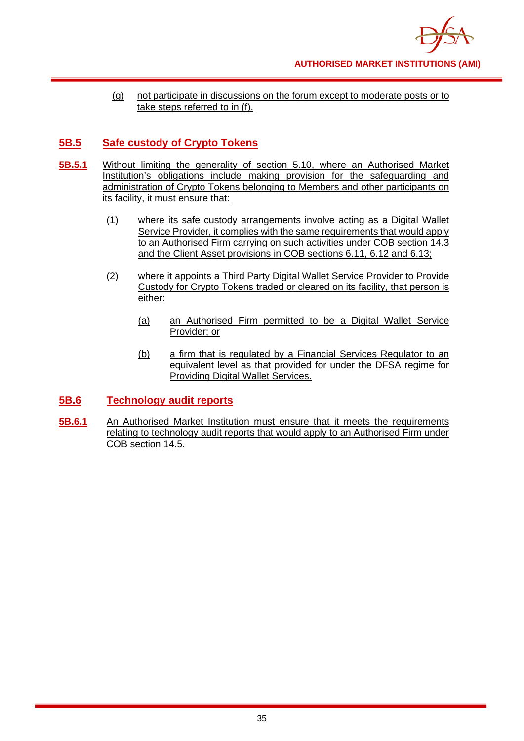(g) not participate in discussions on the forum except to moderate posts or to take steps referred to in (f).

## 5B.5 Safe custody of Crypto Tokens

**5B.5.1** Without limiting the generality of section 5.10, where an Authorised Market Institution's obligations include making provision for the safeguarding and administration of Crypto Tokens belonging to Members and other participants on its facility, it must ensure that:

(1) where its safe custody arrangements involve acting as a Digital Wallet Service Provider, it complies with the same requirements that would apply to an Authorised Firm carrying on such activities under COB section 14.3 and the Client Asset provisions in COB sections 6.11, 6.12 and 6.13;

(2) where it appoints a Third Party Digital Wallet Service Provider to Provide Custody for Crypto Tokens traded or cleared on its facility, that person is either:

   (a) an Authorised Firm permitted to be a Digital Wallet Service Provider; or

   (b) a firm that is regulated by a Financial Services Regulator to an equivalent level as that provided for under the DFSA regime for Providing Digital Wallet Services.

## 5B.6 Technology audit reports

**5B.6.1** An Authorised Market Institution must ensure that it meets the requirements relating to technology audit reports that would apply to an Authorised Firm under COB section 14.5.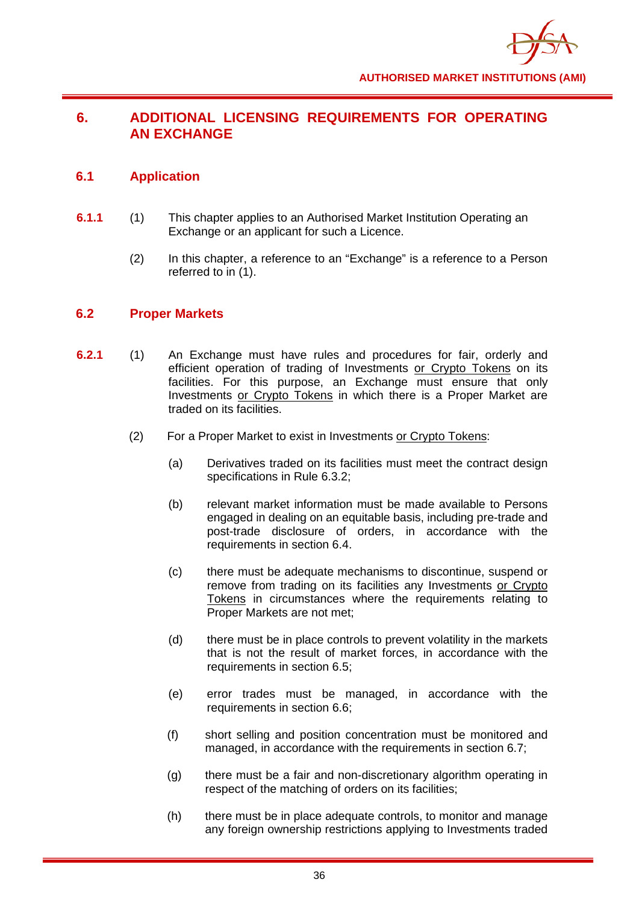## 6. ADDITIONAL LICENSING REQUIREMENTS FOR OPERATING AN EXCHANGE

### 6.1 Application

**6.1.1** (1) This chapter applies to an Authorised Market Institution Operating an Exchange or an applicant for such a Licence.

(2) In this chapter, a reference to an "Exchange" is a reference to a Person referred to in (1).

### 6.2 Proper Markets

**6.2.1** (1) An Exchange must have rules and procedures for fair, orderly and efficient operation of trading of Investments <u>or Crypto Tokens</u> on its facilities. For this purpose, an Exchange must ensure that only Investments <u>or Crypto Tokens</u> in which there is a Proper Market are traded on its facilities.

(2) For a Proper Market to exist in Investments <u>or Crypto Tokens</u>:

(a) Derivatives traded on its facilities must meet the contract design specifications in Rule 6.3.2;

(b) relevant market information must be made available to Persons engaged in dealing on an equitable basis, including pre-trade and post-trade disclosure of orders, in accordance with the requirements in section 6.4.

(c) there must be adequate mechanisms to discontinue, suspend or remove from trading on its facilities any Investments <u>or Crypto Tokens</u> in circumstances where the requirements relating to Proper Markets are not met;

(d) there must be in place controls to prevent volatility in the markets that is not the result of market forces, in accordance with the requirements in section 6.5;

(e) error trades must be managed, in accordance with the requirements in section 6.6;

(f) short selling and position concentration must be monitored and managed, in accordance with the requirements in section 6.7;

(g) there must be a fair and non-discretionary algorithm operating in respect of the matching of orders on its facilities;

(h) there must be in place adequate controls, to monitor and manage any foreign ownership restrictions applying to Investments traded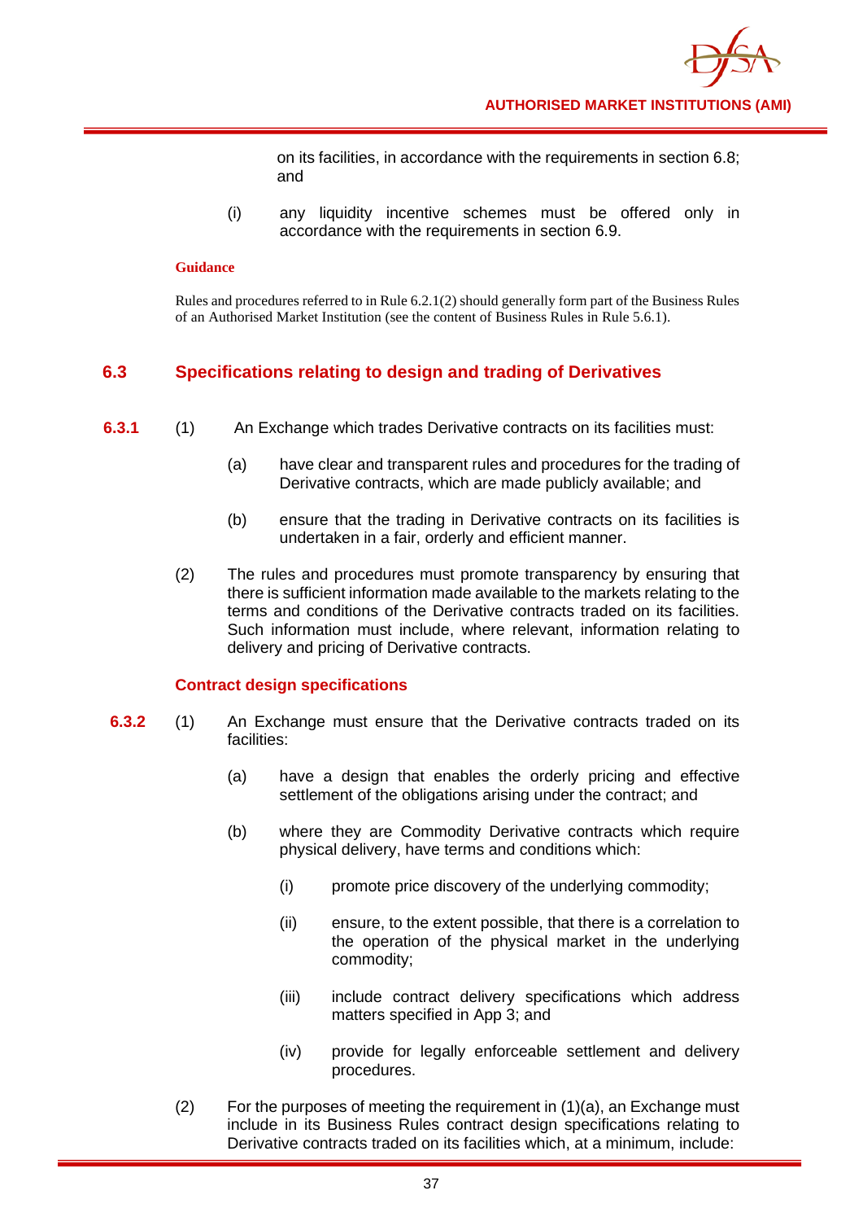on its facilities, in accordance with the requirements in section 6.8; and

(i) any liquidity incentive schemes must be offered only in accordance with the requirements in section 6.9.

**Guidance**

Rules and procedures referred to in Rule 6.2.1(2) should generally form part of the Business Rules of an Authorised Market Institution (see the content of Business Rules in Rule 5.6.1).

## 6.3 Specifications relating to design and trading of Derivatives

**6.3.1** (1) An Exchange which trades Derivative contracts on its facilities must:

(a) have clear and transparent rules and procedures for the trading of Derivative contracts, which are made publicly available; and

(b) ensure that the trading in Derivative contracts on its facilities is undertaken in a fair, orderly and efficient manner.

(2) The rules and procedures must promote transparency by ensuring that there is sufficient information made available to the markets relating to the terms and conditions of the Derivative contracts traded on its facilities. Such information must include, where relevant, information relating to delivery and pricing of Derivative contracts.

### Contract design specifications

**6.3.2** (1) An Exchange must ensure that the Derivative contracts traded on its facilities:

(a) have a design that enables the orderly pricing and effective settlement of the obligations arising under the contract; and

(b) where they are Commodity Derivative contracts which require physical delivery, have terms and conditions which:

(i) promote price discovery of the underlying commodity;

(ii) ensure, to the extent possible, that there is a correlation to the operation of the physical market in the underlying commodity;

(iii) include contract delivery specifications which address matters specified in App 3; and

(iv) provide for legally enforceable settlement and delivery procedures.

(2) For the purposes of meeting the requirement in (1)(a), an Exchange must include in its Business Rules contract design specifications relating to Derivative contracts traded on its facilities which, at a minimum, include: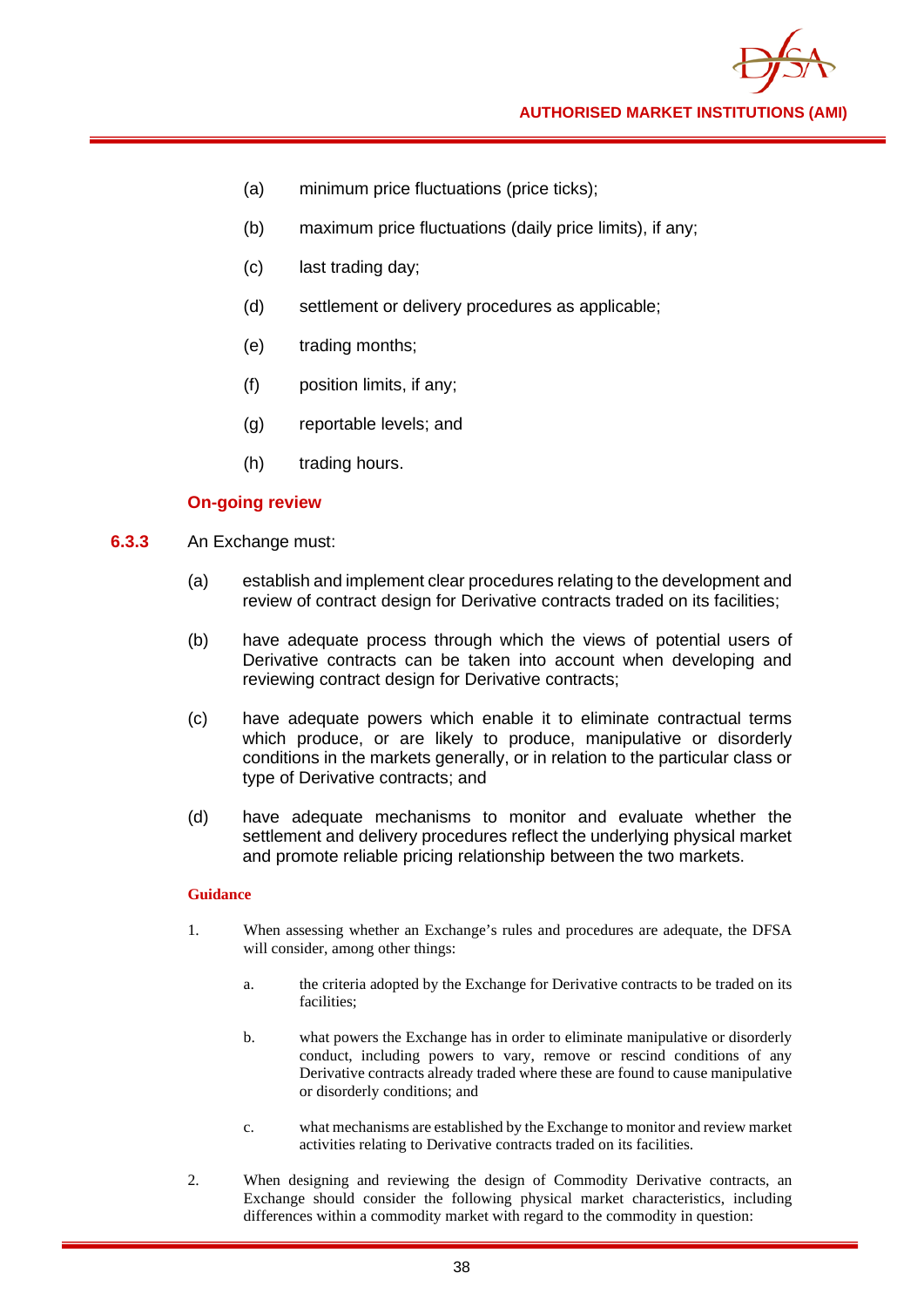(a) minimum price fluctuations (price ticks);

(b) maximum price fluctuations (daily price limits), if any;

(c) last trading day;

(d) settlement or delivery procedures as applicable;

(e) trading months;

(f) position limits, if any;

(g) reportable levels; and

(h) trading hours.

**On-going review**

**6.3.3** An Exchange must:

(a) establish and implement clear procedures relating to the development and review of contract design for Derivative contracts traded on its facilities;

(b) have adequate process through which the views of potential users of Derivative contracts can be taken into account when developing and reviewing contract design for Derivative contracts;

(c) have adequate powers which enable it to eliminate contractual terms which produce, or are likely to produce, manipulative or disorderly conditions in the markets generally, or in relation to the particular class or type of Derivative contracts; and

(d) have adequate mechanisms to monitor and evaluate whether the settlement and delivery procedures reflect the underlying physical market and promote reliable pricing relationship between the two markets.

**Guidance**

1. When assessing whether an Exchange's rules and procedures are adequate, the DFSA will consider, among other things:

   a. the criteria adopted by the Exchange for Derivative contracts to be traded on its facilities;

   b. what powers the Exchange has in order to eliminate manipulative or disorderly conduct, including powers to vary, remove or rescind conditions of any Derivative contracts already traded where these are found to cause manipulative or disorderly conditions; and

   c. what mechanisms are established by the Exchange to monitor and review market activities relating to Derivative contracts traded on its facilities.

2. When designing and reviewing the design of Commodity Derivative contracts, an Exchange should consider the following physical market characteristics, including differences within a commodity market with regard to the commodity in question: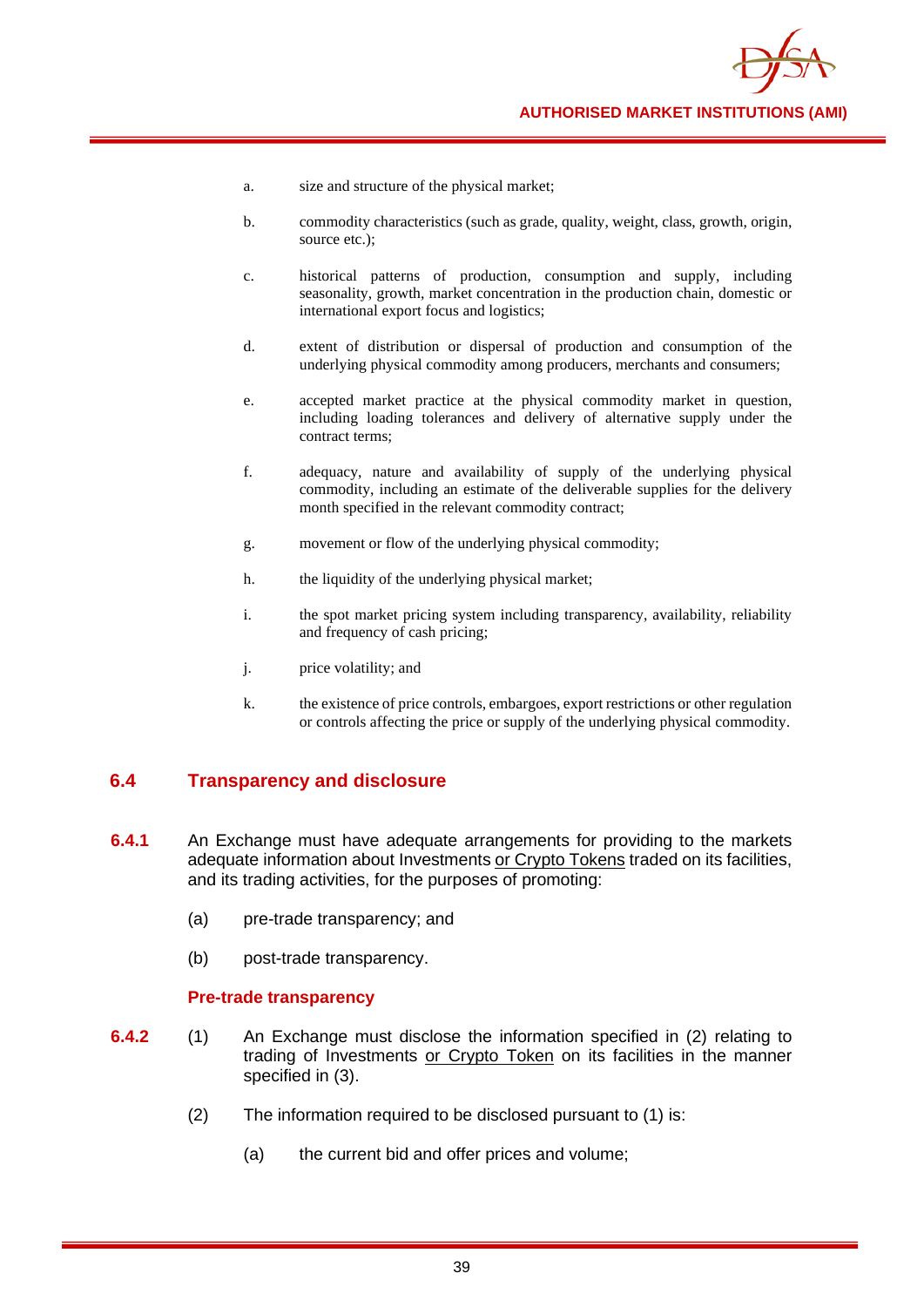a. size and structure of the physical market;

b. commodity characteristics (such as grade, quality, weight, class, growth, origin, source etc.);

c. historical patterns of production, consumption and supply, including seasonality, growth, market concentration in the production chain, domestic or international export focus and logistics;

d. extent of distribution or dispersal of production and consumption of the underlying physical commodity among producers, merchants and consumers;

e. accepted market practice at the physical commodity market in question, including loading tolerances and delivery of alternative supply under the contract terms;

f. adequacy, nature and availability of supply of the underlying physical commodity, including an estimate of the deliverable supplies for the delivery month specified in the relevant commodity contract;

g. movement or flow of the underlying physical commodity;

h. the liquidity of the underlying physical market;

i. the spot market pricing system including transparency, availability, reliability and frequency of cash pricing;

j. price volatility; and

k. the existence of price controls, embargoes, export restrictions or other regulation or controls affecting the price or supply of the underlying physical commodity.

## 6.4 Transparency and disclosure

**6.4.1** An Exchange must have adequate arrangements for providing to the markets adequate information about Investments <u>or Crypto Tokens</u> traded on its facilities, and its trading activities, for the purposes of promoting:

(a) pre-trade transparency; and

(b) post-trade transparency.

### Pre-trade transparency

**6.4.2** (1) An Exchange must disclose the information specified in (2) relating to trading of Investments <u>or Crypto Token</u> on its facilities in the manner specified in (3).

(2) The information required to be disclosed pursuant to (1) is:

(a) the current bid and offer prices and volume;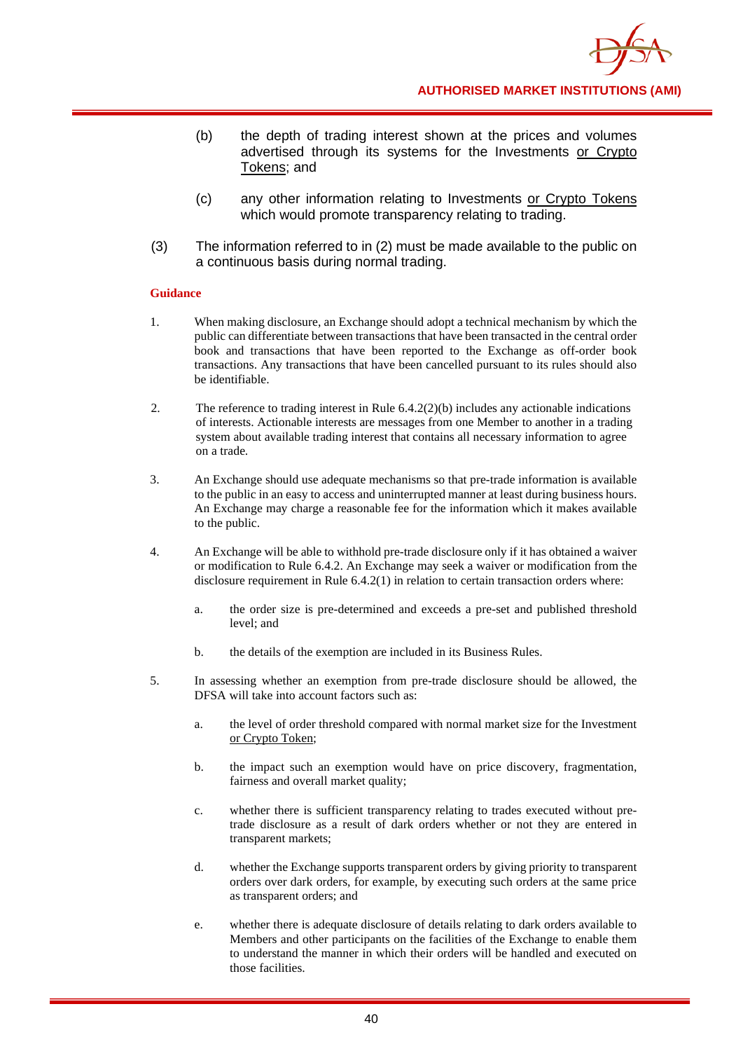(b) the depth of trading interest shown at the prices and volumes advertised through its systems for the Investments <u>or Crypto Tokens</u>; and

(c) any other information relating to Investments <u>or Crypto Tokens</u> which would promote transparency relating to trading.

(3) The information referred to in (2) must be made available to the public on a continuous basis during normal trading.

**Guidance**

1. When making disclosure, an Exchange should adopt a technical mechanism by which the public can differentiate between transactions that have been transacted in the central order book and transactions that have been reported to the Exchange as off-order book transactions. Any transactions that have been cancelled pursuant to its rules should also be identifiable.

2. The reference to trading interest in Rule 6.4.2(2)(b) includes any actionable indications of interests. Actionable interests are messages from one Member to another in a trading system about available trading interest that contains all necessary information to agree on a trade.

3. An Exchange should use adequate mechanisms so that pre-trade information is available to the public in an easy to access and uninterrupted manner at least during business hours. An Exchange may charge a reasonable fee for the information which it makes available to the public.

4. An Exchange will be able to withhold pre-trade disclosure only if it has obtained a waiver or modification to Rule 6.4.2. An Exchange may seek a waiver or modification from the disclosure requirement in Rule 6.4.2(1) in relation to certain transaction orders where:

   a. the order size is pre-determined and exceeds a pre-set and published threshold level; and

   b. the details of the exemption are included in its Business Rules.

5. In assessing whether an exemption from pre-trade disclosure should be allowed, the DFSA will take into account factors such as:

   a. the level of order threshold compared with normal market size for the Investment <u>or Crypto Token</u>;

   b. the impact such an exemption would have on price discovery, fragmentation, fairness and overall market quality;

   c. whether there is sufficient transparency relating to trades executed without pre-trade disclosure as a result of dark orders whether or not they are entered in transparent markets;

   d. whether the Exchange supports transparent orders by giving priority to transparent orders over dark orders, for example, by executing such orders at the same price as transparent orders; and

   e. whether there is adequate disclosure of details relating to dark orders available to Members and other participants on the facilities of the Exchange to enable them to understand the manner in which their orders will be handled and executed on those facilities.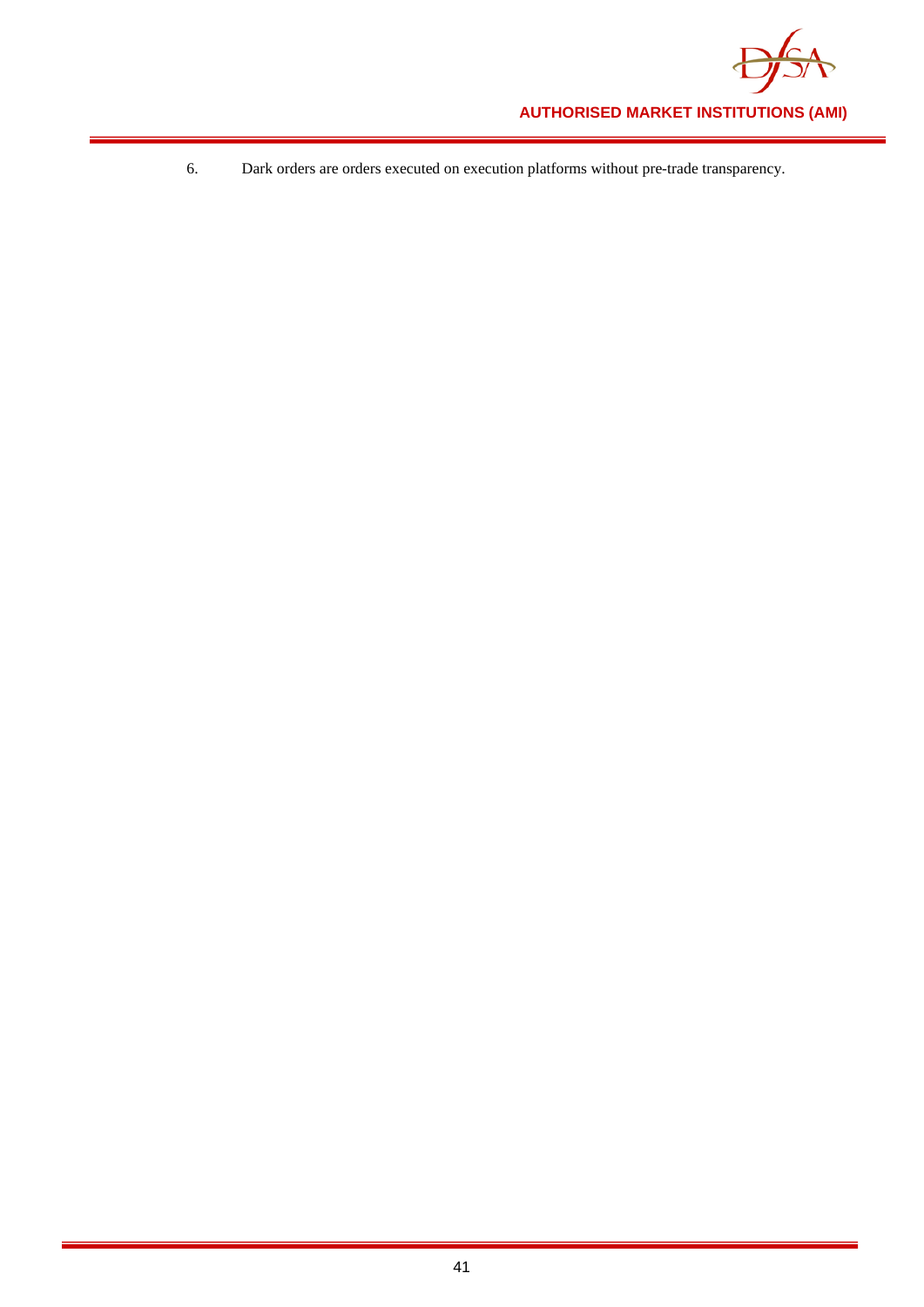6. Dark orders are orders executed on execution platforms without pre-trade transparency.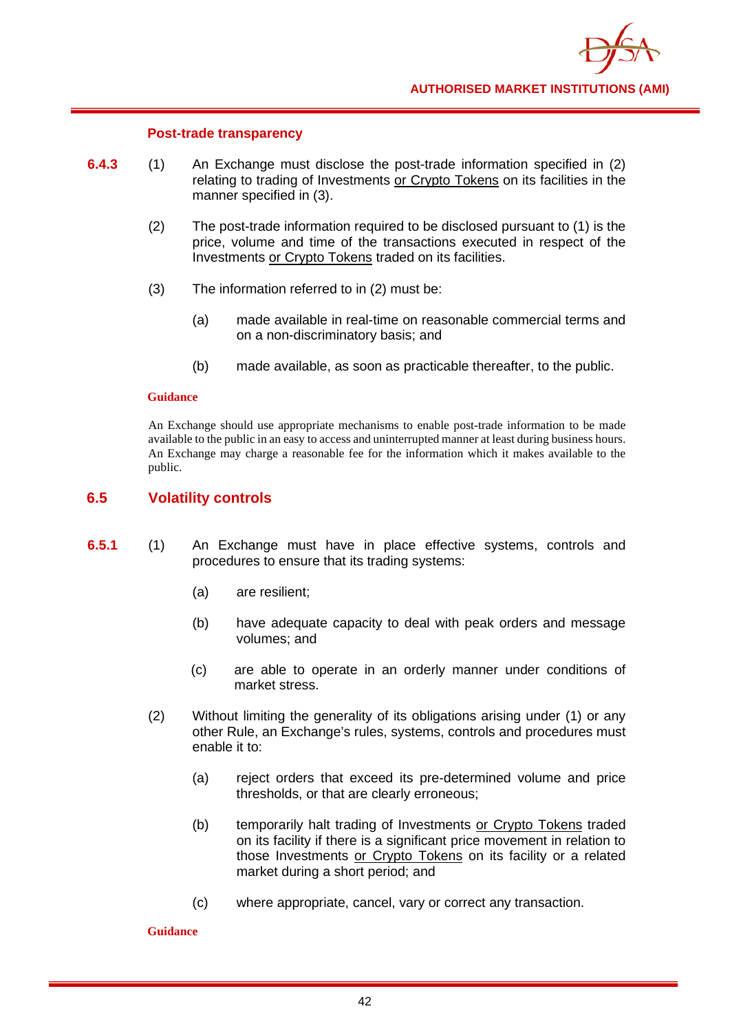#### Post-trade transparency

**6.4.3** (1) An Exchange must disclose the post-trade information specified in (2) relating to trading of Investments <u>or Crypto Tokens</u> on its facilities in the manner specified in (3).

(2) The post-trade information required to be disclosed pursuant to (1) is the price, volume and time of the transactions executed in respect of the Investments <u>or Crypto Tokens</u> traded on its facilities.

(3) The information referred to in (2) must be:

(a) made available in real-time on reasonable commercial terms and on a non-discriminatory basis; and

(b) made available, as soon as practicable thereafter, to the public.

**Guidance**

An Exchange should use appropriate mechanisms to enable post-trade information to be made available to the public in an easy to access and uninterrupted manner at least during business hours. An Exchange may charge a reasonable fee for the information which it makes available to the public.

## 6.5 Volatility controls

**6.5.1** (1) An Exchange must have in place effective systems, controls and procedures to ensure that its trading systems:

(a) are resilient;

(b) have adequate capacity to deal with peak orders and message volumes; and

(c) are able to operate in an orderly manner under conditions of market stress.

(2) Without limiting the generality of its obligations arising under (1) or any other Rule, an Exchange's rules, systems, controls and procedures must enable it to:

(a) reject orders that exceed its pre-determined volume and price thresholds, or that are clearly erroneous;

(b) temporarily halt trading of Investments <u>or Crypto Tokens</u> traded on its facility if there is a significant price movement in relation to those Investments <u>or Crypto Tokens</u> on its facility or a related market during a short period; and

(c) where appropriate, cancel, vary or correct any transaction.

**Guidance**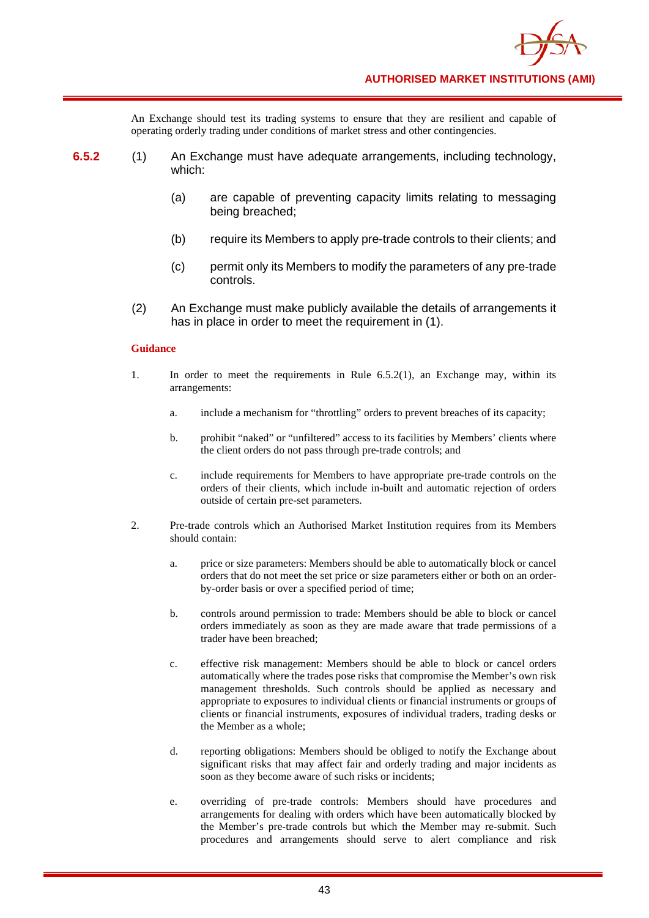An Exchange should test its trading systems to ensure that they are resilient and capable of operating orderly trading under conditions of market stress and other contingencies.

**6.5.2** (1) An Exchange must have adequate arrangements, including technology, which:

(a) are capable of preventing capacity limits relating to messaging being breached;

(b) require its Members to apply pre-trade controls to their clients; and

(c) permit only its Members to modify the parameters of any pre-trade controls.

(2) An Exchange must make publicly available the details of arrangements it has in place in order to meet the requirement in (1).

**Guidance**

1. In order to meet the requirements in Rule 6.5.2(1), an Exchange may, within its arrangements:

   a. include a mechanism for "throttling" orders to prevent breaches of its capacity;

   b. prohibit "naked" or "unfiltered" access to its facilities by Members' clients where the client orders do not pass through pre-trade controls; and

   c. include requirements for Members to have appropriate pre-trade controls on the orders of their clients, which include in-built and automatic rejection of orders outside of certain pre-set parameters.

2. Pre-trade controls which an Authorised Market Institution requires from its Members should contain:

   a. price or size parameters: Members should be able to automatically block or cancel orders that do not meet the set price or size parameters either or both on an order-by-order basis or over a specified period of time;

   b. controls around permission to trade: Members should be able to block or cancel orders immediately as soon as they are made aware that trade permissions of a trader have been breached;

   c. effective risk management: Members should be able to block or cancel orders automatically where the trades pose risks that compromise the Member's own risk management thresholds. Such controls should be applied as necessary and appropriate to exposures to individual clients or financial instruments or groups of clients or financial instruments, exposures of individual traders, trading desks or the Member as a whole;

   d. reporting obligations: Members should be obliged to notify the Exchange about significant risks that may affect fair and orderly trading and major incidents as soon as they become aware of such risks or incidents;

   e. overriding of pre-trade controls: Members should have procedures and arrangements for dealing with orders which have been automatically blocked by the Member's pre-trade controls but which the Member may re-submit. Such procedures and arrangements should serve to alert compliance and risk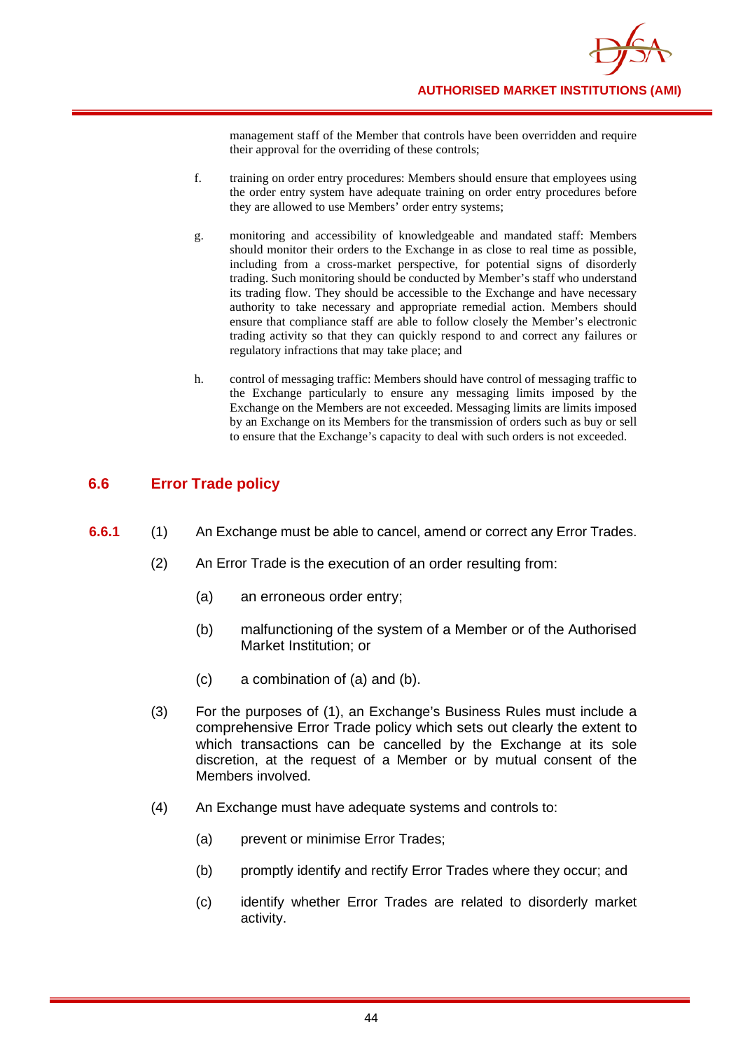management staff of the Member that controls have been overridden and require their approval for the overriding of these controls;

f. training on order entry procedures: Members should ensure that employees using the order entry system have adequate training on order entry procedures before they are allowed to use Members' order entry systems;

g. monitoring and accessibility of knowledgeable and mandated staff: Members should monitor their orders to the Exchange in as close to real time as possible, including from a cross-market perspective, for potential signs of disorderly trading. Such monitoring should be conducted by Member's staff who understand its trading flow. They should be accessible to the Exchange and have necessary authority to take necessary and appropriate remedial action. Members should ensure that compliance staff are able to follow closely the Member's electronic trading activity so that they can quickly respond to and correct any failures or regulatory infractions that may take place; and

h. control of messaging traffic: Members should have control of messaging traffic to the Exchange particularly to ensure any messaging limits imposed by the Exchange on the Members are not exceeded. Messaging limits are limits imposed by an Exchange on its Members for the transmission of orders such as buy or sell to ensure that the Exchange's capacity to deal with such orders is not exceeded.

## 6.6 Error Trade policy

**6.6.1** (1) An Exchange must be able to cancel, amend or correct any Error Trades.

(2) An Error Trade is the execution of an order resulting from:

(a) an erroneous order entry;

(b) malfunctioning of the system of a Member or of the Authorised Market Institution; or

(c) a combination of (a) and (b).

(3) For the purposes of (1), an Exchange's Business Rules must include a comprehensive Error Trade policy which sets out clearly the extent to which transactions can be cancelled by the Exchange at its sole discretion, at the request of a Member or by mutual consent of the Members involved.

(4) An Exchange must have adequate systems and controls to:

(a) prevent or minimise Error Trades;

(b) promptly identify and rectify Error Trades where they occur; and

(c) identify whether Error Trades are related to disorderly market activity.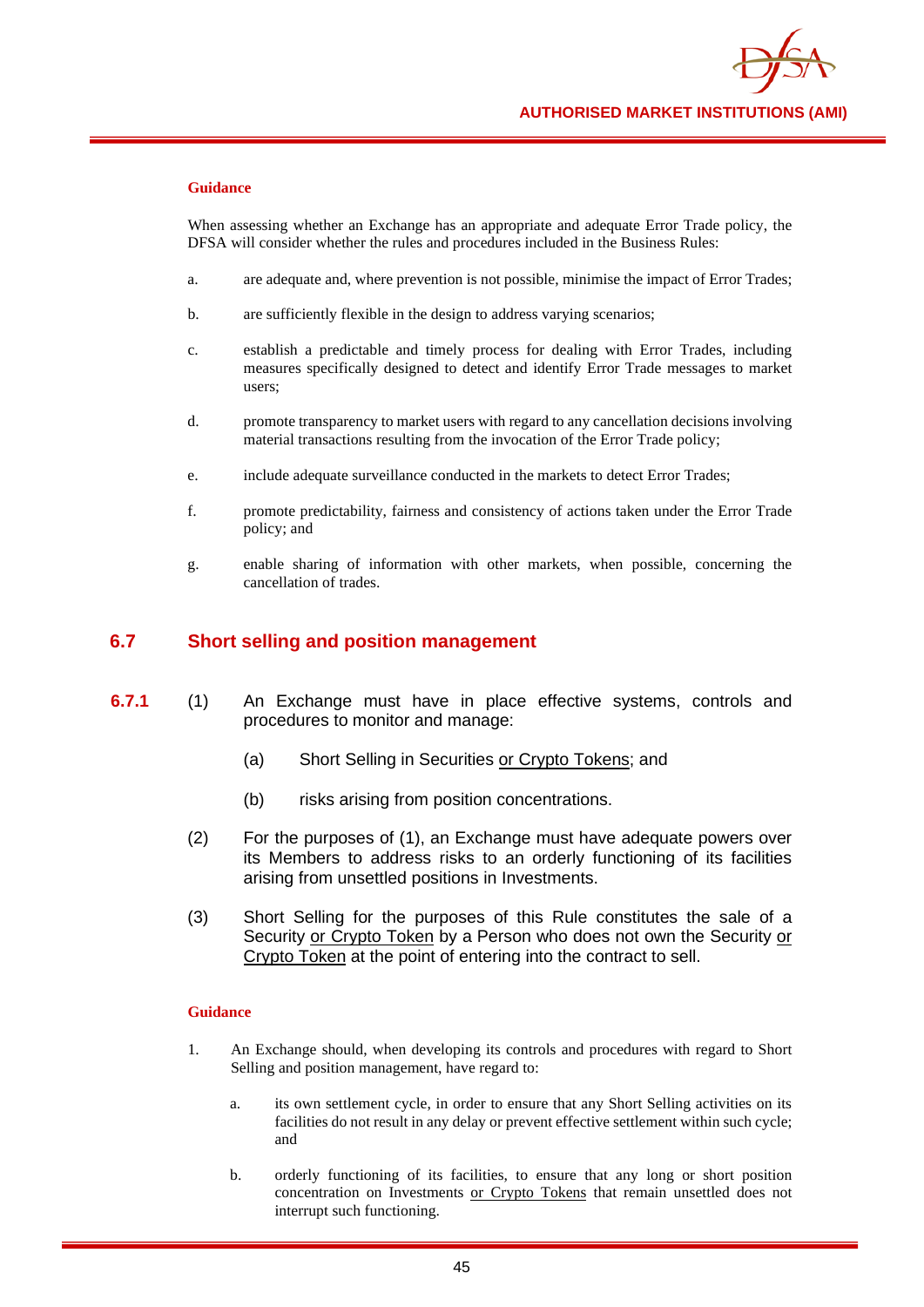**Guidance**

When assessing whether an Exchange has an appropriate and adequate Error Trade policy, the DFSA will consider whether the rules and procedures included in the Business Rules:

a. are adequate and, where prevention is not possible, minimise the impact of Error Trades;

b. are sufficiently flexible in the design to address varying scenarios;

c. establish a predictable and timely process for dealing with Error Trades, including measures specifically designed to detect and identify Error Trade messages to market users;

d. promote transparency to market users with regard to any cancellation decisions involving material transactions resulting from the invocation of the Error Trade policy;

e. include adequate surveillance conducted in the markets to detect Error Trades;

f. promote predictability, fairness and consistency of actions taken under the Error Trade policy; and

g. enable sharing of information with other markets, when possible, concerning the cancellation of trades.

## 6.7 Short selling and position management

**6.7.1** (1) An Exchange must have in place effective systems, controls and procedures to monitor and manage:

(a) Short Selling in Securities or Crypto Tokens; and

(b) risks arising from position concentrations.

(2) For the purposes of (1), an Exchange must have adequate powers over its Members to address risks to an orderly functioning of its facilities arising from unsettled positions in Investments.

(3) Short Selling for the purposes of this Rule constitutes the sale of a Security or Crypto Token by a Person who does not own the Security or Crypto Token at the point of entering into the contract to sell.

**Guidance**

1. An Exchange should, when developing its controls and procedures with regard to Short Selling and position management, have regard to:

   a. its own settlement cycle, in order to ensure that any Short Selling activities on its facilities do not result in any delay or prevent effective settlement within such cycle; and

   b. orderly functioning of its facilities, to ensure that any long or short position concentration on Investments or Crypto Tokens that remain unsettled does not interrupt such functioning.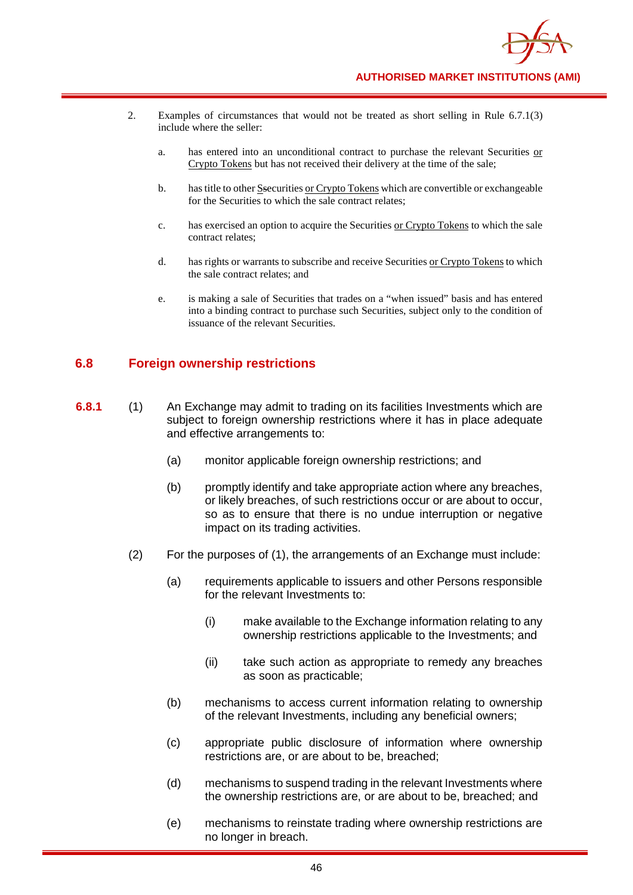2. Examples of circumstances that would not be treated as short selling in Rule 6.7.1(3) include where the seller:

   a. has entered into an unconditional contract to purchase the relevant Securities or Crypto Tokens but has not received their delivery at the time of the sale;

   b. has title to other Ssecurities or Crypto Tokens which are convertible or exchangeable for the Securities to which the sale contract relates;

   c. has exercised an option to acquire the Securities or Crypto Tokens to which the sale contract relates;

   d. has rights or warrants to subscribe and receive Securities or Crypto Tokens to which the sale contract relates; and

   e. is making a sale of Securities that trades on a "when issued" basis and has entered into a binding contract to purchase such Securities, subject only to the condition of issuance of the relevant Securities.

## 6.8 Foreign ownership restrictions

**6.8.1** (1) An Exchange may admit to trading on its facilities Investments which are subject to foreign ownership restrictions where it has in place adequate and effective arrangements to:

(a) monitor applicable foreign ownership restrictions; and

(b) promptly identify and take appropriate action where any breaches, or likely breaches, of such restrictions occur or are about to occur, so as to ensure that there is no undue interruption or negative impact on its trading activities.

(2) For the purposes of (1), the arrangements of an Exchange must include:

(a) requirements applicable to issuers and other Persons responsible for the relevant Investments to:

(i) make available to the Exchange information relating to any ownership restrictions applicable to the Investments; and

(ii) take such action as appropriate to remedy any breaches as soon as practicable;

(b) mechanisms to access current information relating to ownership of the relevant Investments, including any beneficial owners;

(c) appropriate public disclosure of information where ownership restrictions are, or are about to be, breached;

(d) mechanisms to suspend trading in the relevant Investments where the ownership restrictions are, or are about to be, breached; and

(e) mechanisms to reinstate trading where ownership restrictions are no longer in breach.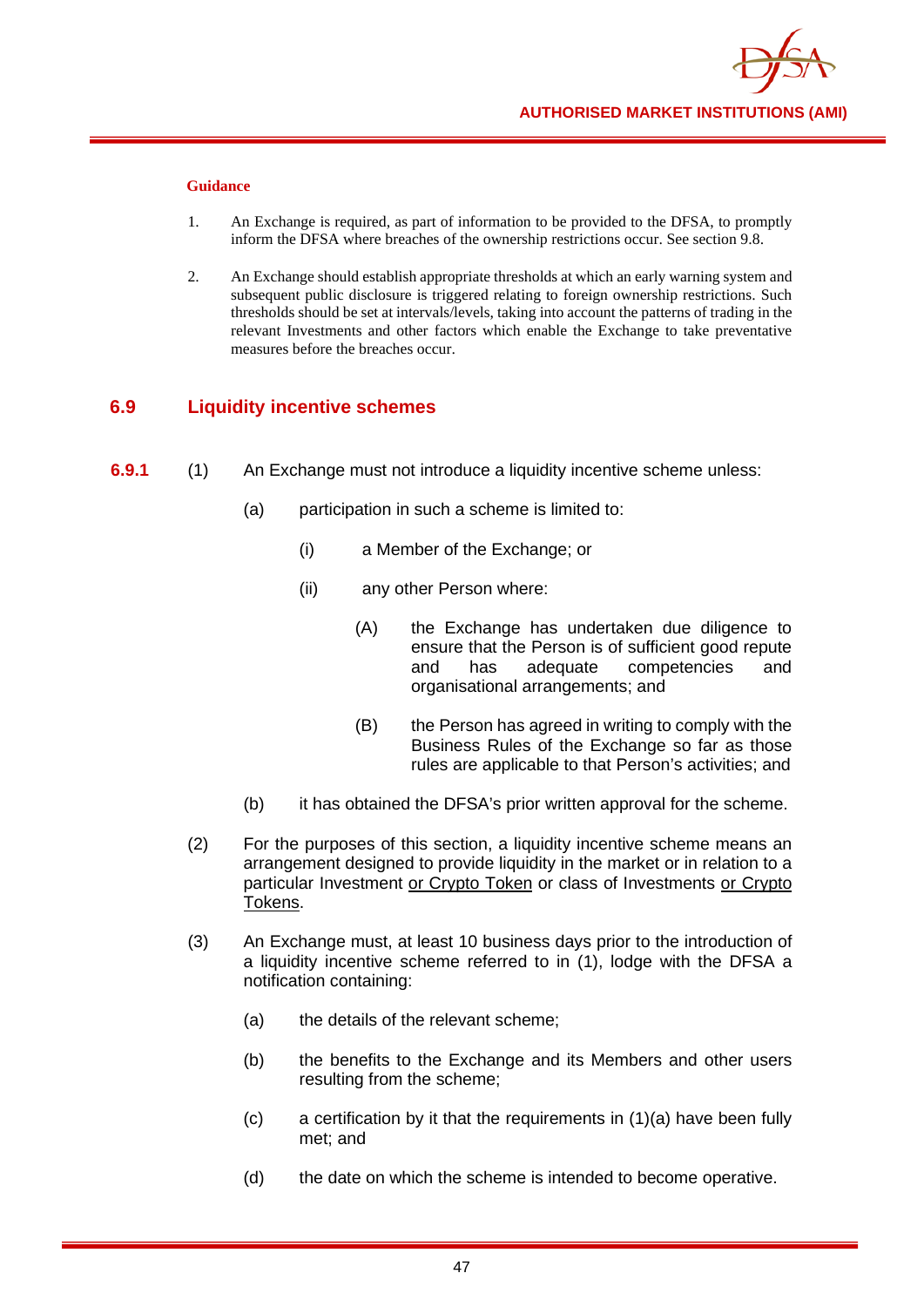**Guidance**

1. An Exchange is required, as part of information to be provided to the DFSA, to promptly inform the DFSA where breaches of the ownership restrictions occur. See section 9.8.

2. An Exchange should establish appropriate thresholds at which an early warning system and subsequent public disclosure is triggered relating to foreign ownership restrictions. Such thresholds should be set at intervals/levels, taking into account the patterns of trading in the relevant Investments and other factors which enable the Exchange to take preventative measures before the breaches occur.

## 6.9 Liquidity incentive schemes

**6.9.1** (1) An Exchange must not introduce a liquidity incentive scheme unless:

(a) participation in such a scheme is limited to:

(i) a Member of the Exchange; or

(ii) any other Person where:

(A) the Exchange has undertaken due diligence to ensure that the Person is of sufficient good repute and has adequate competencies and organisational arrangements; and

(B) the Person has agreed in writing to comply with the Business Rules of the Exchange so far as those rules are applicable to that Person's activities; and

(b) it has obtained the DFSA's prior written approval for the scheme.

(2) For the purposes of this section, a liquidity incentive scheme means an arrangement designed to provide liquidity in the market or in relation to a particular Investment <u>or Crypto Token</u> or class of Investments <u>or Crypto Tokens</u>.

(3) An Exchange must, at least 10 business days prior to the introduction of a liquidity incentive scheme referred to in (1), lodge with the DFSA a notification containing:

(a) the details of the relevant scheme;

(b) the benefits to the Exchange and its Members and other users resulting from the scheme;

(c) a certification by it that the requirements in (1)(a) have been fully met; and

(d) the date on which the scheme is intended to become operative.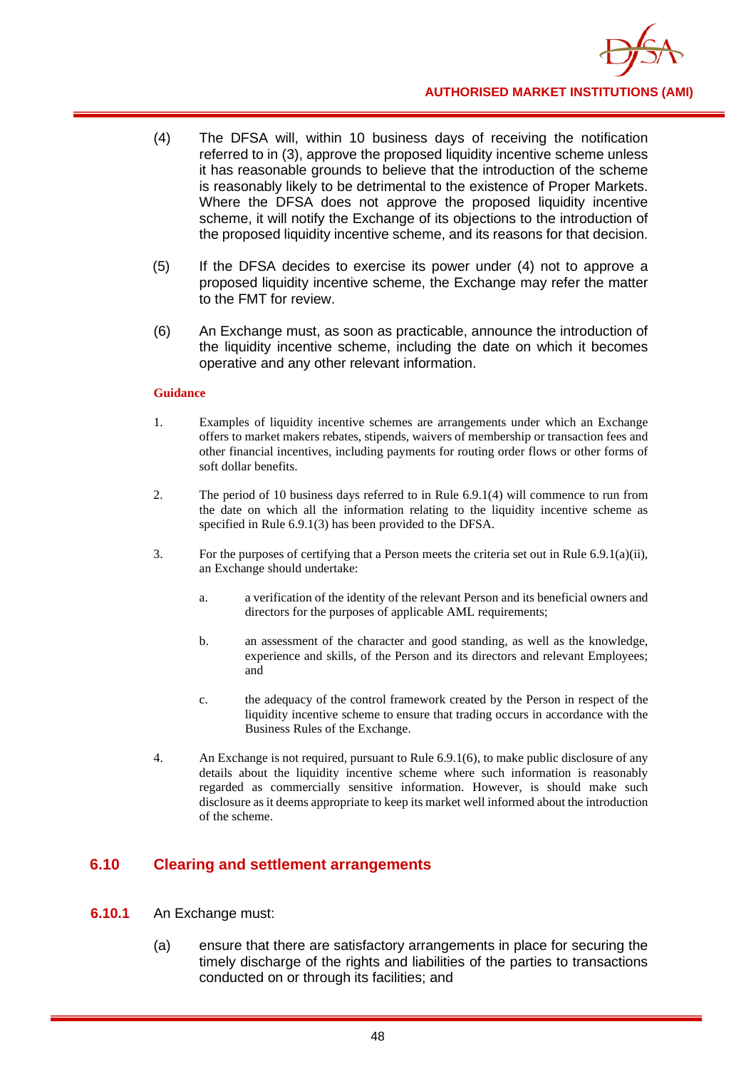(4) The DFSA will, within 10 business days of receiving the notification referred to in (3), approve the proposed liquidity incentive scheme unless it has reasonable grounds to believe that the introduction of the scheme is reasonably likely to be detrimental to the existence of Proper Markets. Where the DFSA does not approve the proposed liquidity incentive scheme, it will notify the Exchange of its objections to the introduction of the proposed liquidity incentive scheme, and its reasons for that decision.

(5) If the DFSA decides to exercise its power under (4) not to approve a proposed liquidity incentive scheme, the Exchange may refer the matter to the FMT for review.

(6) An Exchange must, as soon as practicable, announce the introduction of the liquidity incentive scheme, including the date on which it becomes operative and any other relevant information.

**Guidance**

1. Examples of liquidity incentive schemes are arrangements under which an Exchange offers to market makers rebates, stipends, waivers of membership or transaction fees and other financial incentives, including payments for routing order flows or other forms of soft dollar benefits.

2. The period of 10 business days referred to in Rule 6.9.1(4) will commence to run from the date on which all the information relating to the liquidity incentive scheme as specified in Rule 6.9.1(3) has been provided to the DFSA.

3. For the purposes of certifying that a Person meets the criteria set out in Rule 6.9.1(a)(ii), an Exchange should undertake:

   a. a verification of the identity of the relevant Person and its beneficial owners and directors for the purposes of applicable AML requirements;

   b. an assessment of the character and good standing, as well as the knowledge, experience and skills, of the Person and its directors and relevant Employees; and

   c. the adequacy of the control framework created by the Person in respect of the liquidity incentive scheme to ensure that trading occurs in accordance with the Business Rules of the Exchange.

4. An Exchange is not required, pursuant to Rule 6.9.1(6), to make public disclosure of any details about the liquidity incentive scheme where such information is reasonably regarded as commercially sensitive information. However, is should make such disclosure as it deems appropriate to keep its market well informed about the introduction of the scheme.

## 6.10 Clearing and settlement arrangements

**6.10.1** An Exchange must:

(a) ensure that there are satisfactory arrangements in place for securing the timely discharge of the rights and liabilities of the parties to transactions conducted on or through its facilities; and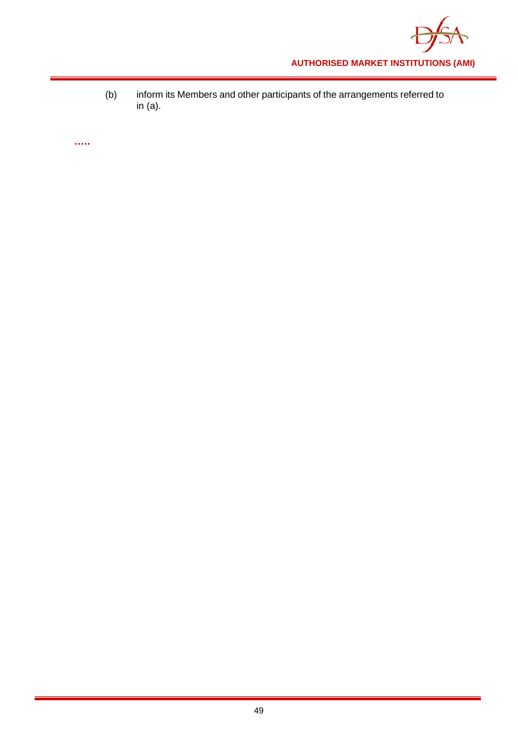(b) inform its Members and other participants of the arrangements referred to in (a).

…..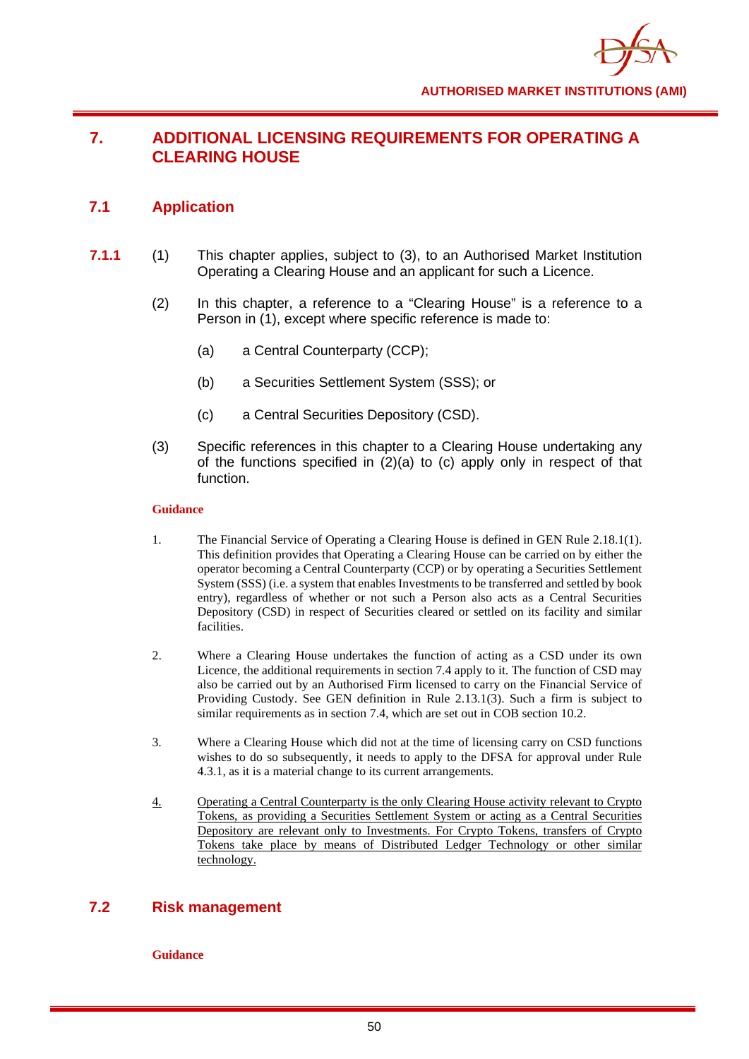# 7. ADDITIONAL LICENSING REQUIREMENTS FOR OPERATING A CLEARING HOUSE

## 7.1 Application

**7.1.1** (1) This chapter applies, subject to (3), to an Authorised Market Institution Operating a Clearing House and an applicant for such a Licence.

(2) In this chapter, a reference to a "Clearing House" is a reference to a Person in (1), except where specific reference is made to:

(a) a Central Counterparty (CCP);

(b) a Securities Settlement System (SSS); or

(c) a Central Securities Depository (CSD).

(3) Specific references in this chapter to a Clearing House undertaking any of the functions specified in (2)(a) to (c) apply only in respect of that function.

**Guidance**

1. The Financial Service of Operating a Clearing House is defined in GEN Rule 2.18.1(1). This definition provides that Operating a Clearing House can be carried on by either the operator becoming a Central Counterparty (CCP) or by operating a Securities Settlement System (SSS) (i.e. a system that enables Investments to be transferred and settled by book entry), regardless of whether or not such a Person also acts as a Central Securities Depository (CSD) in respect of Securities cleared or settled on its facility and similar facilities.

2. Where a Clearing House undertakes the function of acting as a CSD under its own Licence, the additional requirements in section 7.4 apply to it. The function of CSD may also be carried out by an Authorised Firm licensed to carry on the Financial Service of Providing Custody. See GEN definition in Rule 2.13.1(3). Such a firm is subject to similar requirements as in section 7.4, which are set out in COB section 10.2.

3. Where a Clearing House which did not at the time of licensing carry on CSD functions wishes to do so subsequently, it needs to apply to the DFSA for approval under Rule 4.3.1, as it is a material change to its current arrangements.

4. Operating a Central Counterparty is the only Clearing House activity relevant to Crypto Tokens, as providing a Securities Settlement System or acting as a Central Securities Depository are relevant only to Investments. For Crypto Tokens, transfers of Crypto Tokens take place by means of Distributed Ledger Technology or other similar technology.

## 7.2 Risk management

**Guidance**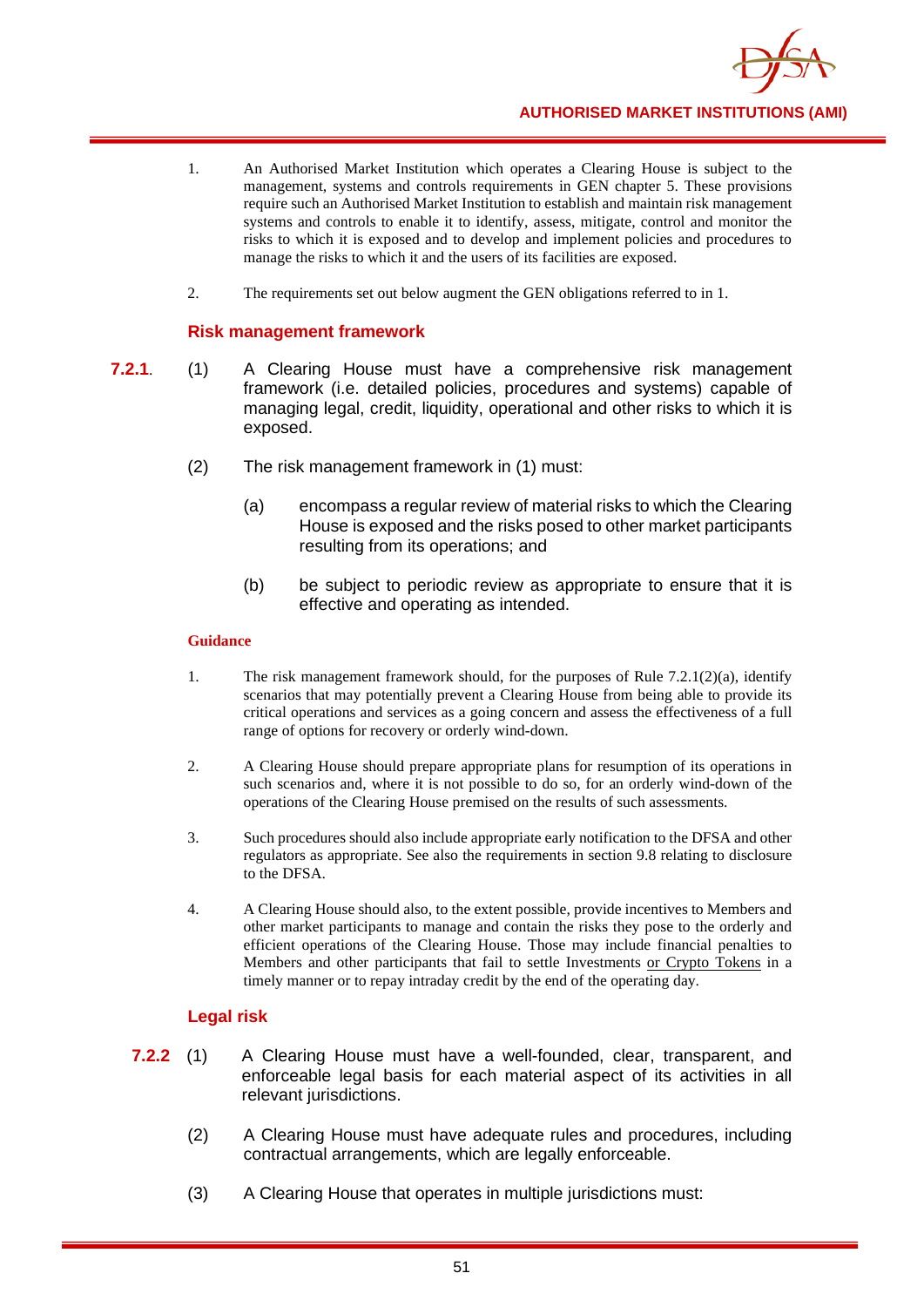1. An Authorised Market Institution which operates a Clearing House is subject to the management, systems and controls requirements in GEN chapter 5. These provisions require such an Authorised Market Institution to establish and maintain risk management systems and controls to enable it to identify, assess, mitigate, control and monitor the risks to which it is exposed and to develop and implement policies and procedures to manage the risks to which it and the users of its facilities are exposed.

2. The requirements set out below augment the GEN obligations referred to in 1.

### Risk management framework

**7.2.1.** (1) A Clearing House must have a comprehensive risk management framework (i.e. detailed policies, procedures and systems) capable of managing legal, credit, liquidity, operational and other risks to which it is exposed.

(2) The risk management framework in (1) must:

(a) encompass a regular review of material risks to which the Clearing House is exposed and the risks posed to other market participants resulting from its operations; and

(b) be subject to periodic review as appropriate to ensure that it is effective and operating as intended.

**Guidance**

1. The risk management framework should, for the purposes of Rule 7.2.1(2)(a), identify scenarios that may potentially prevent a Clearing House from being able to provide its critical operations and services as a going concern and assess the effectiveness of a full range of options for recovery or orderly wind-down.

2. A Clearing House should prepare appropriate plans for resumption of its operations in such scenarios and, where it is not possible to do so, for an orderly wind-down of the operations of the Clearing House premised on the results of such assessments.

3. Such procedures should also include appropriate early notification to the DFSA and other regulators as appropriate. See also the requirements in section 9.8 relating to disclosure to the DFSA.

4. A Clearing House should also, to the extent possible, provide incentives to Members and other market participants to manage and contain the risks they pose to the orderly and efficient operations of the Clearing House. Those may include financial penalties to Members and other participants that fail to settle Investments or Crypto Tokens in a timely manner or to repay intraday credit by the end of the operating day.

### Legal risk

**7.2.2** (1) A Clearing House must have a well-founded, clear, transparent, and enforceable legal basis for each material aspect of its activities in all relevant jurisdictions.

(2) A Clearing House must have adequate rules and procedures, including contractual arrangements, which are legally enforceable.

(3) A Clearing House that operates in multiple jurisdictions must: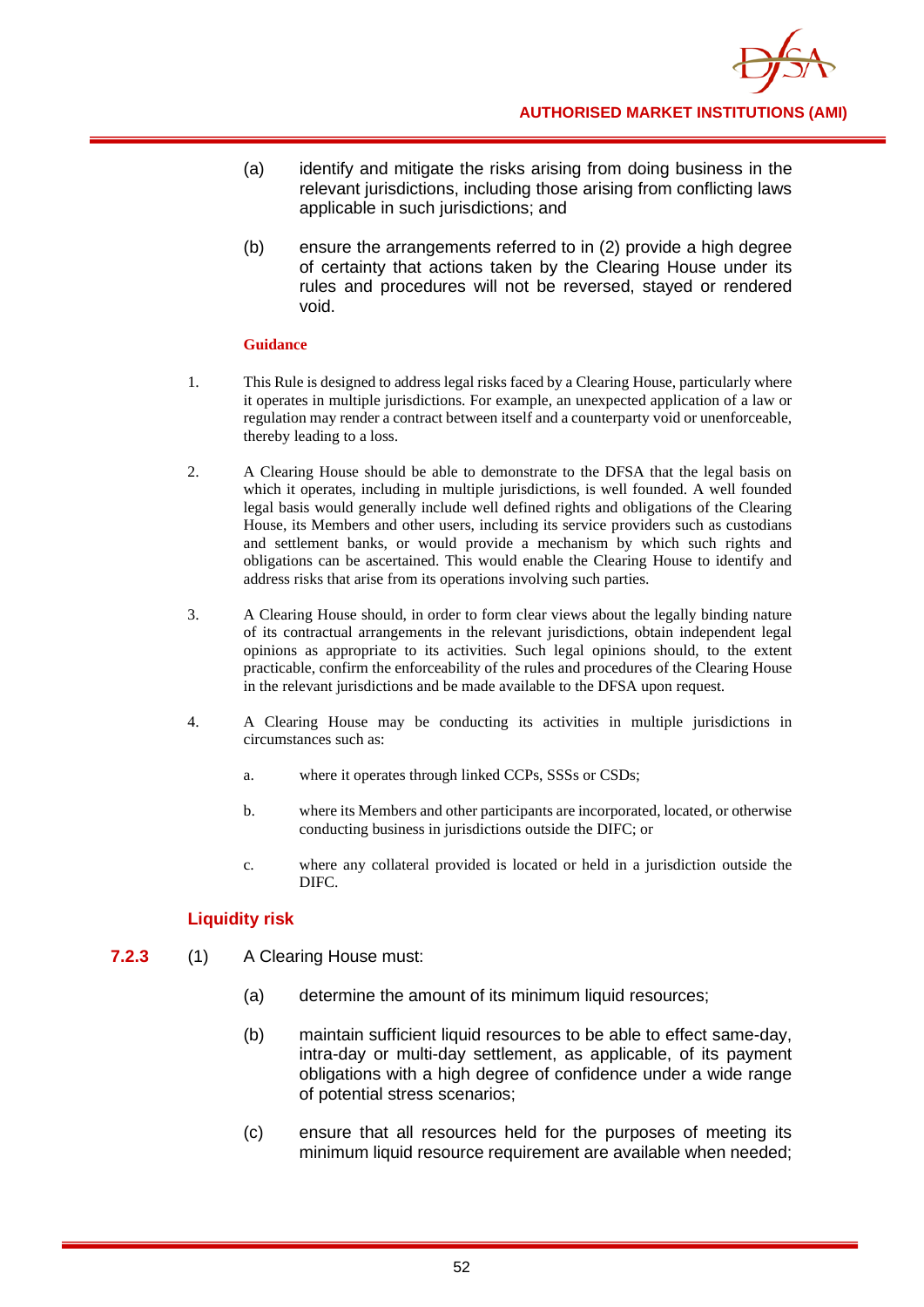(a) identify and mitigate the risks arising from doing business in the relevant jurisdictions, including those arising from conflicting laws applicable in such jurisdictions; and

(b) ensure the arrangements referred to in (2) provide a high degree of certainty that actions taken by the Clearing House under its rules and procedures will not be reversed, stayed or rendered void.

**Guidance**

1. This Rule is designed to address legal risks faced by a Clearing House, particularly where it operates in multiple jurisdictions. For example, an unexpected application of a law or regulation may render a contract between itself and a counterparty void or unenforceable, thereby leading to a loss.

2. A Clearing House should be able to demonstrate to the DFSA that the legal basis on which it operates, including in multiple jurisdictions, is well founded. A well founded legal basis would generally include well defined rights and obligations of the Clearing House, its Members and other users, including its service providers such as custodians and settlement banks, or would provide a mechanism by which such rights and obligations can be ascertained. This would enable the Clearing House to identify and address risks that arise from its operations involving such parties.

3. A Clearing House should, in order to form clear views about the legally binding nature of its contractual arrangements in the relevant jurisdictions, obtain independent legal opinions as appropriate to its activities. Such legal opinions should, to the extent practicable, confirm the enforceability of the rules and procedures of the Clearing House in the relevant jurisdictions and be made available to the DFSA upon request.

4. A Clearing House may be conducting its activities in multiple jurisdictions in circumstances such as:

   a. where it operates through linked CCPs, SSSs or CSDs;

   b. where its Members and other participants are incorporated, located, or otherwise conducting business in jurisdictions outside the DIFC; or

   c. where any collateral provided is located or held in a jurisdiction outside the DIFC.

### Liquidity risk

**7.2.3** (1) A Clearing House must:

(a) determine the amount of its minimum liquid resources;

(b) maintain sufficient liquid resources to be able to effect same-day, intra-day or multi-day settlement, as applicable, of its payment obligations with a high degree of confidence under a wide range of potential stress scenarios;

(c) ensure that all resources held for the purposes of meeting its minimum liquid resource requirement are available when needed;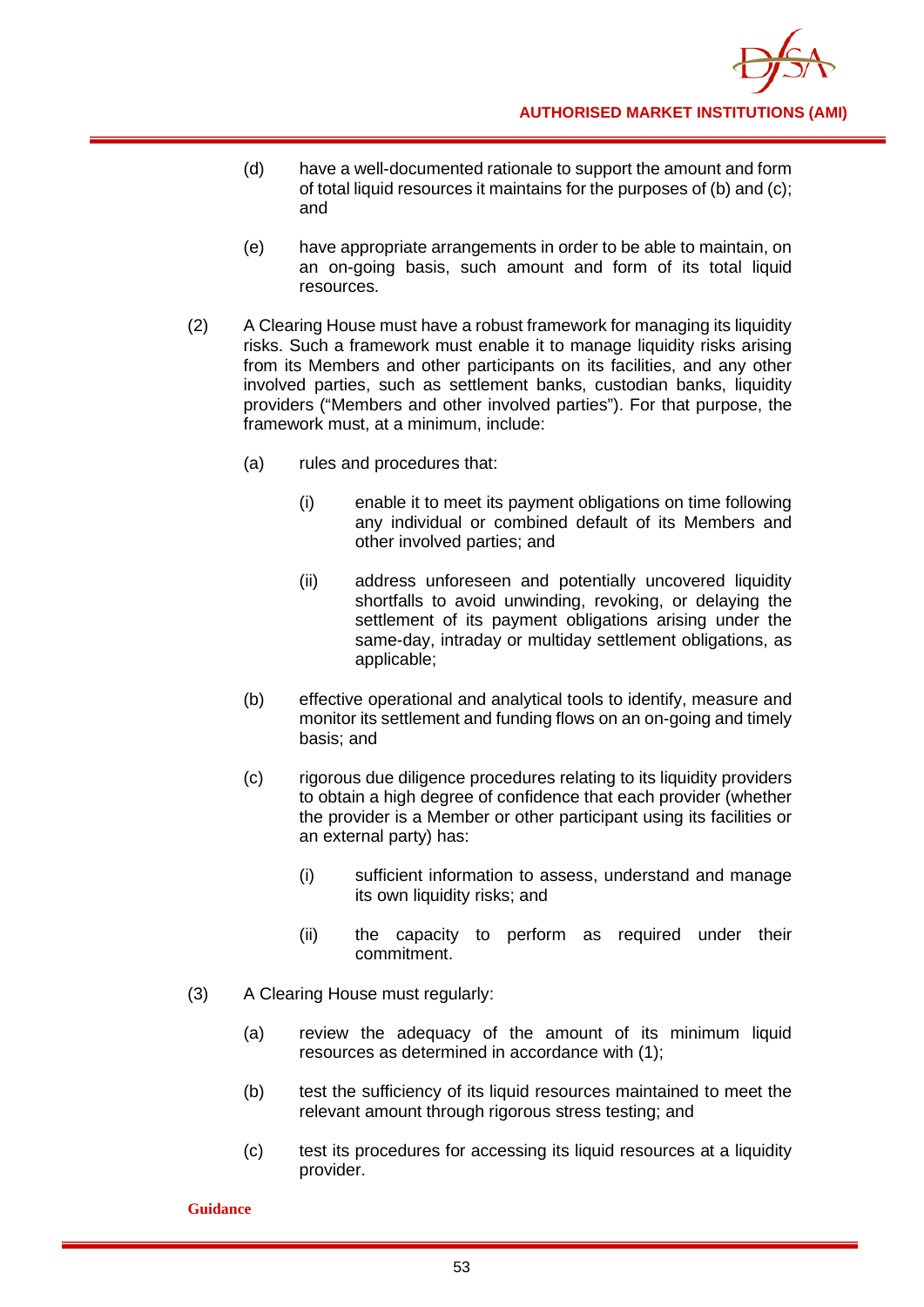(d) have a well-documented rationale to support the amount and form of total liquid resources it maintains for the purposes of (b) and (c); and

(e) have appropriate arrangements in order to be able to maintain, on an on-going basis, such amount and form of its total liquid resources.

(2) A Clearing House must have a robust framework for managing its liquidity risks. Such a framework must enable it to manage liquidity risks arising from its Members and other participants on its facilities, and any other involved parties, such as settlement banks, custodian banks, liquidity providers ("Members and other involved parties"). For that purpose, the framework must, at a minimum, include:

(a) rules and procedures that:

(i) enable it to meet its payment obligations on time following any individual or combined default of its Members and other involved parties; and

(ii) address unforeseen and potentially uncovered liquidity shortfalls to avoid unwinding, revoking, or delaying the settlement of its payment obligations arising under the same-day, intraday or multiday settlement obligations, as applicable;

(b) effective operational and analytical tools to identify, measure and monitor its settlement and funding flows on an on-going and timely basis; and

(c) rigorous due diligence procedures relating to its liquidity providers to obtain a high degree of confidence that each provider (whether the provider is a Member or other participant using its facilities or an external party) has:

(i) sufficient information to assess, understand and manage its own liquidity risks; and

(ii) the capacity to perform as required under their commitment.

(3) A Clearing House must regularly:

(a) review the adequacy of the amount of its minimum liquid resources as determined in accordance with (1);

(b) test the sufficiency of its liquid resources maintained to meet the relevant amount through rigorous stress testing; and

(c) test its procedures for accessing its liquid resources at a liquidity provider.

**Guidance**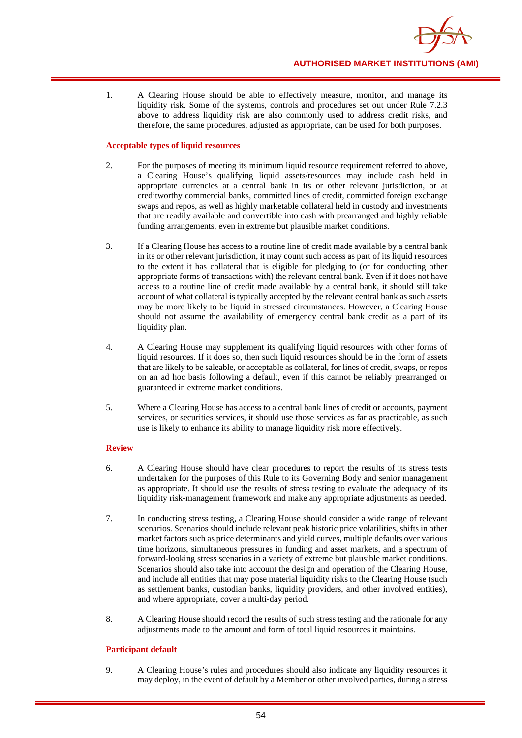1. A Clearing House should be able to effectively measure, monitor, and manage its liquidity risk. Some of the systems, controls and procedures set out under Rule 7.2.3 above to address liquidity risk are also commonly used to address credit risks, and therefore, the same procedures, adjusted as appropriate, can be used for both purposes.

**Acceptable types of liquid resources**

2. For the purposes of meeting its minimum liquid resource requirement referred to above, a Clearing House's qualifying liquid assets/resources may include cash held in appropriate currencies at a central bank in its or other relevant jurisdiction, or at creditworthy commercial banks, committed lines of credit, committed foreign exchange swaps and repos, as well as highly marketable collateral held in custody and investments that are readily available and convertible into cash with prearranged and highly reliable funding arrangements, even in extreme but plausible market conditions.

3. If a Clearing House has access to a routine line of credit made available by a central bank in its or other relevant jurisdiction, it may count such access as part of its liquid resources to the extent it has collateral that is eligible for pledging to (or for conducting other appropriate forms of transactions with) the relevant central bank. Even if it does not have access to a routine line of credit made available by a central bank, it should still take account of what collateral is typically accepted by the relevant central bank as such assets may be more likely to be liquid in stressed circumstances. However, a Clearing House should not assume the availability of emergency central bank credit as a part of its liquidity plan.

4. A Clearing House may supplement its qualifying liquid resources with other forms of liquid resources. If it does so, then such liquid resources should be in the form of assets that are likely to be saleable, or acceptable as collateral, for lines of credit, swaps, or repos on an ad hoc basis following a default, even if this cannot be reliably prearranged or guaranteed in extreme market conditions.

5. Where a Clearing House has access to a central bank lines of credit or accounts, payment services, or securities services, it should use those services as far as practicable, as such use is likely to enhance its ability to manage liquidity risk more effectively.

**Review**

6. A Clearing House should have clear procedures to report the results of its stress tests undertaken for the purposes of this Rule to its Governing Body and senior management as appropriate. It should use the results of stress testing to evaluate the adequacy of its liquidity risk-management framework and make any appropriate adjustments as needed.

7. In conducting stress testing, a Clearing House should consider a wide range of relevant scenarios. Scenarios should include relevant peak historic price volatilities, shifts in other market factors such as price determinants and yield curves, multiple defaults over various time horizons, simultaneous pressures in funding and asset markets, and a spectrum of forward-looking stress scenarios in a variety of extreme but plausible market conditions. Scenarios should also take into account the design and operation of the Clearing House, and include all entities that may pose material liquidity risks to the Clearing House (such as settlement banks, custodian banks, liquidity providers, and other involved entities), and where appropriate, cover a multi-day period.

8. A Clearing House should record the results of such stress testing and the rationale for any adjustments made to the amount and form of total liquid resources it maintains.

**Participant default**

9. A Clearing House's rules and procedures should also indicate any liquidity resources it may deploy, in the event of default by a Member or other involved parties, during a stress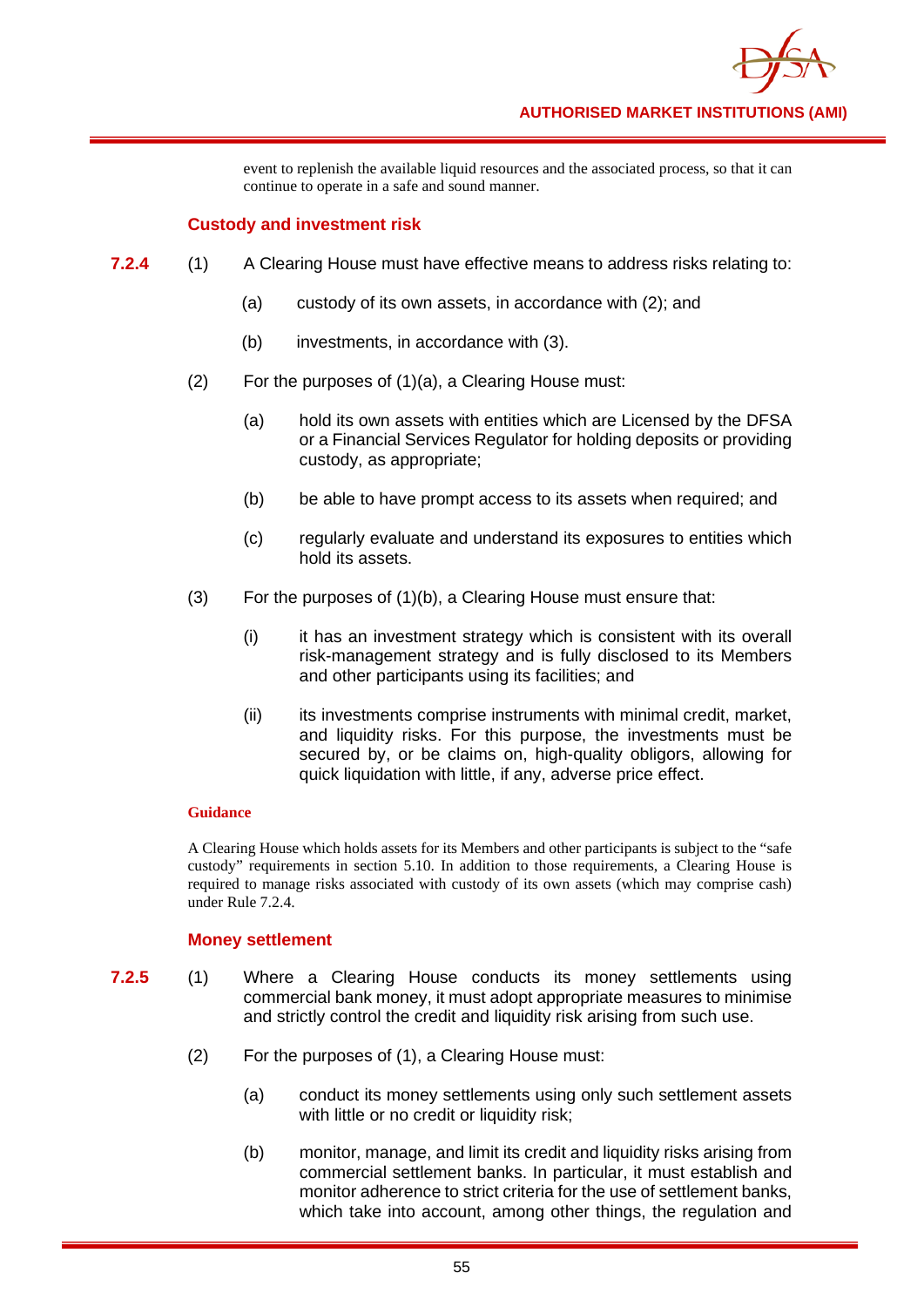event to replenish the available liquid resources and the associated process, so that it can continue to operate in a safe and sound manner.

### Custody and investment risk

**7.2.4** (1) A Clearing House must have effective means to address risks relating to:

(a) custody of its own assets, in accordance with (2); and

(b) investments, in accordance with (3).

(2) For the purposes of (1)(a), a Clearing House must:

(a) hold its own assets with entities which are Licensed by the DFSA or a Financial Services Regulator for holding deposits or providing custody, as appropriate;

(b) be able to have prompt access to its assets when required; and

(c) regularly evaluate and understand its exposures to entities which hold its assets.

(3) For the purposes of (1)(b), a Clearing House must ensure that:

(i) it has an investment strategy which is consistent with its overall risk-management strategy and is fully disclosed to its Members and other participants using its facilities; and

(ii) its investments comprise instruments with minimal credit, market, and liquidity risks. For this purpose, the investments must be secured by, or be claims on, high-quality obligors, allowing for quick liquidation with little, if any, adverse price effect.

**Guidance**

A Clearing House which holds assets for its Members and other participants is subject to the "safe custody" requirements in section 5.10. In addition to those requirements, a Clearing House is required to manage risks associated with custody of its own assets (which may comprise cash) under Rule 7.2.4.

### Money settlement

**7.2.5** (1) Where a Clearing House conducts its money settlements using commercial bank money, it must adopt appropriate measures to minimise and strictly control the credit and liquidity risk arising from such use.

(2) For the purposes of (1), a Clearing House must:

(a) conduct its money settlements using only such settlement assets with little or no credit or liquidity risk;

(b) monitor, manage, and limit its credit and liquidity risks arising from commercial settlement banks. In particular, it must establish and monitor adherence to strict criteria for the use of settlement banks, which take into account, among other things, the regulation and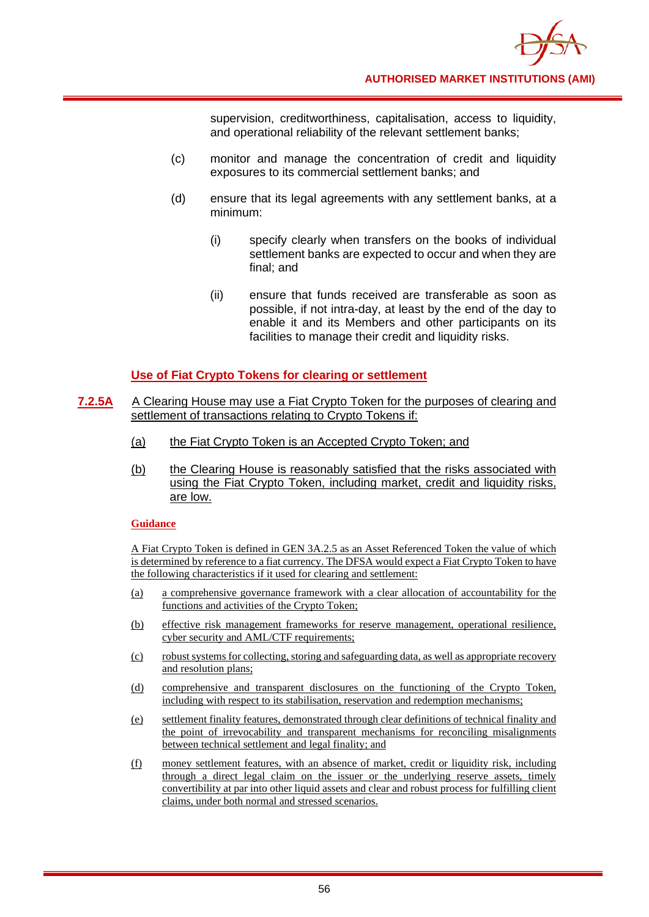supervision, creditworthiness, capitalisation, access to liquidity, and operational reliability of the relevant settlement banks;

(c) monitor and manage the concentration of credit and liquidity exposures to its commercial settlement banks; and

(d) ensure that its legal agreements with any settlement banks, at a minimum:

   (i) specify clearly when transfers on the books of individual settlement banks are expected to occur and when they are final; and

   (ii) ensure that funds received are transferable as soon as possible, if not intra-day, at least by the end of the day to enable it and its Members and other participants on its facilities to manage their credit and liquidity risks.

### Use of Fiat Crypto Tokens for clearing or settlement

**7.2.5A** A Clearing House may use a Fiat Crypto Token for the purposes of clearing and settlement of transactions relating to Crypto Tokens if:

(a) the Fiat Crypto Token is an Accepted Crypto Token; and

(b) the Clearing House is reasonably satisfied that the risks associated with using the Fiat Crypto Token, including market, credit and liquidity risks, are low.

**Guidance**

A Fiat Crypto Token is defined in GEN 3A.2.5 as an Asset Referenced Token the value of which is determined by reference to a fiat currency. The DFSA would expect a Fiat Crypto Token to have the following characteristics if it used for clearing and settlement:

(a) a comprehensive governance framework with a clear allocation of accountability for the functions and activities of the Crypto Token;

(b) effective risk management frameworks for reserve management, operational resilience, cyber security and AML/CTF requirements;

(c) robust systems for collecting, storing and safeguarding data, as well as appropriate recovery and resolution plans;

(d) comprehensive and transparent disclosures on the functioning of the Crypto Token, including with respect to its stabilisation, reservation and redemption mechanisms;

(e) settlement finality features, demonstrated through clear definitions of technical finality and the point of irrevocability and transparent mechanisms for reconciling misalignments between technical settlement and legal finality; and

(f) money settlement features, with an absence of market, credit or liquidity risk, including through a direct legal claim on the issuer or the underlying reserve assets, timely convertibility at par into other liquid assets and clear and robust process for fulfilling client claims, under both normal and stressed scenarios.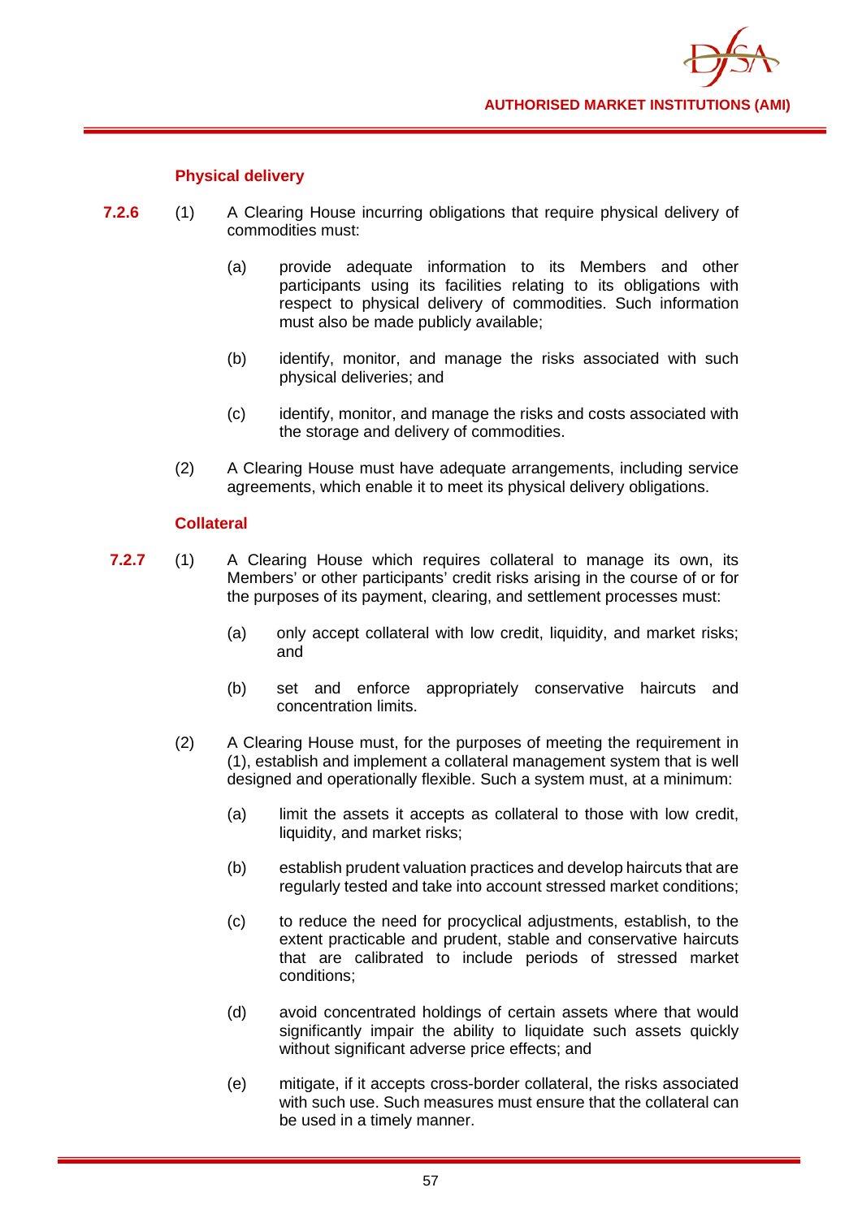### Physical delivery

**7.2.6** (1) A Clearing House incurring obligations that require physical delivery of commodities must:

(a) provide adequate information to its Members and other participants using its facilities relating to its obligations with respect to physical delivery of commodities. Such information must also be made publicly available;

(b) identify, monitor, and manage the risks associated with such physical deliveries; and

(c) identify, monitor, and manage the risks and costs associated with the storage and delivery of commodities.

(2) A Clearing House must have adequate arrangements, including service agreements, which enable it to meet its physical delivery obligations.

### Collateral

**7.2.7** (1) A Clearing House which requires collateral to manage its own, its Members' or other participants' credit risks arising in the course of or for the purposes of its payment, clearing, and settlement processes must:

(a) only accept collateral with low credit, liquidity, and market risks; and

(b) set and enforce appropriately conservative haircuts and concentration limits.

(2) A Clearing House must, for the purposes of meeting the requirement in (1), establish and implement a collateral management system that is well designed and operationally flexible. Such a system must, at a minimum:

(a) limit the assets it accepts as collateral to those with low credit, liquidity, and market risks;

(b) establish prudent valuation practices and develop haircuts that are regularly tested and take into account stressed market conditions;

(c) to reduce the need for procyclical adjustments, establish, to the extent practicable and prudent, stable and conservative haircuts that are calibrated to include periods of stressed market conditions;

(d) avoid concentrated holdings of certain assets where that would significantly impair the ability to liquidate such assets quickly without significant adverse price effects; and

(e) mitigate, if it accepts cross-border collateral, the risks associated with such use. Such measures must ensure that the collateral can be used in a timely manner.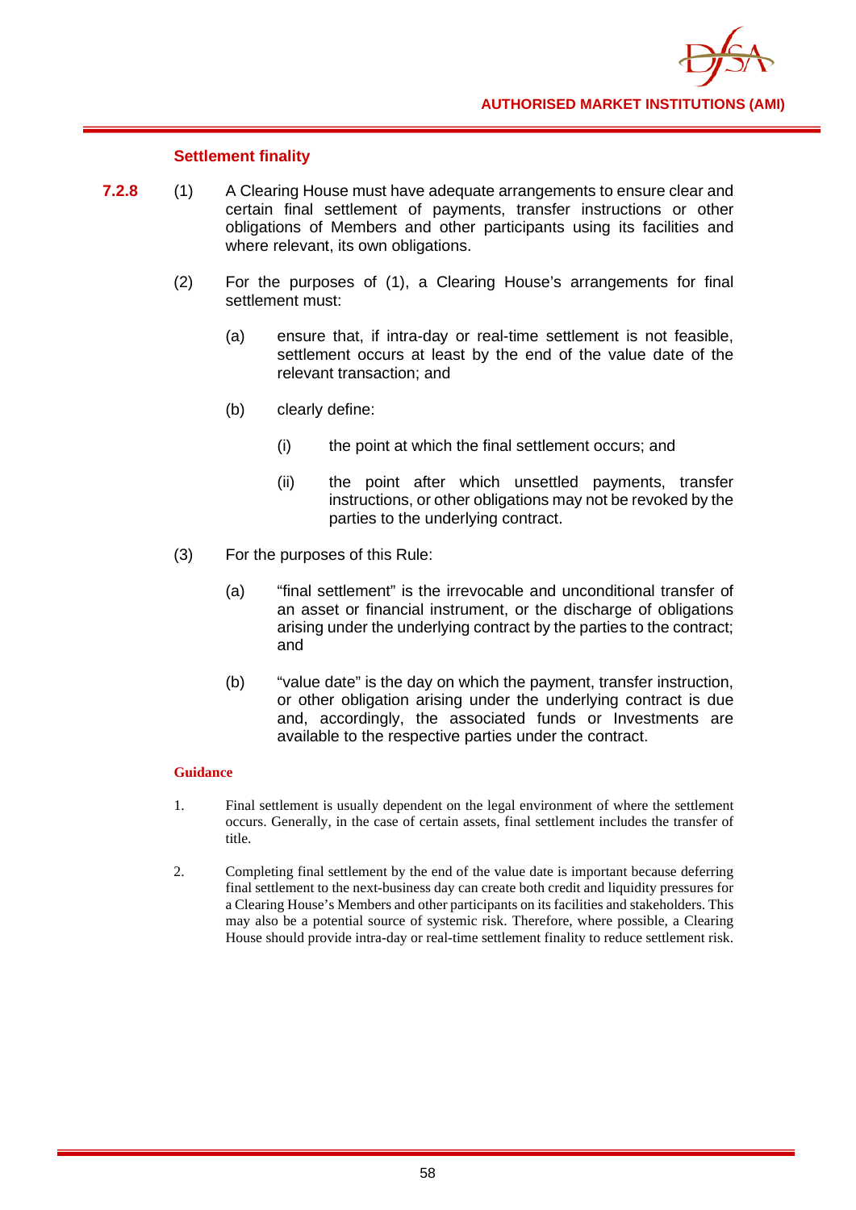#### Settlement finality

**7.2.8** (1) A Clearing House must have adequate arrangements to ensure clear and certain final settlement of payments, transfer instructions or other obligations of Members and other participants using its facilities and where relevant, its own obligations.

(2) For the purposes of (1), a Clearing House's arrangements for final settlement must:

(a) ensure that, if intra-day or real-time settlement is not feasible, settlement occurs at least by the end of the value date of the relevant transaction; and

(b) clearly define:

(i) the point at which the final settlement occurs; and

(ii) the point after which unsettled payments, transfer instructions, or other obligations may not be revoked by the parties to the underlying contract.

(3) For the purposes of this Rule:

(a) "final settlement" is the irrevocable and unconditional transfer of an asset or financial instrument, or the discharge of obligations arising under the underlying contract by the parties to the contract; and

(b) "value date" is the day on which the payment, transfer instruction, or other obligation arising under the underlying contract is due and, accordingly, the associated funds or Investments are available to the respective parties under the contract.

**Guidance**

1. Final settlement is usually dependent on the legal environment of where the settlement occurs. Generally, in the case of certain assets, final settlement includes the transfer of title.

2. Completing final settlement by the end of the value date is important because deferring final settlement to the next-business day can create both credit and liquidity pressures for a Clearing House's Members and other participants on its facilities and stakeholders. This may also be a potential source of systemic risk. Therefore, where possible, a Clearing House should provide intra-day or real-time settlement finality to reduce settlement risk.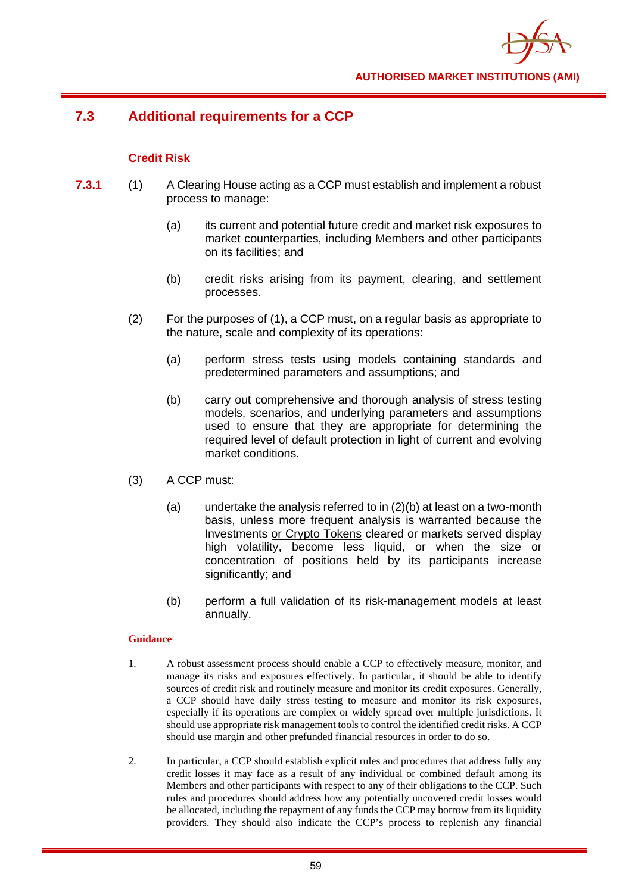## 7.3 Additional requirements for a CCP

### Credit Risk

**7.3.1** (1) A Clearing House acting as a CCP must establish and implement a robust process to manage:

(a) its current and potential future credit and market risk exposures to market counterparties, including Members and other participants on its facilities; and

(b) credit risks arising from its payment, clearing, and settlement processes.

(2) For the purposes of (1), a CCP must, on a regular basis as appropriate to the nature, scale and complexity of its operations:

(a) perform stress tests using models containing standards and predetermined parameters and assumptions; and

(b) carry out comprehensive and thorough analysis of stress testing models, scenarios, and underlying parameters and assumptions used to ensure that they are appropriate for determining the required level of default protection in light of current and evolving market conditions.

(3) A CCP must:

(a) undertake the analysis referred to in (2)(b) at least on a two-month basis, unless more frequent analysis is warranted because the Investments or Crypto Tokens cleared or markets served display high volatility, become less liquid, or when the size or concentration of positions held by its participants increase significantly; and

(b) perform a full validation of its risk-management models at least annually.

**Guidance**

1. A robust assessment process should enable a CCP to effectively measure, monitor, and manage its risks and exposures effectively. In particular, it should be able to identify sources of credit risk and routinely measure and monitor its credit exposures. Generally, a CCP should have daily stress testing to measure and monitor its risk exposures, especially if its operations are complex or widely spread over multiple jurisdictions. It should use appropriate risk management tools to control the identified credit risks. A CCP should use margin and other prefunded financial resources in order to do so.

2. In particular, a CCP should establish explicit rules and procedures that address fully any credit losses it may face as a result of any individual or combined default among its Members and other participants with respect to any of their obligations to the CCP. Such rules and procedures should address how any potentially uncovered credit losses would be allocated, including the repayment of any funds the CCP may borrow from its liquidity providers. They should also indicate the CCP's process to replenish any financial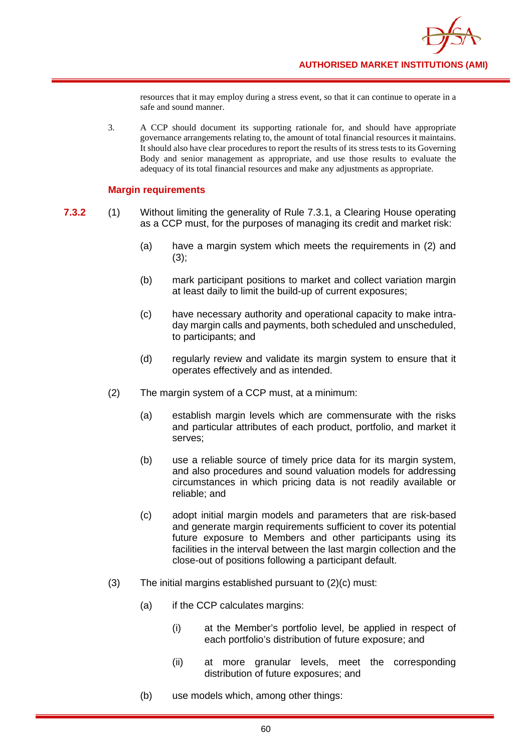resources that it may employ during a stress event, so that it can continue to operate in a safe and sound manner.

3. A CCP should document its supporting rationale for, and should have appropriate governance arrangements relating to, the amount of total financial resources it maintains. It should also have clear procedures to report the results of its stress tests to its Governing Body and senior management as appropriate, and use those results to evaluate the adequacy of its total financial resources and make any adjustments as appropriate.

### Margin requirements

**7.3.2** (1) Without limiting the generality of Rule 7.3.1, a Clearing House operating as a CCP must, for the purposes of managing its credit and market risk:

(a) have a margin system which meets the requirements in (2) and (3);

(b) mark participant positions to market and collect variation margin at least daily to limit the build-up of current exposures;

(c) have necessary authority and operational capacity to make intra-day margin calls and payments, both scheduled and unscheduled, to participants; and

(d) regularly review and validate its margin system to ensure that it operates effectively and as intended.

(2) The margin system of a CCP must, at a minimum:

(a) establish margin levels which are commensurate with the risks and particular attributes of each product, portfolio, and market it serves;

(b) use a reliable source of timely price data for its margin system, and also procedures and sound valuation models for addressing circumstances in which pricing data is not readily available or reliable; and

(c) adopt initial margin models and parameters that are risk-based and generate margin requirements sufficient to cover its potential future exposure to Members and other participants using its facilities in the interval between the last margin collection and the close-out of positions following a participant default.

(3) The initial margins established pursuant to (2)(c) must:

(a) if the CCP calculates margins:

(i) at the Member's portfolio level, be applied in respect of each portfolio's distribution of future exposure; and

(ii) at more granular levels, meet the corresponding distribution of future exposures; and

(b) use models which, among other things: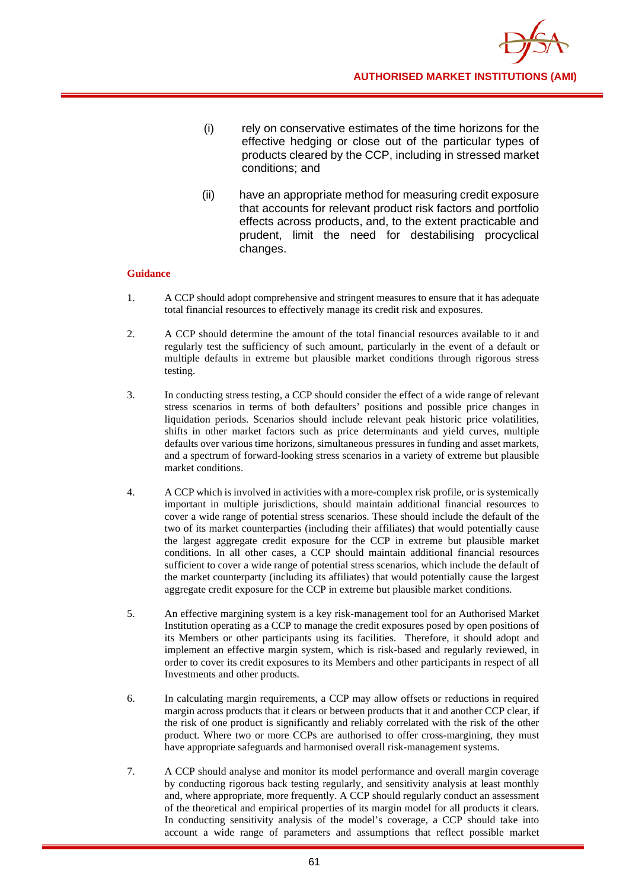(i) rely on conservative estimates of the time horizons for the effective hedging or close out of the particular types of products cleared by the CCP, including in stressed market conditions; and

(ii) have an appropriate method for measuring credit exposure that accounts for relevant product risk factors and portfolio effects across products, and, to the extent practicable and prudent, limit the need for destabilising procyclical changes.

**Guidance**

1. A CCP should adopt comprehensive and stringent measures to ensure that it has adequate total financial resources to effectively manage its credit risk and exposures.

2. A CCP should determine the amount of the total financial resources available to it and regularly test the sufficiency of such amount, particularly in the event of a default or multiple defaults in extreme but plausible market conditions through rigorous stress testing.

3. In conducting stress testing, a CCP should consider the effect of a wide range of relevant stress scenarios in terms of both defaulters' positions and possible price changes in liquidation periods. Scenarios should include relevant peak historic price volatilities, shifts in other market factors such as price determinants and yield curves, multiple defaults over various time horizons, simultaneous pressures in funding and asset markets, and a spectrum of forward-looking stress scenarios in a variety of extreme but plausible market conditions.

4. A CCP which is involved in activities with a more-complex risk profile, or is systemically important in multiple jurisdictions, should maintain additional financial resources to cover a wide range of potential stress scenarios. These should include the default of the two of its market counterparties (including their affiliates) that would potentially cause the largest aggregate credit exposure for the CCP in extreme but plausible market conditions. In all other cases, a CCP should maintain additional financial resources sufficient to cover a wide range of potential stress scenarios, which include the default of the market counterparty (including its affiliates) that would potentially cause the largest aggregate credit exposure for the CCP in extreme but plausible market conditions.

5. An effective margining system is a key risk-management tool for an Authorised Market Institution operating as a CCP to manage the credit exposures posed by open positions of its Members or other participants using its facilities. Therefore, it should adopt and implement an effective margin system, which is risk-based and regularly reviewed, in order to cover its credit exposures to its Members and other participants in respect of all Investments and other products.

6. In calculating margin requirements, a CCP may allow offsets or reductions in required margin across products that it clears or between products that it and another CCP clear, if the risk of one product is significantly and reliably correlated with the risk of the other product. Where two or more CCPs are authorised to offer cross-margining, they must have appropriate safeguards and harmonised overall risk-management systems.

7. A CCP should analyse and monitor its model performance and overall margin coverage by conducting rigorous back testing regularly, and sensitivity analysis at least monthly and, where appropriate, more frequently. A CCP should regularly conduct an assessment of the theoretical and empirical properties of its margin model for all products it clears. In conducting sensitivity analysis of the model's coverage, a CCP should take into account a wide range of parameters and assumptions that reflect possible market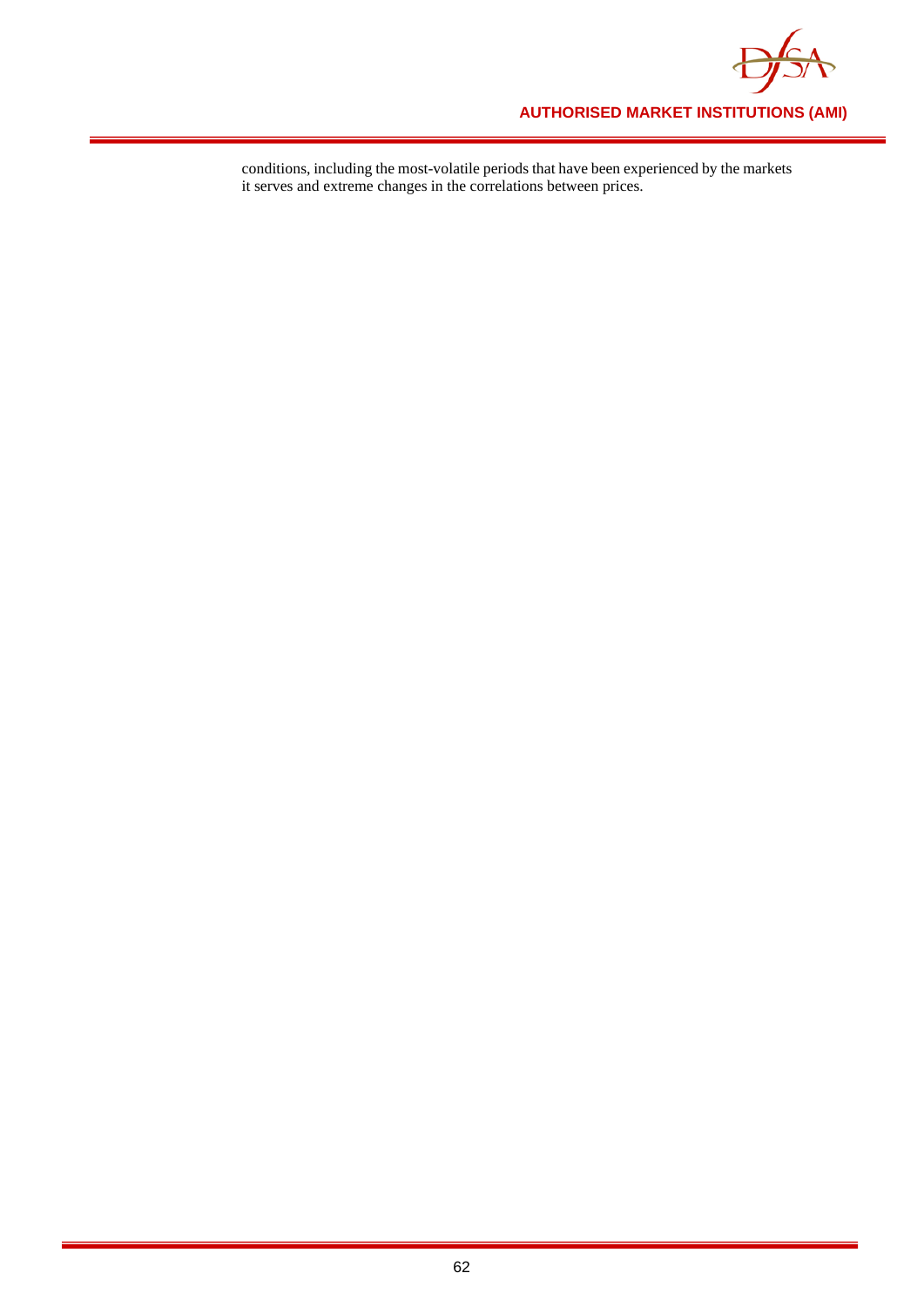conditions, including the most-volatile periods that have been experienced by the markets it serves and extreme changes in the correlations between prices.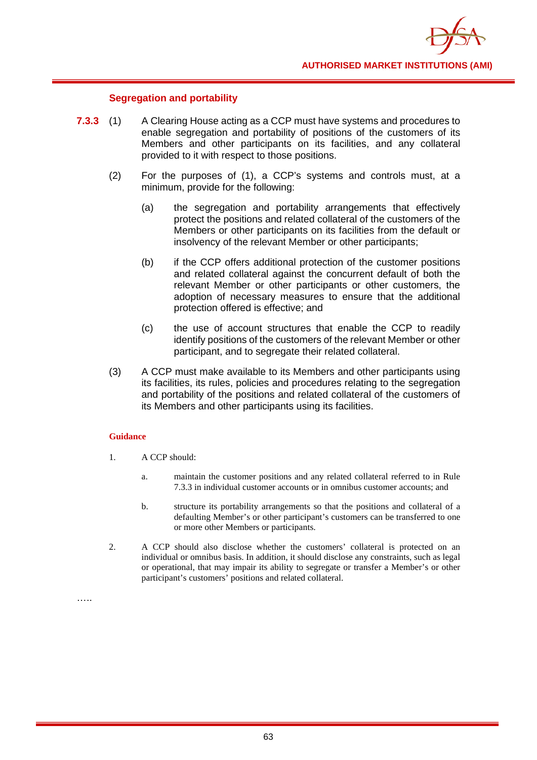### Segregation and portability

**7.3.3** (1) A Clearing House acting as a CCP must have systems and procedures to enable segregation and portability of positions of the customers of its Members and other participants on its facilities, and any collateral provided to it with respect to those positions.

(2) For the purposes of (1), a CCP's systems and controls must, at a minimum, provide for the following:

(a) the segregation and portability arrangements that effectively protect the positions and related collateral of the customers of the Members or other participants on its facilities from the default or insolvency of the relevant Member or other participants;

(b) if the CCP offers additional protection of the customer positions and related collateral against the concurrent default of both the relevant Member or other participants or other customers, the adoption of necessary measures to ensure that the additional protection offered is effective; and

(c) the use of account structures that enable the CCP to readily identify positions of the customers of the relevant Member or other participant, and to segregate their related collateral.

(3) A CCP must make available to its Members and other participants using its facilities, its rules, policies and procedures relating to the segregation and portability of the positions and related collateral of the customers of its Members and other participants using its facilities.

**Guidance**

1. A CCP should:

   a. maintain the customer positions and any related collateral referred to in Rule 7.3.3 in individual customer accounts or in omnibus customer accounts; and

   b. structure its portability arrangements so that the positions and collateral of a defaulting Member's or other participant's customers can be transferred to one or more other Members or participants.

2. A CCP should also disclose whether the customers' collateral is protected on an individual or omnibus basis. In addition, it should disclose any constraints, such as legal or operational, that may impair its ability to segregate or transfer a Member's or other participant's customers' positions and related collateral.

…..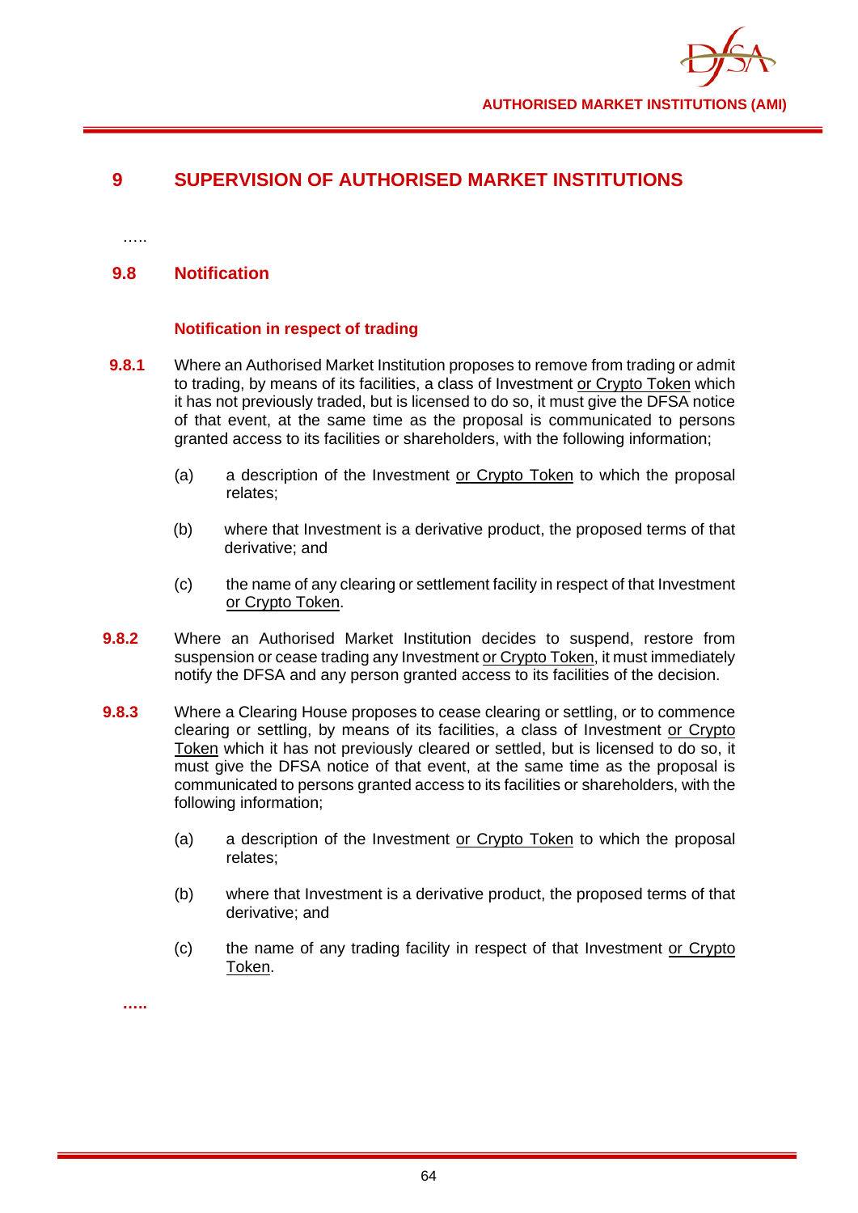# 9 SUPERVISION OF AUTHORISED MARKET INSTITUTIONS

…..

## 9.8 Notification

### Notification in respect of trading

**9.8.1** Where an Authorised Market Institution proposes to remove from trading or admit to trading, by means of its facilities, a class of Investment <u>or Crypto Token</u> which it has not previously traded, but is licensed to do so, it must give the DFSA notice of that event, at the same time as the proposal is communicated to persons granted access to its facilities or shareholders, with the following information;

(a) a description of the Investment <u>or Crypto Token</u> to which the proposal relates;

(b) where that Investment is a derivative product, the proposed terms of that derivative; and

(c) the name of any clearing or settlement facility in respect of that Investment <u>or Crypto Token</u>.

**9.8.2** Where an Authorised Market Institution decides to suspend, restore from suspension or cease trading any Investment <u>or Crypto Token</u>, it must immediately notify the DFSA and any person granted access to its facilities of the decision.

**9.8.3** Where a Clearing House proposes to cease clearing or settling, or to commence clearing or settling, by means of its facilities, a class of Investment <u>or Crypto Token</u> which it has not previously cleared or settled, but is licensed to do so, it must give the DFSA notice of that event, at the same time as the proposal is communicated to persons granted access to its facilities or shareholders, with the following information;

(a) a description of the Investment <u>or Crypto Token</u> to which the proposal relates;

(b) where that Investment is a derivative product, the proposed terms of that derivative; and

(c) the name of any trading facility in respect of that Investment <u>or Crypto Token</u>.

**…..**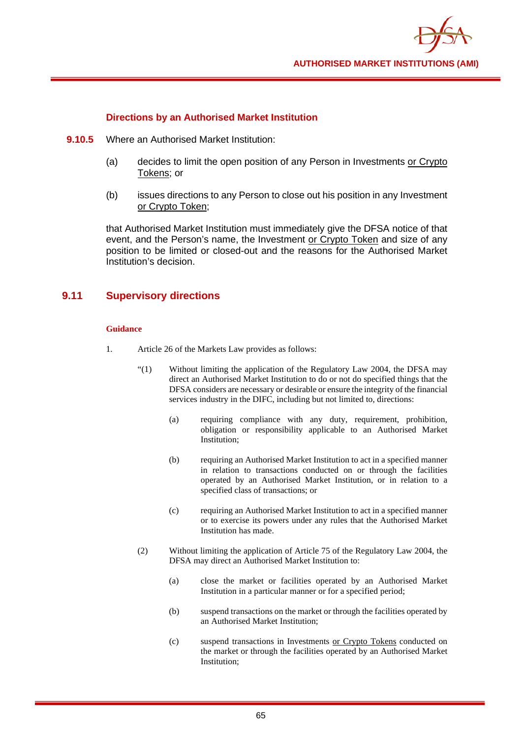### Directions by an Authorised Market Institution

**9.10.5** Where an Authorised Market Institution:

(a) decides to limit the open position of any Person in Investments or Crypto Tokens; or

(b) issues directions to any Person to close out his position in any Investment or Crypto Token;

that Authorised Market Institution must immediately give the DFSA notice of that event, and the Person's name, the Investment or Crypto Token and size of any position to be limited or closed-out and the reasons for the Authorised Market Institution's decision.

## 9.11 Supervisory directions

**Guidance**

1. Article 26 of the Markets Law provides as follows:

"(1) Without limiting the application of the Regulatory Law 2004, the DFSA may direct an Authorised Market Institution to do or not do specified things that the DFSA considers are necessary or desirable or ensure the integrity of the financial services industry in the DIFC, including but not limited to, directions:

(a) requiring compliance with any duty, requirement, prohibition, obligation or responsibility applicable to an Authorised Market Institution;

(b) requiring an Authorised Market Institution to act in a specified manner in relation to transactions conducted on or through the facilities operated by an Authorised Market Institution, or in relation to a specified class of transactions; or

(c) requiring an Authorised Market Institution to act in a specified manner or to exercise its powers under any rules that the Authorised Market Institution has made.

(2) Without limiting the application of Article 75 of the Regulatory Law 2004, the DFSA may direct an Authorised Market Institution to:

(a) close the market or facilities operated by an Authorised Market Institution in a particular manner or for a specified period;

(b) suspend transactions on the market or through the facilities operated by an Authorised Market Institution;

(c) suspend transactions in Investments or Crypto Tokens conducted on the market or through the facilities operated by an Authorised Market Institution;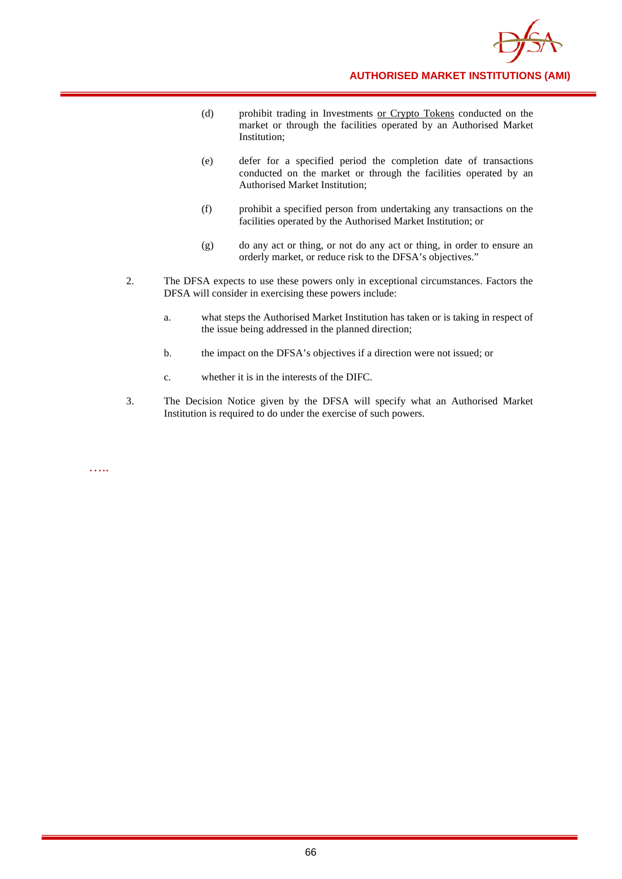(d) prohibit trading in Investments <u>or Crypto Tokens</u> conducted on the market or through the facilities operated by an Authorised Market Institution;

(e) defer for a specified period the completion date of transactions conducted on the market or through the facilities operated by an Authorised Market Institution;

(f) prohibit a specified person from undertaking any transactions on the facilities operated by the Authorised Market Institution; or

(g) do any act or thing, or not do any act or thing, in order to ensure an orderly market, or reduce risk to the DFSA's objectives."

2. The DFSA expects to use these powers only in exceptional circumstances. Factors the DFSA will consider in exercising these powers include:

   a. what steps the Authorised Market Institution has taken or is taking in respect of the issue being addressed in the planned direction;

   b. the impact on the DFSA's objectives if a direction were not issued; or

   c. whether it is in the interests of the DIFC.

3. The Decision Notice given by the DFSA will specify what an Authorised Market Institution is required to do under the exercise of such powers.

…..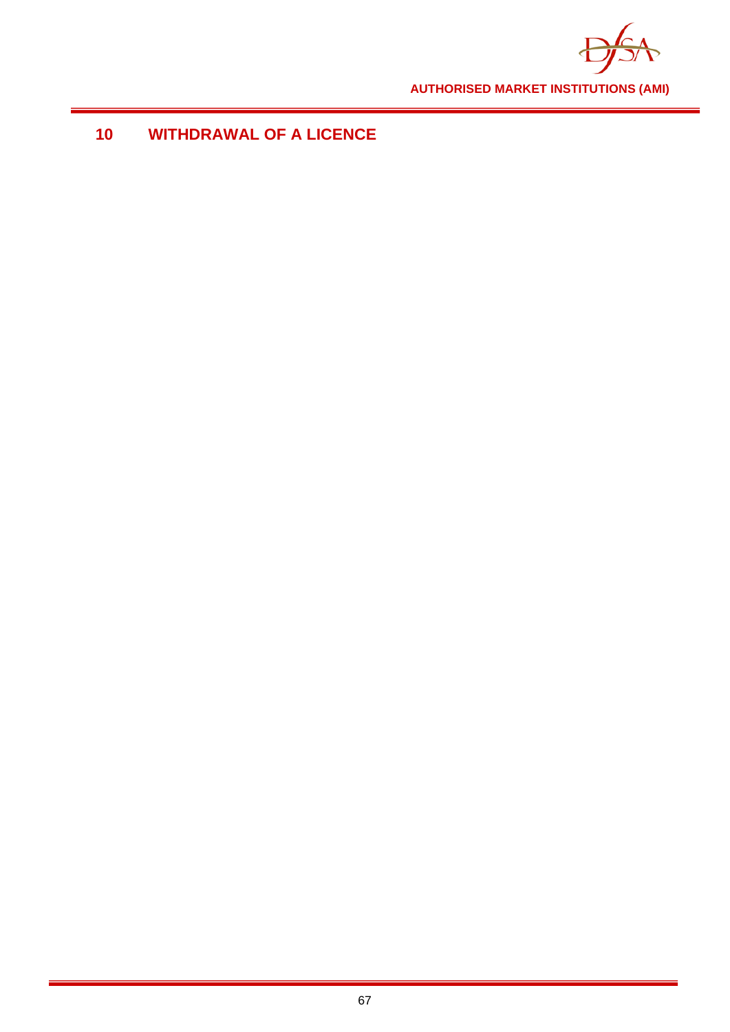# 10 WITHDRAWAL OF A LICENCE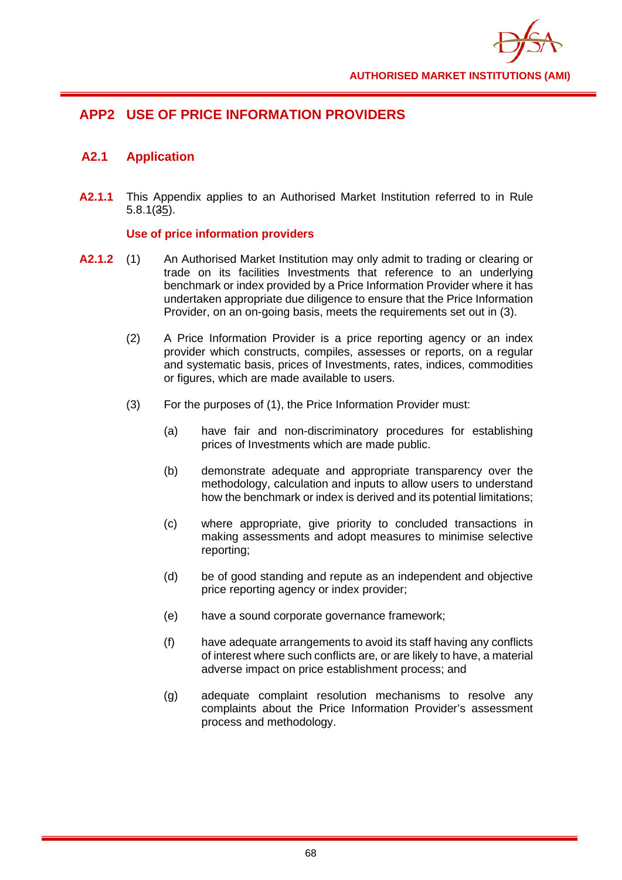## APP2 USE OF PRICE INFORMATION PROVIDERS

### A2.1 Application

**A2.1.1** This Appendix applies to an Authorised Market Institution referred to in Rule 5.8.1(35).

**Use of price information providers**

**A2.1.2** (1) An Authorised Market Institution may only admit to trading or clearing or trade on its facilities Investments that reference to an underlying benchmark or index provided by a Price Information Provider where it has undertaken appropriate due diligence to ensure that the Price Information Provider, on an on-going basis, meets the requirements set out in (3).

(2) A Price Information Provider is a price reporting agency or an index provider which constructs, compiles, assesses or reports, on a regular and systematic basis, prices of Investments, rates, indices, commodities or figures, which are made available to users.

(3) For the purposes of (1), the Price Information Provider must:

(a) have fair and non-discriminatory procedures for establishing prices of Investments which are made public.

(b) demonstrate adequate and appropriate transparency over the methodology, calculation and inputs to allow users to understand how the benchmark or index is derived and its potential limitations;

(c) where appropriate, give priority to concluded transactions in making assessments and adopt measures to minimise selective reporting;

(d) be of good standing and repute as an independent and objective price reporting agency or index provider;

(e) have a sound corporate governance framework;

(f) have adequate arrangements to avoid its staff having any conflicts of interest where such conflicts are, or are likely to have, a material adverse impact on price establishment process; and

(g) adequate complaint resolution mechanisms to resolve any complaints about the Price Information Provider's assessment process and methodology.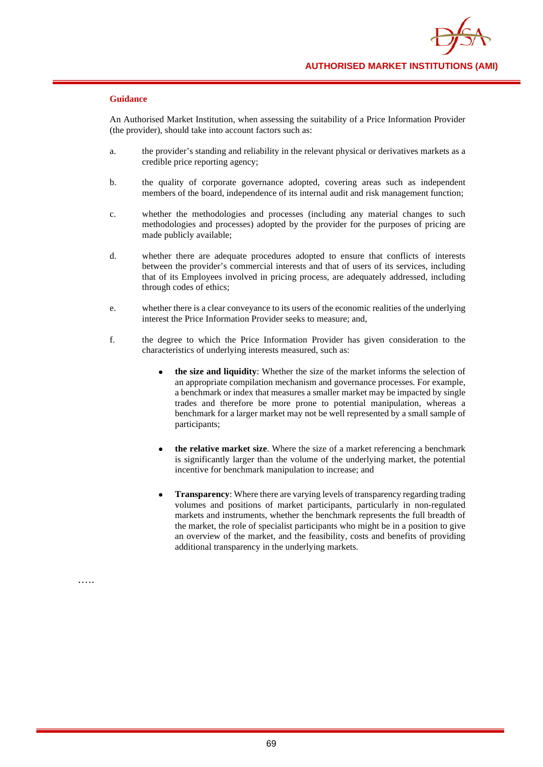**Guidance**

An Authorised Market Institution, when assessing the suitability of a Price Information Provider (the provider), should take into account factors such as:

a. the provider's standing and reliability in the relevant physical or derivatives markets as a credible price reporting agency;

b. the quality of corporate governance adopted, covering areas such as independent members of the board, independence of its internal audit and risk management function;

c. whether the methodologies and processes (including any material changes to such methodologies and processes) adopted by the provider for the purposes of pricing are made publicly available;

d. whether there are adequate procedures adopted to ensure that conflicts of interests between the provider's commercial interests and that of users of its services, including that of its Employees involved in pricing process, are adequately addressed, including through codes of ethics;

e. whether there is a clear conveyance to its users of the economic realities of the underlying interest the Price Information Provider seeks to measure; and,

f. the degree to which the Price Information Provider has given consideration to the characteristics of underlying interests measured, such as:

- **the size and liquidity**: Whether the size of the market informs the selection of an appropriate compilation mechanism and governance processes. For example, a benchmark or index that measures a smaller market may be impacted by single trades and therefore be more prone to potential manipulation, whereas a benchmark for a larger market may not be well represented by a small sample of participants;

- **the relative market size**. Where the size of a market referencing a benchmark is significantly larger than the volume of the underlying market, the potential incentive for benchmark manipulation to increase; and

- **Transparency**: Where there are varying levels of transparency regarding trading volumes and positions of market participants, particularly in non-regulated markets and instruments, whether the benchmark represents the full breadth of the market, the role of specialist participants who might be in a position to give an overview of the market, and the feasibility, costs and benefits of providing additional transparency in the underlying markets.

…..